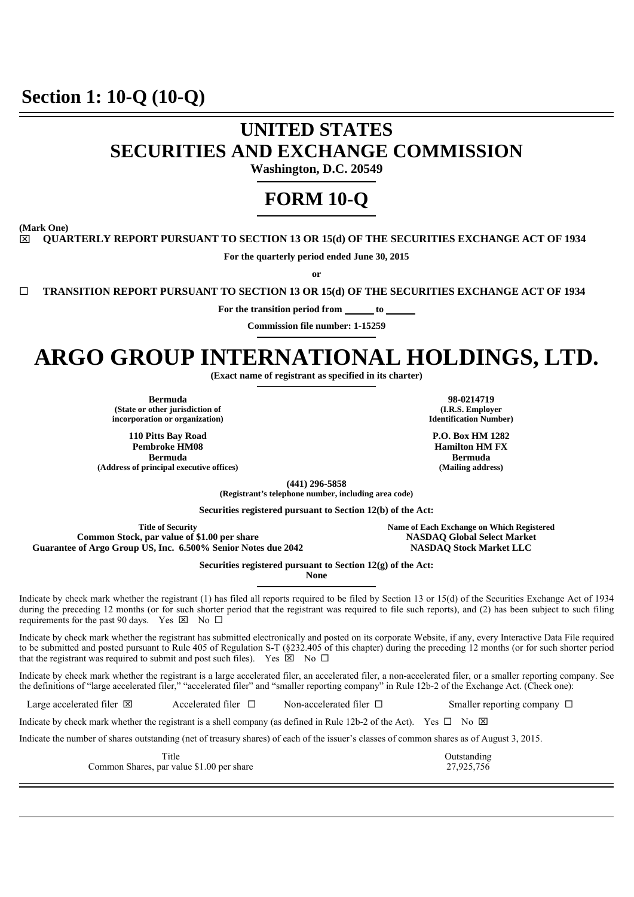# Section 1: 10-Q (10-Q)

# UNITED STATES
# SECURITIES AND EXCHANGE COMMISSION

**Washington, D.C. 20549**

# FORM 10-Q

**(Mark One)**

☒ **QUARTERLY REPORT PURSUANT TO SECTION 13 OR 15(d) OF THE SECURITIES EXCHANGE ACT OF 1934**

**For the quarterly period ended June 30, 2015**

**or**

☐ **TRANSITION REPORT PURSUANT TO SECTION 13 OR 15(d) OF THE SECURITIES EXCHANGE ACT OF 1934**

**For the transition period from \_\_\_\_\_\_ to \_\_\_\_\_\_**

**Commission file number: 1-15259**

# ARGO GROUP INTERNATIONAL HOLDINGS, LTD.

**(Exact name of registrant as specified in its charter)**

| | |
|---|---|
| **Bermuda**<br>**(State or other jurisdiction of incorporation or organization)** | **98-0214719**<br>**(I.R.S. Employer Identification Number)** |
| **110 Pitts Bay Road**<br>**Pembroke HM08**<br>**Bermuda**<br>**(Address of principal executive offices)** | **P.O. Box HM 1282**<br>**Hamilton HM FX**<br>**Bermuda**<br>**(Mailing address)** |

**(441) 296-5858**
**(Registrant's telephone number, including area code)**

**Securities registered pursuant to Section 12(b) of the Act:**

| Title of Security | Name of Each Exchange on Which Registered |
|---|---|
| **Common Stock, par value of $1.00 per share** | **NASDAQ Global Select Market** |
| **Guarantee of Argo Group US, Inc. 6.500% Senior Notes due 2042** | **NASDAQ Stock Market LLC** |

**Securities registered pursuant to Section 12(g) of the Act:**
**None**

Indicate by check mark whether the registrant (1) has filed all reports required to be filed by Section 13 or 15(d) of the Securities Exchange Act of 1934 during the preceding 12 months (or for such shorter period that the registrant was required to file such reports), and (2) has been subject to such filing requirements for the past 90 days. Yes ☒ No ☐

Indicate by check mark whether the registrant has submitted electronically and posted on its corporate Website, if any, every Interactive Data File required to be submitted and posted pursuant to Rule 405 of Regulation S-T (§232.405 of this chapter) during the preceding 12 months (or for such shorter period that the registrant was required to submit and post such files). Yes ☒ No ☐

Indicate by check mark whether the registrant is a large accelerated filer, an accelerated filer, a non-accelerated filer, or a smaller reporting company. See the definitions of "large accelerated filer," "accelerated filer" and "smaller reporting company" in Rule 12b-2 of the Exchange Act. (Check one):

Large accelerated filer ☒ Accelerated filer ☐ Non-accelerated filer ☐ Smaller reporting company ☐

Indicate by check mark whether the registrant is a shell company (as defined in Rule 12b-2 of the Act). Yes ☐ No ☒

Indicate the number of shares outstanding (net of treasury shares) of each of the issuer's classes of common shares as of August 3, 2015.

| Title | Outstanding |
|---|---|
| Common Shares, par value $1.00 per share | 27,925,756 |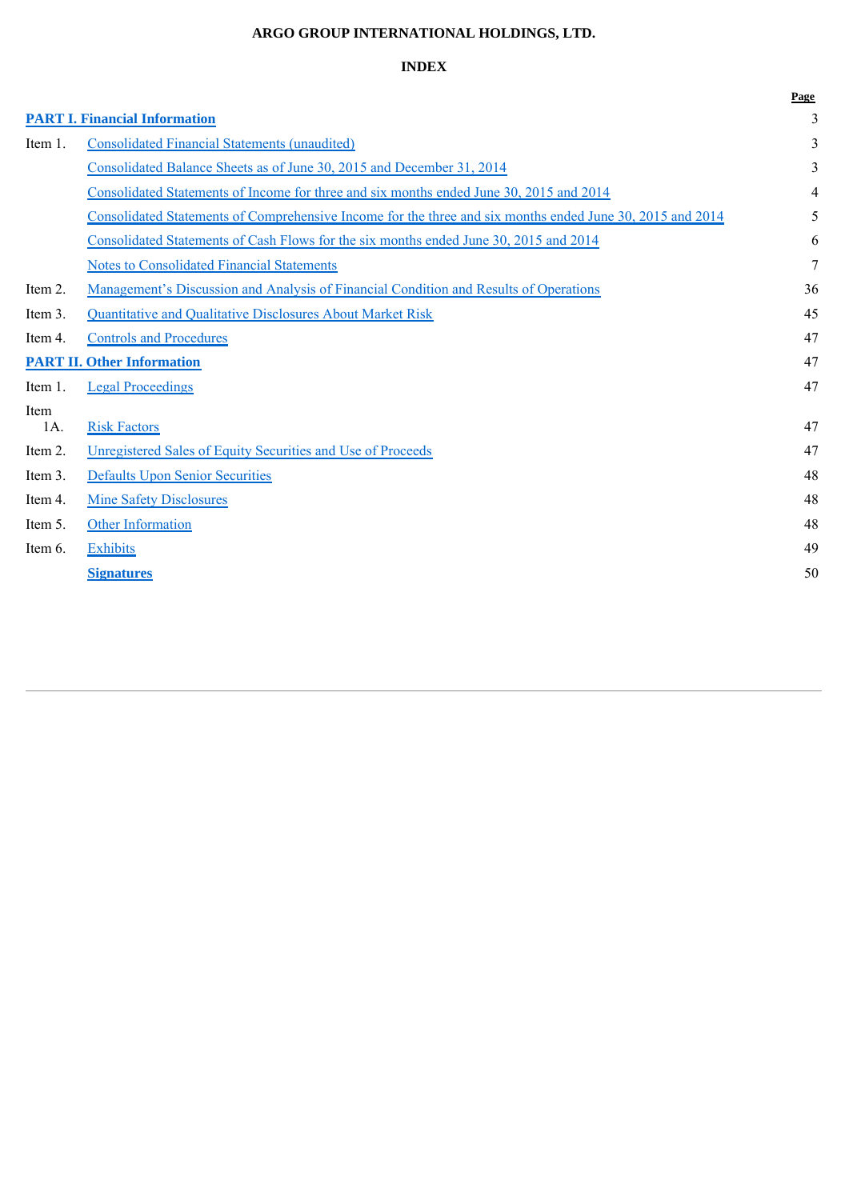**ARGO GROUP INTERNATIONAL HOLDINGS, LTD.**

**INDEX**

| | | Page |
|---|---|---|
| **PART I. Financial Information** | | 3 |
| Item 1. | Consolidated Financial Statements (unaudited) | 3 |
| | Consolidated Balance Sheets as of June 30, 2015 and December 31, 2014 | 3 |
| | Consolidated Statements of Income for three and six months ended June 30, 2015 and 2014 | 4 |
| | Consolidated Statements of Comprehensive Income for the three and six months ended June 30, 2015 and 2014 | 5 |
| | Consolidated Statements of Cash Flows for the six months ended June 30, 2015 and 2014 | 6 |
| | Notes to Consolidated Financial Statements | 7 |
| Item 2. | Management's Discussion and Analysis of Financial Condition and Results of Operations | 36 |
| Item 3. | Quantitative and Qualitative Disclosures About Market Risk | 45 |
| Item 4. | Controls and Procedures | 47 |
| **PART II. Other Information** | | 47 |
| Item 1. | Legal Proceedings | 47 |
| Item 1A. | Risk Factors | 47 |
| Item 2. | Unregistered Sales of Equity Securities and Use of Proceeds | 47 |
| Item 3. | Defaults Upon Senior Securities | 48 |
| Item 4. | Mine Safety Disclosures | 48 |
| Item 5. | Other Information | 48 |
| Item 6. | Exhibits | 49 |
| | **Signatures** | 50 |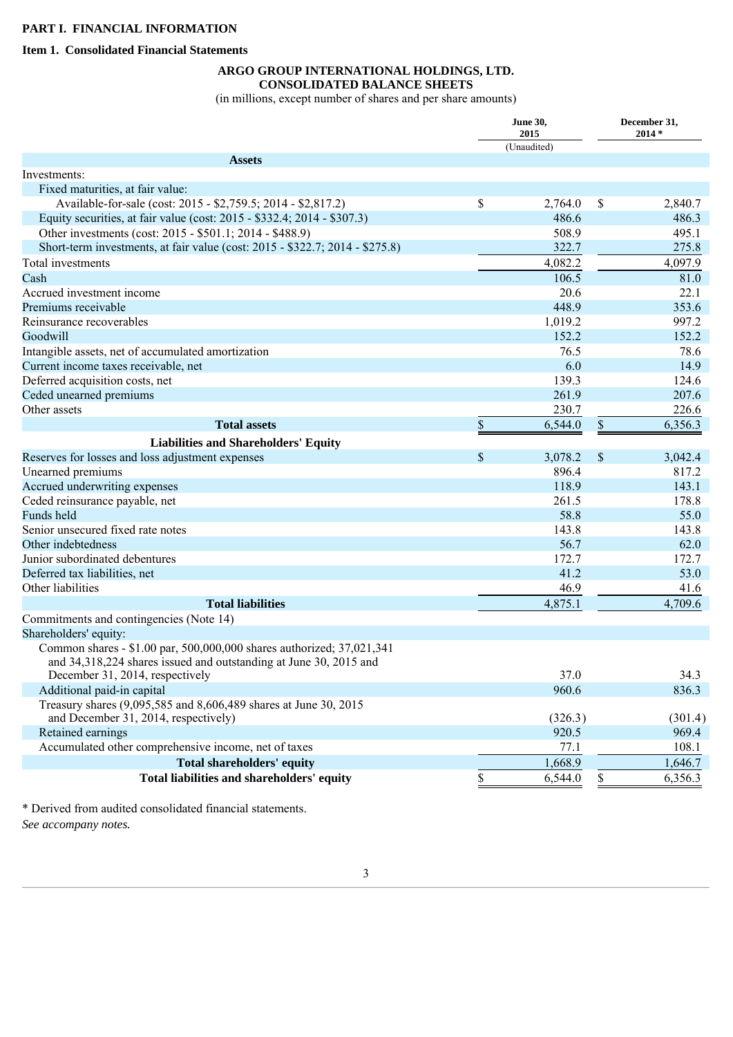# PART I. FINANCIAL INFORMATION

## Item 1. Consolidated Financial Statements

### ARGO GROUP INTERNATIONAL HOLDINGS, LTD.
### CONSOLIDATED BALANCE SHEETS

(in millions, except number of shares and per share amounts)

| | June 30, 2015 (Unaudited) | December 31, 2014 * |
|---|---|---|
| **Assets** | | |
| Investments: | | |
| Fixed maturities, at fair value: | | |
| Available-for-sale (cost: 2015 - $2,759.5; 2014 - $2,817.2) | $ 2,764.0 | $ 2,840.7 |
| Equity securities, at fair value (cost: 2015 - $332.4; 2014 - $307.3) | 486.6 | 486.3 |
| Other investments (cost: 2015 - $501.1; 2014 - $488.9) | 508.9 | 495.1 |
| Short-term investments, at fair value (cost: 2015 - $322.7; 2014 - $275.8) | 322.7 | 275.8 |
| Total investments | 4,082.2 | 4,097.9 |
| Cash | 106.5 | 81.0 |
| Accrued investment income | 20.6 | 22.1 |
| Premiums receivable | 448.9 | 353.6 |
| Reinsurance recoverables | 1,019.2 | 997.2 |
| Goodwill | 152.2 | 152.2 |
| Intangible assets, net of accumulated amortization | 76.5 | 78.6 |
| Current income taxes receivable, net | 6.0 | 14.9 |
| Deferred acquisition costs, net | 139.3 | 124.6 |
| Ceded unearned premiums | 261.9 | 207.6 |
| Other assets | 230.7 | 226.6 |
| **Total assets** | $ 6,544.0 | $ 6,356.3 |
| **Liabilities and Shareholders' Equity** | | |
| Reserves for losses and loss adjustment expenses | $ 3,078.2 | $ 3,042.4 |
| Unearned premiums | 896.4 | 817.2 |
| Accrued underwriting expenses | 118.9 | 143.1 |
| Ceded reinsurance payable, net | 261.5 | 178.8 |
| Funds held | 58.8 | 55.0 |
| Senior unsecured fixed rate notes | 143.8 | 143.8 |
| Other indebtedness | 56.7 | 62.0 |
| Junior subordinated debentures | 172.7 | 172.7 |
| Deferred tax liabilities, net | 41.2 | 53.0 |
| Other liabilities | 46.9 | 41.6 |
| **Total liabilities** | 4,875.1 | 4,709.6 |
| Commitments and contingencies (Note 14) | | |
| Shareholders' equity: | | |
| Common shares - $1.00 par, 500,000,000 shares authorized; 37,021,341 and 34,318,224 shares issued and outstanding at June 30, 2015 and December 31, 2014, respectively | 37.0 | 34.3 |
| Additional paid-in capital | 960.6 | 836.3 |
| Treasury shares (9,095,585 and 8,606,489 shares at June 30, 2015 and December 31, 2014, respectively) | (326.3) | (301.4) |
| Retained earnings | 920.5 | 969.4 |
| Accumulated other comprehensive income, net of taxes | 77.1 | 108.1 |
| **Total shareholders' equity** | 1,668.9 | 1,646.7 |
| **Total liabilities and shareholders' equity** | $ 6,544.0 | $ 6,356.3 |

\* Derived from audited consolidated financial statements.

*See accompany notes.*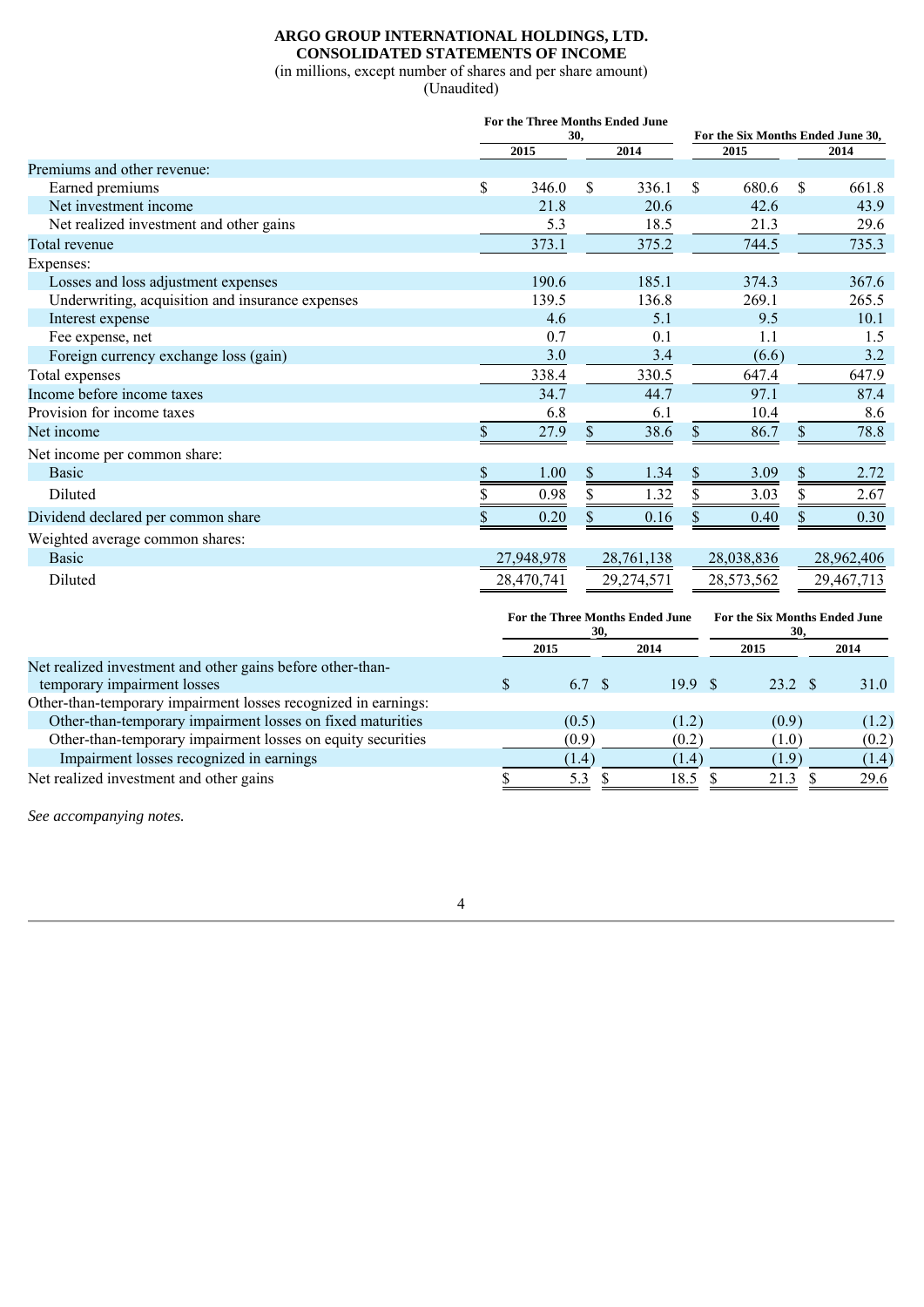# ARGO GROUP INTERNATIONAL HOLDINGS, LTD.
## CONSOLIDATED STATEMENTS OF INCOME

(in millions, except number of shares and per share amount)
(Unaudited)

| | For the Three Months Ended June 30, | | For the Six Months Ended June 30, | |
|---|---|---|---|---|
| | 2015 | 2014 | 2015 | 2014 |
| Premiums and other revenue: | | | | |
| Earned premiums | $ 346.0 | $ 336.1 | $ 680.6 | $ 661.8 |
| Net investment income | 21.8 | 20.6 | 42.6 | 43.9 |
| Net realized investment and other gains | 5.3 | 18.5 | 21.3 | 29.6 |
| Total revenue | 373.1 | 375.2 | 744.5 | 735.3 |
| Expenses: | | | | |
| Losses and loss adjustment expenses | 190.6 | 185.1 | 374.3 | 367.6 |
| Underwriting, acquisition and insurance expenses | 139.5 | 136.8 | 269.1 | 265.5 |
| Interest expense | 4.6 | 5.1 | 9.5 | 10.1 |
| Fee expense, net | 0.7 | 0.1 | 1.1 | 1.5 |
| Foreign currency exchange loss (gain) | 3.0 | 3.4 | (6.6) | 3.2 |
| Total expenses | 338.4 | 330.5 | 647.4 | 647.9 |
| Income before income taxes | 34.7 | 44.7 | 97.1 | 87.4 |
| Provision for income taxes | 6.8 | 6.1 | 10.4 | 8.6 |
| Net income | $ 27.9 | $ 38.6 | $ 86.7 | $ 78.8 |
| Net income per common share: | | | | |
| Basic | $ 1.00 | $ 1.34 | $ 3.09 | $ 2.72 |
| Diluted | $ 0.98 | $ 1.32 | $ 3.03 | $ 2.67 |
| Dividend declared per common share | $ 0.20 | $ 0.16 | $ 0.40 | $ 0.30 |
| Weighted average common shares: | | | | |
| Basic | 27,948,978 | 28,761,138 | 28,038,836 | 28,962,406 |
| Diluted | 28,470,741 | 29,274,571 | 28,573,562 | 29,467,713 |

| | For the Three Months Ended June 30, | | For the Six Months Ended June 30, | |
|---|---|---|---|---|
| | 2015 | 2014 | 2015 | 2014 |
| Net realized investment and other gains before other-than-temporary impairment losses | $ 6.7 | $ 19.9 | $ 23.2 | $ 31.0 |
| Other-than-temporary impairment losses recognized in earnings: | | | | |
| Other-than-temporary impairment losses on fixed maturities | (0.5) | (1.2) | (0.9) | (1.2) |
| Other-than-temporary impairment losses on equity securities | (0.9) | (0.2) | (1.0) | (0.2) |
| Impairment losses recognized in earnings | (1.4) | (1.4) | (1.9) | (1.4) |
| Net realized investment and other gains | $ 5.3 | $ 18.5 | $ 21.3 | $ 29.6 |

*See accompanying notes.*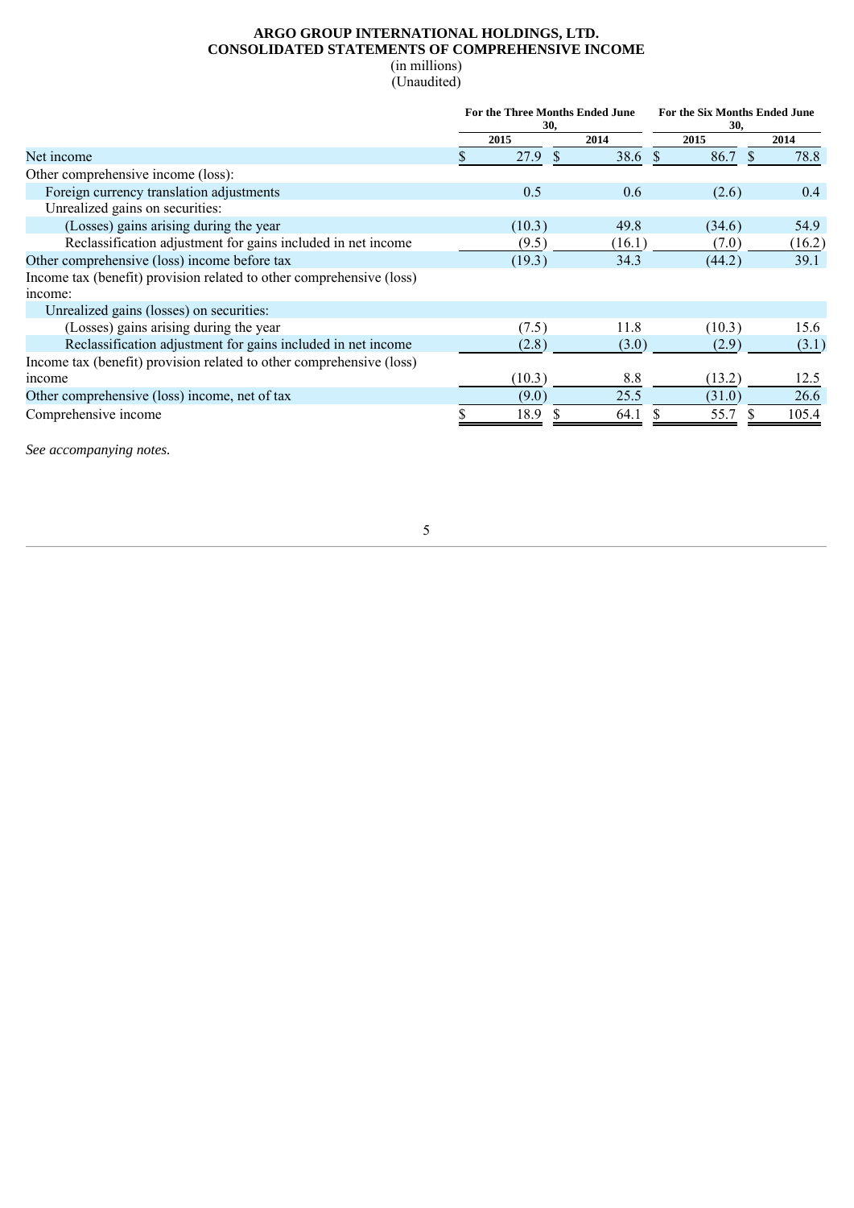**ARGO GROUP INTERNATIONAL HOLDINGS, LTD.**
**CONSOLIDATED STATEMENTS OF COMPREHENSIVE INCOME**
(in millions)
(Unaudited)

| | For the Three Months Ended June 30, | | For the Six Months Ended June 30, | |
|---|---|---|---|---|
| | 2015 | 2014 | 2015 | 2014 |
| Net income | $ 27.9 | $ 38.6 | $ 86.7 | $ 78.8 |
| Other comprehensive income (loss): | | | | |
| Foreign currency translation adjustments | 0.5 | 0.6 | (2.6) | 0.4 |
| Unrealized gains on securities: | | | | |
| (Losses) gains arising during the year | (10.3) | 49.8 | (34.6) | 54.9 |
| Reclassification adjustment for gains included in net income | (9.5) | (16.1) | (7.0) | (16.2) |
| Other comprehensive (loss) income before tax | (19.3) | 34.3 | (44.2) | 39.1 |
| Income tax (benefit) provision related to other comprehensive (loss) income: | | | | |
| Unrealized gains (losses) on securities: | | | | |
| (Losses) gains arising during the year | (7.5) | 11.8 | (10.3) | 15.6 |
| Reclassification adjustment for gains included in net income | (2.8) | (3.0) | (2.9) | (3.1) |
| Income tax (benefit) provision related to other comprehensive (loss) income | (10.3) | 8.8 | (13.2) | 12.5 |
| Other comprehensive (loss) income, net of tax | (9.0) | 25.5 | (31.0) | 26.6 |
| Comprehensive income | $ 18.9 | $ 64.1 | $ 55.7 | $ 105.4 |

*See accompanying notes.*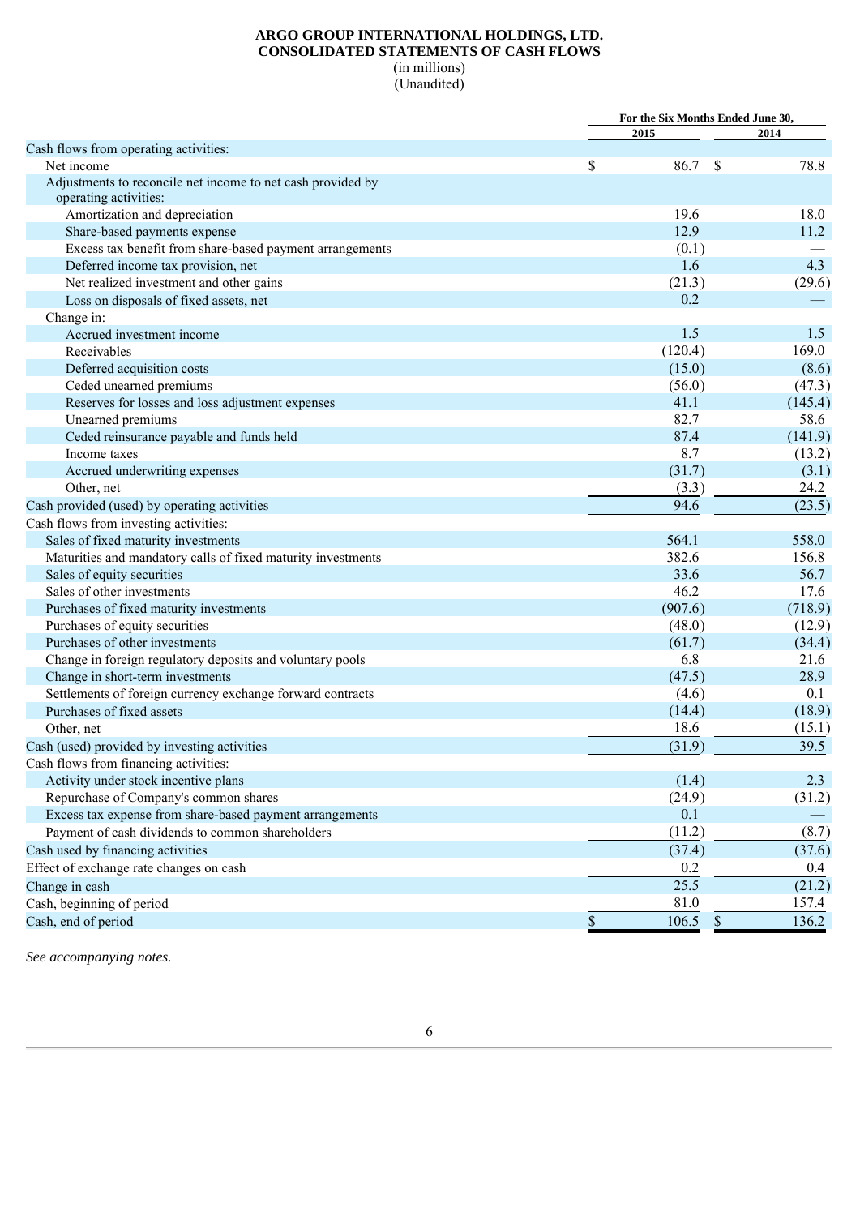# ARGO GROUP INTERNATIONAL HOLDINGS, LTD.
## CONSOLIDATED STATEMENTS OF CASH FLOWS
(in millions)
(Unaudited)

| | For the Six Months Ended June 30, | |
|---|---|---|
| | 2015 | 2014 |
| Cash flows from operating activities: | | |
| Net income | $ 86.7 | $ 78.8 |
| Adjustments to reconcile net income to net cash provided by operating activities: | | |
| Amortization and depreciation | 19.6 | 18.0 |
| Share-based payments expense | 12.9 | 11.2 |
| Excess tax benefit from share-based payment arrangements | (0.1) | — |
| Deferred income tax provision, net | 1.6 | 4.3 |
| Net realized investment and other gains | (21.3) | (29.6) |
| Loss on disposals of fixed assets, net | 0.2 | — |
| Change in: | | |
| Accrued investment income | 1.5 | 1.5 |
| Receivables | (120.4) | 169.0 |
| Deferred acquisition costs | (15.0) | (8.6) |
| Ceded unearned premiums | (56.0) | (47.3) |
| Reserves for losses and loss adjustment expenses | 41.1 | (145.4) |
| Unearned premiums | 82.7 | 58.6 |
| Ceded reinsurance payable and funds held | 87.4 | (141.9) |
| Income taxes | 8.7 | (13.2) |
| Accrued underwriting expenses | (31.7) | (3.1) |
| Other, net | (3.3) | 24.2 |
| Cash provided (used) by operating activities | 94.6 | (23.5) |
| Cash flows from investing activities: | | |
| Sales of fixed maturity investments | 564.1 | 558.0 |
| Maturities and mandatory calls of fixed maturity investments | 382.6 | 156.8 |
| Sales of equity securities | 33.6 | 56.7 |
| Sales of other investments | 46.2 | 17.6 |
| Purchases of fixed maturity investments | (907.6) | (718.9) |
| Purchases of equity securities | (48.0) | (12.9) |
| Purchases of other investments | (61.7) | (34.4) |
| Change in foreign regulatory deposits and voluntary pools | 6.8 | 21.6 |
| Change in short-term investments | (47.5) | 28.9 |
| Settlements of foreign currency exchange forward contracts | (4.6) | 0.1 |
| Purchases of fixed assets | (14.4) | (18.9) |
| Other, net | 18.6 | (15.1) |
| Cash (used) provided by investing activities | (31.9) | 39.5 |
| Cash flows from financing activities: | | |
| Activity under stock incentive plans | (1.4) | 2.3 |
| Repurchase of Company's common shares | (24.9) | (31.2) |
| Excess tax expense from share-based payment arrangements | 0.1 | — |
| Payment of cash dividends to common shareholders | (11.2) | (8.7) |
| Cash used by financing activities | (37.4) | (37.6) |
| Effect of exchange rate changes on cash | 0.2 | 0.4 |
| Change in cash | 25.5 | (21.2) |
| Cash, beginning of period | 81.0 | 157.4 |
| Cash, end of period | $ 106.5 | $ 136.2 |

*See accompanying notes.*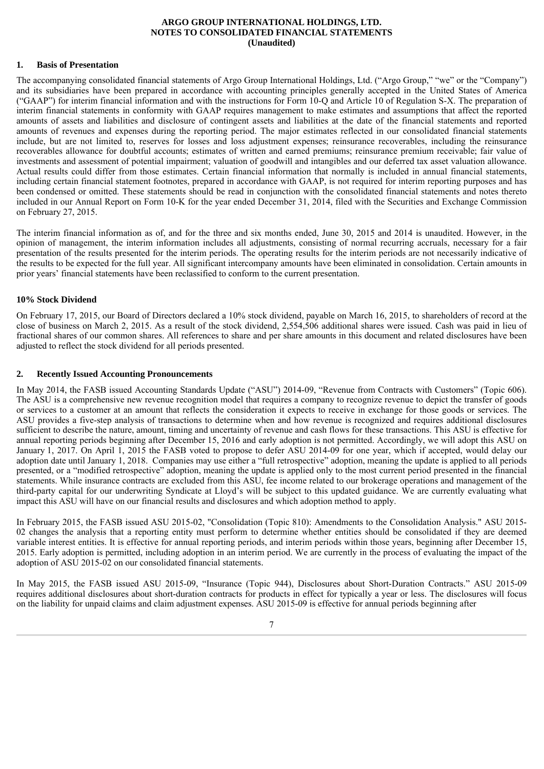**ARGO GROUP INTERNATIONAL HOLDINGS, LTD.**
**NOTES TO CONSOLIDATED FINANCIAL STATEMENTS**
**(Unaudited)**

## 1. Basis of Presentation

The accompanying consolidated financial statements of Argo Group International Holdings, Ltd. ("Argo Group," "we" or the "Company") and its subsidiaries have been prepared in accordance with accounting principles generally accepted in the United States of America ("GAAP") for interim financial information and with the instructions for Form 10-Q and Article 10 of Regulation S-X. The preparation of interim financial statements in conformity with GAAP requires management to make estimates and assumptions that affect the reported amounts of assets and liabilities and disclosure of contingent assets and liabilities at the date of the financial statements and reported amounts of revenues and expenses during the reporting period. The major estimates reflected in our consolidated financial statements include, but are not limited to, reserves for losses and loss adjustment expenses; reinsurance recoverables, including the reinsurance recoverables allowance for doubtful accounts; estimates of written and earned premiums; reinsurance premium receivable; fair value of investments and assessment of potential impairment; valuation of goodwill and intangibles and our deferred tax asset valuation allowance. Actual results could differ from those estimates. Certain financial information that normally is included in annual financial statements, including certain financial statement footnotes, prepared in accordance with GAAP, is not required for interim reporting purposes and has been condensed or omitted. These statements should be read in conjunction with the consolidated financial statements and notes thereto included in our Annual Report on Form 10-K for the year ended December 31, 2014, filed with the Securities and Exchange Commission on February 27, 2015.

The interim financial information as of, and for the three and six months ended, June 30, 2015 and 2014 is unaudited. However, in the opinion of management, the interim information includes all adjustments, consisting of normal recurring accruals, necessary for a fair presentation of the results presented for the interim periods. The operating results for the interim periods are not necessarily indicative of the results to be expected for the full year. All significant intercompany amounts have been eliminated in consolidation. Certain amounts in prior years' financial statements have been reclassified to conform to the current presentation.

### 10% Stock Dividend

On February 17, 2015, our Board of Directors declared a 10% stock dividend, payable on March 16, 2015, to shareholders of record at the close of business on March 2, 2015. As a result of the stock dividend, 2,554,506 additional shares were issued. Cash was paid in lieu of fractional shares of our common shares. All references to share and per share amounts in this document and related disclosures have been adjusted to reflect the stock dividend for all periods presented.

## 2. Recently Issued Accounting Pronouncements

In May 2014, the FASB issued Accounting Standards Update ("ASU") 2014-09, "Revenue from Contracts with Customers" (Topic 606). The ASU is a comprehensive new revenue recognition model that requires a company to recognize revenue to depict the transfer of goods or services to a customer at an amount that reflects the consideration it expects to receive in exchange for those goods or services. The ASU provides a five-step analysis of transactions to determine when and how revenue is recognized and requires additional disclosures sufficient to describe the nature, amount, timing and uncertainty of revenue and cash flows for these transactions. This ASU is effective for annual reporting periods beginning after December 15, 2016 and early adoption is not permitted. Accordingly, we will adopt this ASU on January 1, 2017. On April 1, 2015 the FASB voted to propose to defer ASU 2014-09 for one year, which if accepted, would delay our adoption date until January 1, 2018. Companies may use either a "full retrospective" adoption, meaning the update is applied to all periods presented, or a "modified retrospective" adoption, meaning the update is applied only to the most current period presented in the financial statements. While insurance contracts are excluded from this ASU, fee income related to our brokerage operations and management of the third-party capital for our underwriting Syndicate at Lloyd's will be subject to this updated guidance. We are currently evaluating what impact this ASU will have on our financial results and disclosures and which adoption method to apply.

In February 2015, the FASB issued ASU 2015-02, "Consolidation (Topic 810): Amendments to the Consolidation Analysis." ASU 2015-02 changes the analysis that a reporting entity must perform to determine whether entities should be consolidated if they are deemed variable interest entities. It is effective for annual reporting periods, and interim periods within those years, beginning after December 15, 2015. Early adoption is permitted, including adoption in an interim period. We are currently in the process of evaluating the impact of the adoption of ASU 2015-02 on our consolidated financial statements.

In May 2015, the FASB issued ASU 2015-09, "Insurance (Topic 944), Disclosures about Short-Duration Contracts." ASU 2015-09 requires additional disclosures about short-duration contracts for products in effect for typically a year or less. The disclosures will focus on the liability for unpaid claims and claim adjustment expenses. ASU 2015-09 is effective for annual periods beginning after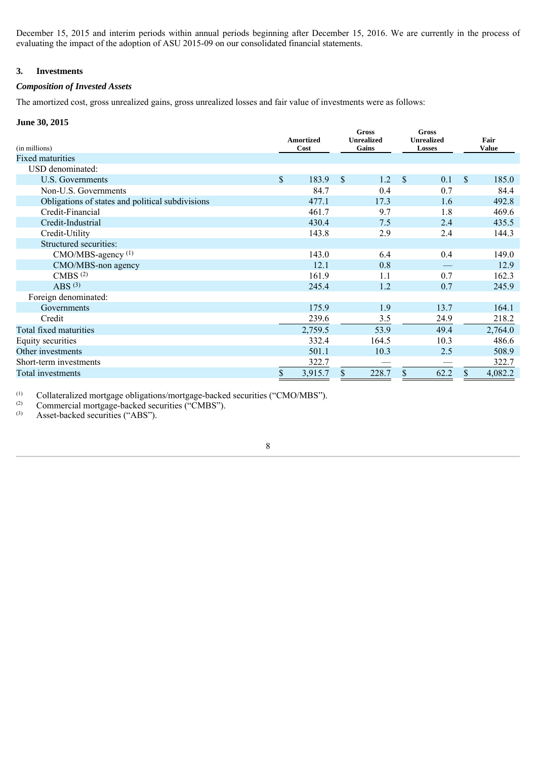December 15, 2015 and interim periods within annual periods beginning after December 15, 2016. We are currently in the process of evaluating the impact of the adoption of ASU 2015-09 on our consolidated financial statements.

## 3. Investments

***Composition of Invested Assets***

The amortized cost, gross unrealized gains, gross unrealized losses and fair value of investments were as follows:

**June 30, 2015**

| (in millions) | Amortized Cost | Gross Unrealized Gains | Gross Unrealized Losses | Fair Value |
|---|---|---|---|---|
| Fixed maturities | | | | |
| USD denominated: | | | | |
| U.S. Governments | $ 183.9 | $ 1.2 | $ 0.1 | $ 185.0 |
| Non-U.S. Governments | 84.7 | 0.4 | 0.7 | 84.4 |
| Obligations of states and political subdivisions | 477.1 | 17.3 | 1.6 | 492.8 |
| Credit-Financial | 461.7 | 9.7 | 1.8 | 469.6 |
| Credit-Industrial | 430.4 | 7.5 | 2.4 | 435.5 |
| Credit-Utility | 143.8 | 2.9 | 2.4 | 144.3 |
| Structured securities: | | | | |
| CMO/MBS-agency [1] | 143.0 | 6.4 | 0.4 | 149.0 |
| CMO/MBS-non agency | 12.1 | 0.8 | — | 12.9 |
| CMBS [2] | 161.9 | 1.1 | 0.7 | 162.3 |
| ABS [3] | 245.4 | 1.2 | 0.7 | 245.9 |
| Foreign denominated: | | | | |
| Governments | 175.9 | 1.9 | 13.7 | 164.1 |
| Credit | 239.6 | 3.5 | 24.9 | 218.2 |
| Total fixed maturities | 2,759.5 | 53.9 | 49.4 | 2,764.0 |
| Equity securities | 332.4 | 164.5 | 10.3 | 486.6 |
| Other investments | 501.1 | 10.3 | 2.5 | 508.9 |
| Short-term investments | 322.7 | — | — | 322.7 |
| Total investments | $ 3,915.7 | $ 228.7 | $ 62.2 | $ 4,082.2 |

[1] Collateralized mortgage obligations/mortgage-backed securities ("CMO/MBS").
[2] Commercial mortgage-backed securities ("CMBS").
[3] Asset-backed securities ("ABS").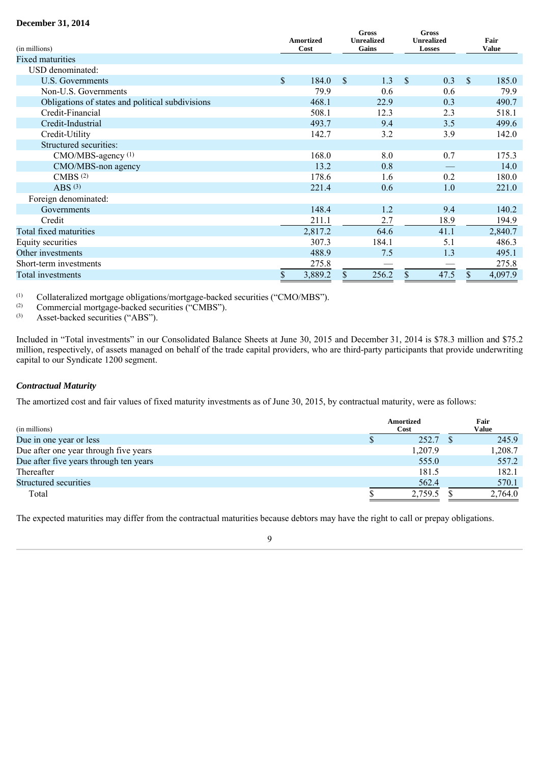**December 31, 2014**

| (in millions) | Amortized Cost | Gross Unrealized Gains | Gross Unrealized Losses | Fair Value |
|---|---|---|---|---|
| Fixed maturities | | | | |
| USD denominated: | | | | |
| U.S. Governments | $ 184.0 | $ 1.3 | $ 0.3 | $ 185.0 |
| Non-U.S. Governments | 79.9 | 0.6 | 0.6 | 79.9 |
| Obligations of states and political subdivisions | 468.1 | 22.9 | 0.3 | 490.7 |
| Credit-Financial | 508.1 | 12.3 | 2.3 | 518.1 |
| Credit-Industrial | 493.7 | 9.4 | 3.5 | 499.6 |
| Credit-Utility | 142.7 | 3.2 | 3.9 | 142.0 |
| Structured securities: | | | | |
| CMO/MBS-agency [1] | 168.0 | 8.0 | 0.7 | 175.3 |
| CMO/MBS-non agency | 13.2 | 0.8 | — | 14.0 |
| CMBS [2] | 178.6 | 1.6 | 0.2 | 180.0 |
| ABS [3] | 221.4 | 0.6 | 1.0 | 221.0 |
| Foreign denominated: | | | | |
| Governments | 148.4 | 1.2 | 9.4 | 140.2 |
| Credit | 211.1 | 2.7 | 18.9 | 194.9 |
| Total fixed maturities | 2,817.2 | 64.6 | 41.1 | 2,840.7 |
| Equity securities | 307.3 | 184.1 | 5.1 | 486.3 |
| Other investments | 488.9 | 7.5 | 1.3 | 495.1 |
| Short-term investments | 275.8 | — | — | 275.8 |
| Total investments | $ 3,889.2 | $ 256.2 | $ 47.5 | $ 4,097.9 |

(1) Collateralized mortgage obligations/mortgage-backed securities ("CMO/MBS").
(2) Commercial mortgage-backed securities ("CMBS").
(3) Asset-backed securities ("ABS").

Included in "Total investments" in our Consolidated Balance Sheets at June 30, 2015 and December 31, 2014 is $78.3 million and $75.2 million, respectively, of assets managed on behalf of the trade capital providers, who are third-party participants that provide underwriting capital to our Syndicate 1200 segment.

***Contractual Maturity***

The amortized cost and fair values of fixed maturity investments as of June 30, 2015, by contractual maturity, were as follows:

| (in millions) | Amortized Cost | Fair Value |
|---|---|---|
| Due in one year or less | $ 252.7 | $ 245.9 |
| Due after one year through five years | 1,207.9 | 1,208.7 |
| Due after five years through ten years | 555.0 | 557.2 |
| Thereafter | 181.5 | 182.1 |
| Structured securities | 562.4 | 570.1 |
| Total | $ 2,759.5 | $ 2,764.0 |

The expected maturities may differ from the contractual maturities because debtors may have the right to call or prepay obligations.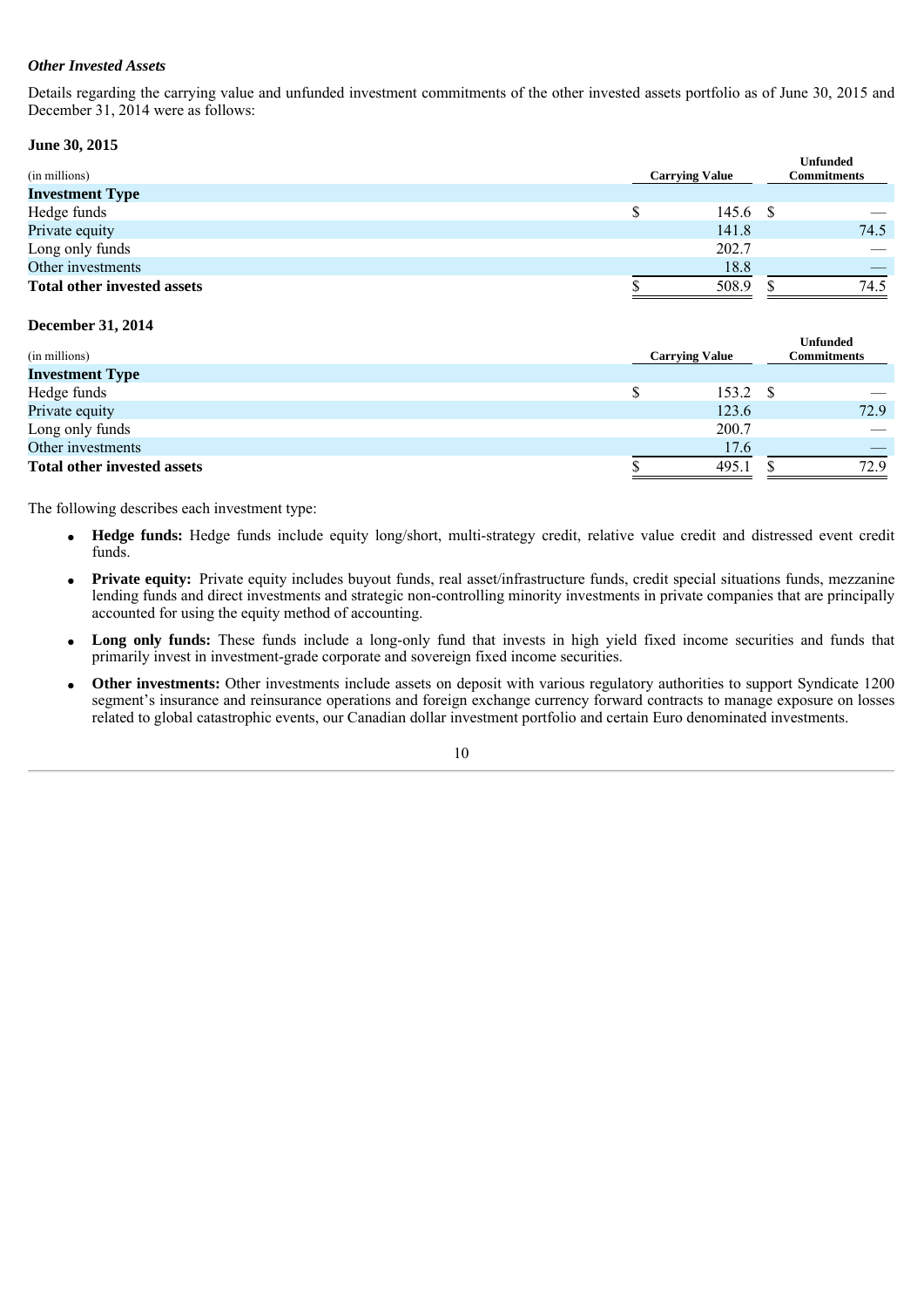*Other Invested Assets*

Details regarding the carrying value and unfunded investment commitments of the other invested assets portfolio as of June 30, 2015 and December 31, 2014 were as follows:

**June 30, 2015**

| (in millions) | Carrying Value | Unfunded Commitments |
|---|---|---|
| **Investment Type** | | |
| Hedge funds | $ 145.6 | $ — |
| Private equity | 141.8 | 74.5 |
| Long only funds | 202.7 | — |
| Other investments | 18.8 | — |
| **Total other invested assets** | $ 508.9 | $ 74.5 |

**December 31, 2014**

| (in millions) | Carrying Value | Unfunded Commitments |
|---|---|---|
| **Investment Type** | | |
| Hedge funds | $ 153.2 | $ — |
| Private equity | 123.6 | 72.9 |
| Long only funds | 200.7 | — |
| Other investments | 17.6 | — |
| **Total other invested assets** | $ 495.1 | $ 72.9 |

The following describes each investment type:

- **Hedge funds:** Hedge funds include equity long/short, multi-strategy credit, relative value credit and distressed event credit funds.
- **Private equity:** Private equity includes buyout funds, real asset/infrastructure funds, credit special situations funds, mezzanine lending funds and direct investments and strategic non-controlling minority investments in private companies that are principally accounted for using the equity method of accounting.
- **Long only funds:** These funds include a long-only fund that invests in high yield fixed income securities and funds that primarily invest in investment-grade corporate and sovereign fixed income securities.
- **Other investments:** Other investments include assets on deposit with various regulatory authorities to support Syndicate 1200 segment's insurance and reinsurance operations and foreign exchange currency forward contracts to manage exposure on losses related to global catastrophic events, our Canadian dollar investment portfolio and certain Euro denominated investments.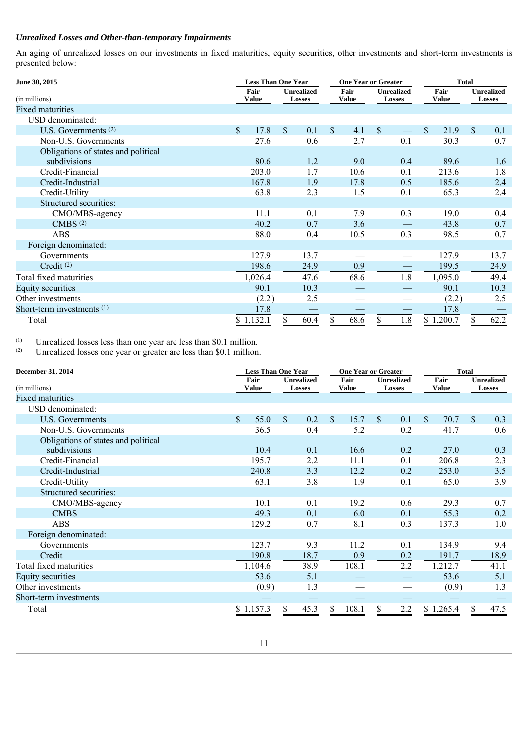### *Unrealized Losses and Other-than-temporary Impairments*

An aging of unrealized losses on our investments in fixed maturities, equity securities, other investments and short-term investments is presented below:

| June 30, 2015 | Less Than One Year | | One Year or Greater | | Total | |
|---|---|---|---|---|---|---|
| (in millions) | Fair Value | Unrealized Losses | Fair Value | Unrealized Losses | Fair Value | Unrealized Losses |
| Fixed maturities | | | | | | |
| USD denominated: | | | | | | |
| U.S. Governments [(2)] | $ 17.8 | $ 0.1 | $ 4.1 | $ — | $ 21.9 | $ 0.1 |
| Non-U.S. Governments | 27.6 | 0.6 | 2.7 | 0.1 | 30.3 | 0.7 |
| Obligations of states and political subdivisions | 80.6 | 1.2 | 9.0 | 0.4 | 89.6 | 1.6 |
| Credit-Financial | 203.0 | 1.7 | 10.6 | 0.1 | 213.6 | 1.8 |
| Credit-Industrial | 167.8 | 1.9 | 17.8 | 0.5 | 185.6 | 2.4 |
| Credit-Utility | 63.8 | 2.3 | 1.5 | 0.1 | 65.3 | 2.4 |
| Structured securities: | | | | | | |
| CMO/MBS-agency | 11.1 | 0.1 | 7.9 | 0.3 | 19.0 | 0.4 |
| CMBS [(2)] | 40.2 | 0.7 | 3.6 | — | 43.8 | 0.7 |
| ABS | 88.0 | 0.4 | 10.5 | 0.3 | 98.5 | 0.7 |
| Foreign denominated: | | | | | | |
| Governments | 127.9 | 13.7 | — | — | 127.9 | 13.7 |
| Credit [(2)] | 198.6 | 24.9 | 0.9 | — | 199.5 | 24.9 |
| Total fixed maturities | 1,026.4 | 47.6 | 68.6 | 1.8 | 1,095.0 | 49.4 |
| Equity securities | 90.1 | 10.3 | — | — | 90.1 | 10.3 |
| Other investments | (2.2) | 2.5 | — | — | (2.2) | 2.5 |
| Short-term investments [(1)] | 17.8 | — | — | — | 17.8 | — |
| Total | $ 1,132.1 | $ 60.4 | $ 68.6 | $ 1.8 | $ 1,200.7 | $ 62.2 |

(1) Unrealized losses less than one year are less than $0.1 million.
(2) Unrealized losses one year or greater are less than $0.1 million.

| December 31, 2014 | Less Than One Year | | One Year or Greater | | Total | |
|---|---|---|---|---|---|---|
| (in millions) | Fair Value | Unrealized Losses | Fair Value | Unrealized Losses | Fair Value | Unrealized Losses |
| Fixed maturities | | | | | | |
| USD denominated: | | | | | | |
| U.S. Governments | $ 55.0 | $ 0.2 | $ 15.7 | $ 0.1 | $ 70.7 | $ 0.3 |
| Non-U.S. Governments | 36.5 | 0.4 | 5.2 | 0.2 | 41.7 | 0.6 |
| Obligations of states and political subdivisions | 10.4 | 0.1 | 16.6 | 0.2 | 27.0 | 0.3 |
| Credit-Financial | 195.7 | 2.2 | 11.1 | 0.1 | 206.8 | 2.3 |
| Credit-Industrial | 240.8 | 3.3 | 12.2 | 0.2 | 253.0 | 3.5 |
| Credit-Utility | 63.1 | 3.8 | 1.9 | 0.1 | 65.0 | 3.9 |
| Structured securities: | | | | | | |
| CMO/MBS-agency | 10.1 | 0.1 | 19.2 | 0.6 | 29.3 | 0.7 |
| CMBS | 49.3 | 0.1 | 6.0 | 0.1 | 55.3 | 0.2 |
| ABS | 129.2 | 0.7 | 8.1 | 0.3 | 137.3 | 1.0 |
| Foreign denominated: | | | | | | |
| Governments | 123.7 | 9.3 | 11.2 | 0.1 | 134.9 | 9.4 |
| Credit | 190.8 | 18.7 | 0.9 | 0.2 | 191.7 | 18.9 |
| Total fixed maturities | 1,104.6 | 38.9 | 108.1 | 2.2 | 1,212.7 | 41.1 |
| Equity securities | 53.6 | 5.1 | — | — | 53.6 | 5.1 |
| Other investments | (0.9) | 1.3 | — | — | (0.9) | 1.3 |
| Short-term investments | — | — | — | — | — | — |
| Total | $ 1,157.3 | $ 45.3 | $ 108.1 | $ 2.2 | $ 1,265.4 | $ 47.5 |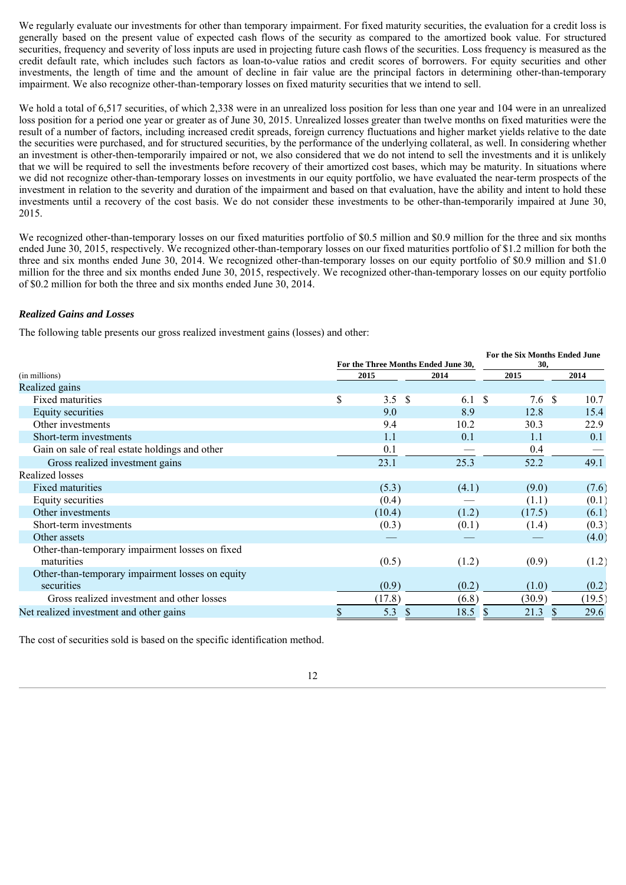We regularly evaluate our investments for other than temporary impairment. For fixed maturity securities, the evaluation for a credit loss is generally based on the present value of expected cash flows of the security as compared to the amortized book value. For structured securities, frequency and severity of loss inputs are used in projecting future cash flows of the securities. Loss frequency is measured as the credit default rate, which includes such factors as loan-to-value ratios and credit scores of borrowers. For equity securities and other investments, the length of time and the amount of decline in fair value are the principal factors in determining other-than-temporary impairment. We also recognize other-than-temporary losses on fixed maturity securities that we intend to sell.

We hold a total of 6,517 securities, of which 2,338 were in an unrealized loss position for less than one year and 104 were in an unrealized loss position for a period one year or greater as of June 30, 2015. Unrealized losses greater than twelve months on fixed maturities were the result of a number of factors, including increased credit spreads, foreign currency fluctuations and higher market yields relative to the date the securities were purchased, and for structured securities, by the performance of the underlying collateral, as well. In considering whether an investment is other-then-temporarily impaired or not, we also considered that we do not intend to sell the investments and it is unlikely that we will be required to sell the investments before recovery of their amortized cost bases, which may be maturity. In situations where we did not recognize other-than-temporary losses on investments in our equity portfolio, we have evaluated the near-term prospects of the investment in relation to the severity and duration of the impairment and based on that evaluation, have the ability and intent to hold these investments until a recovery of the cost basis. We do not consider these investments to be other-than-temporarily impaired at June 30, 2015.

We recognized other-than-temporary losses on our fixed maturities portfolio of $0.5 million and $0.9 million for the three and six months ended June 30, 2015, respectively. We recognized other-than-temporary losses on our fixed maturities portfolio of $1.2 million for both the three and six months ended June 30, 2014. We recognized other-than-temporary losses on our equity portfolio of $0.9 million and $1.0 million for the three and six months ended June 30, 2015, respectively. We recognized other-than-temporary losses on our equity portfolio of $0.2 million for both the three and six months ended June 30, 2014.

### *Realized Gains and Losses*

The following table presents our gross realized investment gains (losses) and other:

| (in millions) | For the Three Months Ended June 30, 2015 | For the Three Months Ended June 30, 2014 | For the Six Months Ended June 30, 2015 | For the Six Months Ended June 30, 2014 |
|---|---|---|---|---|
| Realized gains | | | | |
| Fixed maturities | $ 3.5 | $ 6.1 | $ 7.6 | $ 10.7 |
| Equity securities | 9.0 | 8.9 | 12.8 | 15.4 |
| Other investments | 9.4 | 10.2 | 30.3 | 22.9 |
| Short-term investments | 1.1 | 0.1 | 1.1 | 0.1 |
| Gain on sale of real estate holdings and other | 0.1 | — | 0.4 | — |
| Gross realized investment gains | 23.1 | 25.3 | 52.2 | 49.1 |
| Realized losses | | | | |
| Fixed maturities | (5.3) | (4.1) | (9.0) | (7.6) |
| Equity securities | (0.4) | — | (1.1) | (0.1) |
| Other investments | (10.4) | (1.2) | (17.5) | (6.1) |
| Short-term investments | (0.3) | (0.1) | (1.4) | (0.3) |
| Other assets | — | — | — | (4.0) |
| Other-than-temporary impairment losses on fixed maturities | (0.5) | (1.2) | (0.9) | (1.2) |
| Other-than-temporary impairment losses on equity securities | (0.9) | (0.2) | (1.0) | (0.2) |
| Gross realized investment and other losses | (17.8) | (6.8) | (30.9) | (19.5) |
| Net realized investment and other gains | $ 5.3 | $ 18.5 | $ 21.3 | $ 29.6 |

The cost of securities sold is based on the specific identification method.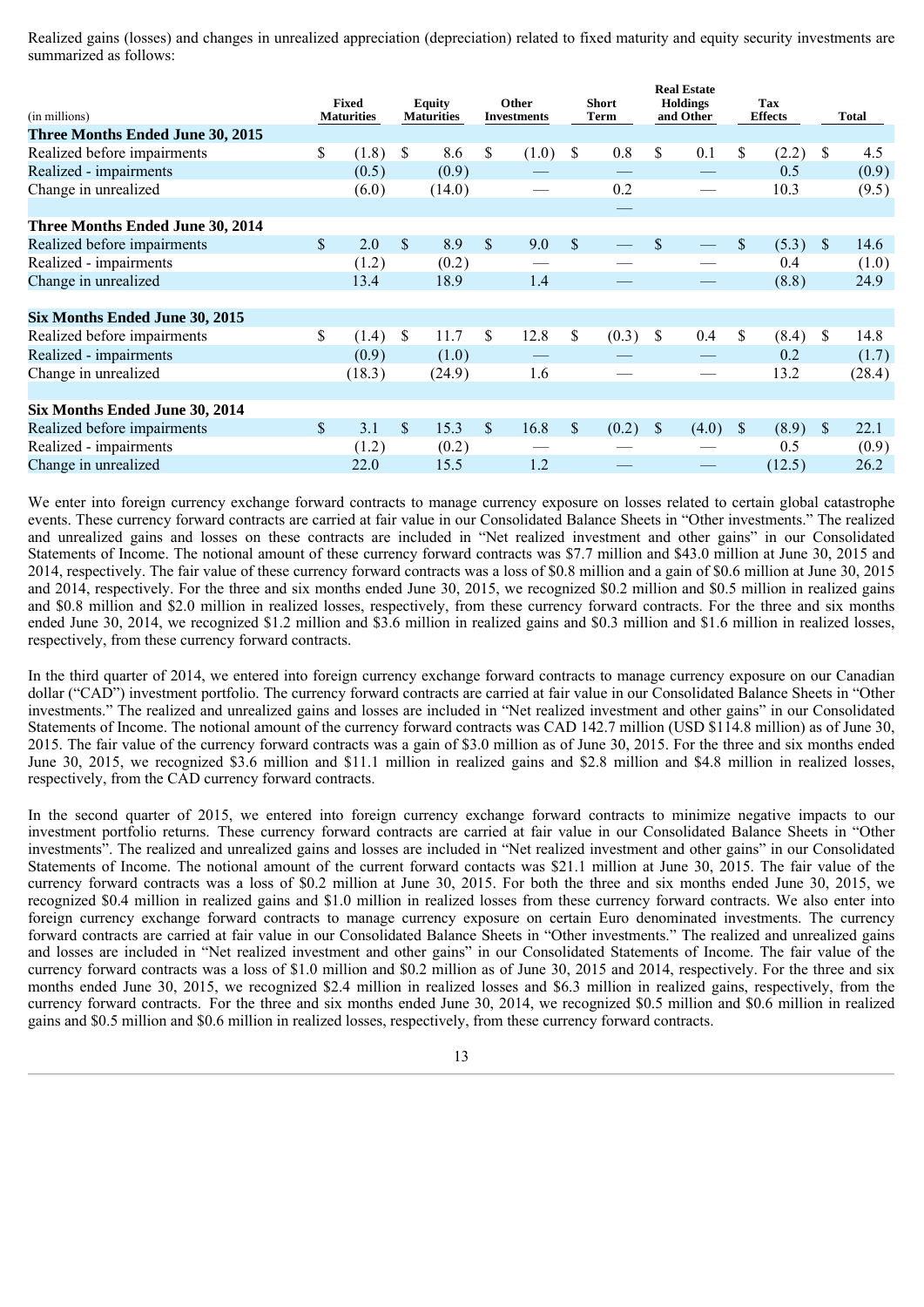Realized gains (losses) and changes in unrealized appreciation (depreciation) related to fixed maturity and equity security investments are summarized as follows:

| (in millions) | Fixed Maturities | Equity Maturities | Other Investments | Short Term | Real Estate Holdings and Other | Tax Effects | Total |
|---|---|---|---|---|---|---|---|
| **Three Months Ended June 30, 2015** | | | | | | | |
| Realized before impairments | $ (1.8) | $ 8.6 | $ (1.0) | $ 0.8 | $ 0.1 | $ (2.2) | $ 4.5 |
| Realized - impairments | (0.5) | (0.9) | — | — | — | 0.5 | (0.9) |
| Change in unrealized | (6.0) | (14.0) | — | 0.2 | — | 10.3 | (9.5) |
| | | | | — | | | |
| **Three Months Ended June 30, 2014** | | | | | | | |
| Realized before impairments | $ 2.0 | $ 8.9 | $ 9.0 | $ — | $ — | $ (5.3) | $ 14.6 |
| Realized - impairments | (1.2) | (0.2) | — | — | — | 0.4 | (1.0) |
| Change in unrealized | 13.4 | 18.9 | 1.4 | — | — | (8.8) | 24.9 |
| **Six Months Ended June 30, 2015** | | | | | | | |
| Realized before impairments | $ (1.4) | $ 11.7 | $ 12.8 | $ (0.3) | $ 0.4 | $ (8.4) | $ 14.8 |
| Realized - impairments | (0.9) | (1.0) | — | — | — | 0.2 | (1.7) |
| Change in unrealized | (18.3) | (24.9) | 1.6 | — | — | 13.2 | (28.4) |
| **Six Months Ended June 30, 2014** | | | | | | | |
| Realized before impairments | $ 3.1 | $ 15.3 | $ 16.8 | $ (0.2) | $ (4.0) | $ (8.9) | $ 22.1 |
| Realized - impairments | (1.2) | (0.2) | — | — | — | 0.5 | (0.9) |
| Change in unrealized | 22.0 | 15.5 | 1.2 | — | — | (12.5) | 26.2 |

We enter into foreign currency exchange forward contracts to manage currency exposure on losses related to certain global catastrophe events. These currency forward contracts are carried at fair value in our Consolidated Balance Sheets in "Other investments." The realized and unrealized gains and losses on these contracts are included in "Net realized investment and other gains" in our Consolidated Statements of Income. The notional amount of these currency forward contracts was $7.7 million and $43.0 million at June 30, 2015 and 2014, respectively. The fair value of these currency forward contracts was a loss of $0.8 million and a gain of $0.6 million at June 30, 2015 and 2014, respectively. For the three and six months ended June 30, 2015, we recognized $0.2 million and $0.5 million in realized gains and $0.8 million and $2.0 million in realized losses, respectively, from these currency forward contracts. For the three and six months ended June 30, 2014, we recognized $1.2 million and $3.6 million in realized gains and $0.3 million and $1.6 million in realized losses, respectively, from these currency forward contracts.

In the third quarter of 2014, we entered into foreign currency exchange forward contracts to manage currency exposure on our Canadian dollar ("CAD") investment portfolio. The currency forward contracts are carried at fair value in our Consolidated Balance Sheets in "Other investments." The realized and unrealized gains and losses are included in "Net realized investment and other gains" in our Consolidated Statements of Income. The notional amount of the currency forward contracts was CAD 142.7 million (USD $114.8 million) as of June 30, 2015. The fair value of the currency forward contracts was a gain of $3.0 million as of June 30, 2015. For the three and six months ended June 30, 2015, we recognized $3.6 million and $11.1 million in realized gains and $2.8 million and $4.8 million in realized losses, respectively, from the CAD currency forward contracts.

In the second quarter of 2015, we entered into foreign currency exchange forward contracts to minimize negative impacts to our investment portfolio returns. These currency forward contracts are carried at fair value in our Consolidated Balance Sheets in "Other investments". The realized and unrealized gains and losses are included in "Net realized investment and other gains" in our Consolidated Statements of Income. The notional amount of the current forward contacts was $21.1 million at June 30, 2015. The fair value of the currency forward contracts was a loss of $0.2 million at June 30, 2015. For both the three and six months ended June 30, 2015, we recognized $0.4 million in realized gains and $1.0 million in realized losses from these currency forward contracts. We also enter into foreign currency exchange forward contracts to manage currency exposure on certain Euro denominated investments. The currency forward contracts are carried at fair value in our Consolidated Balance Sheets in "Other investments." The realized and unrealized gains and losses are included in "Net realized investment and other gains" in our Consolidated Statements of Income. The fair value of the currency forward contracts was a loss of $1.0 million and $0.2 million as of June 30, 2015 and 2014, respectively. For the three and six months ended June 30, 2015, we recognized $2.4 million in realized losses and $6.3 million in realized gains, respectively, from the currency forward contracts. For the three and six months ended June 30, 2014, we recognized $0.5 million and $0.6 million in realized gains and $0.5 million and $0.6 million in realized losses, respectively, from these currency forward contracts.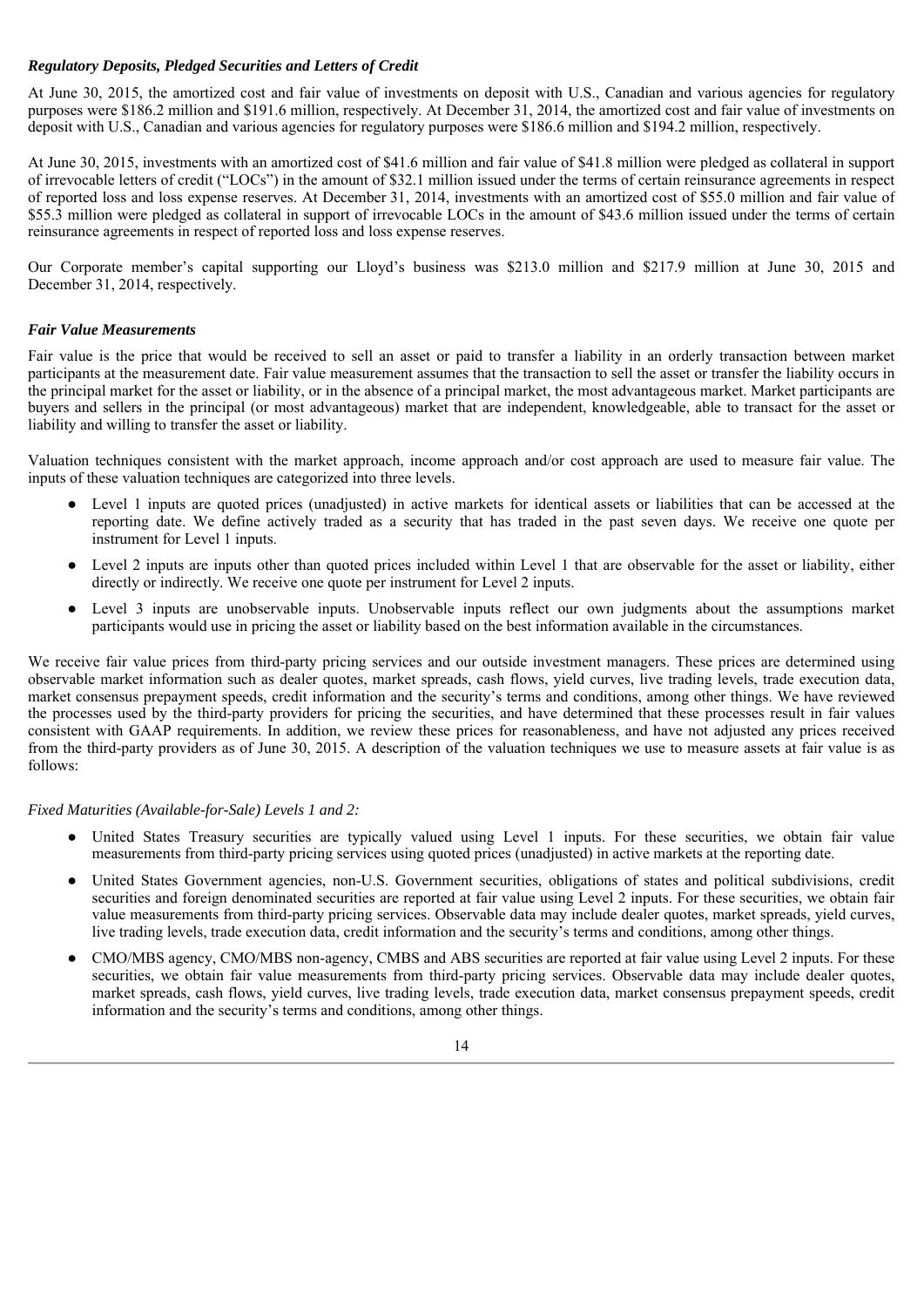*Regulatory Deposits, Pledged Securities and Letters of Credit*

At June 30, 2015, the amortized cost and fair value of investments on deposit with U.S., Canadian and various agencies for regulatory purposes were $186.2 million and $191.6 million, respectively. At December 31, 2014, the amortized cost and fair value of investments on deposit with U.S., Canadian and various agencies for regulatory purposes were $186.6 million and $194.2 million, respectively.

At June 30, 2015, investments with an amortized cost of $41.6 million and fair value of $41.8 million were pledged as collateral in support of irrevocable letters of credit ("LOCs") in the amount of $32.1 million issued under the terms of certain reinsurance agreements in respect of reported loss and loss expense reserves. At December 31, 2014, investments with an amortized cost of $55.0 million and fair value of $55.3 million were pledged as collateral in support of irrevocable LOCs in the amount of $43.6 million issued under the terms of certain reinsurance agreements in respect of reported loss and loss expense reserves.

Our Corporate member's capital supporting our Lloyd's business was $213.0 million and $217.9 million at June 30, 2015 and December 31, 2014, respectively.

*Fair Value Measurements*

Fair value is the price that would be received to sell an asset or paid to transfer a liability in an orderly transaction between market participants at the measurement date. Fair value measurement assumes that the transaction to sell the asset or transfer the liability occurs in the principal market for the asset or liability, or in the absence of a principal market, the most advantageous market. Market participants are buyers and sellers in the principal (or most advantageous) market that are independent, knowledgeable, able to transact for the asset or liability and willing to transfer the asset or liability.

Valuation techniques consistent with the market approach, income approach and/or cost approach are used to measure fair value. The inputs of these valuation techniques are categorized into three levels.

- Level 1 inputs are quoted prices (unadjusted) in active markets for identical assets or liabilities that can be accessed at the reporting date. We define actively traded as a security that has traded in the past seven days. We receive one quote per instrument for Level 1 inputs.
- Level 2 inputs are inputs other than quoted prices included within Level 1 that are observable for the asset or liability, either directly or indirectly. We receive one quote per instrument for Level 2 inputs.
- Level 3 inputs are unobservable inputs. Unobservable inputs reflect our own judgments about the assumptions market participants would use in pricing the asset or liability based on the best information available in the circumstances.

We receive fair value prices from third-party pricing services and our outside investment managers. These prices are determined using observable market information such as dealer quotes, market spreads, cash flows, yield curves, live trading levels, trade execution data, market consensus prepayment speeds, credit information and the security's terms and conditions, among other things. We have reviewed the processes used by the third-party providers for pricing the securities, and have determined that these processes result in fair values consistent with GAAP requirements. In addition, we review these prices for reasonableness, and have not adjusted any prices received from the third-party providers as of June 30, 2015. A description of the valuation techniques we use to measure assets at fair value is as follows:

*Fixed Maturities (Available-for-Sale) Levels 1 and 2:*

- United States Treasury securities are typically valued using Level 1 inputs. For these securities, we obtain fair value measurements from third-party pricing services using quoted prices (unadjusted) in active markets at the reporting date.
- United States Government agencies, non-U.S. Government securities, obligations of states and political subdivisions, credit securities and foreign denominated securities are reported at fair value using Level 2 inputs. For these securities, we obtain fair value measurements from third-party pricing services. Observable data may include dealer quotes, market spreads, yield curves, live trading levels, trade execution data, credit information and the security's terms and conditions, among other things.
- CMO/MBS agency, CMO/MBS non-agency, CMBS and ABS securities are reported at fair value using Level 2 inputs. For these securities, we obtain fair value measurements from third-party pricing services. Observable data may include dealer quotes, market spreads, cash flows, yield curves, live trading levels, trade execution data, market consensus prepayment speeds, credit information and the security's terms and conditions, among other things.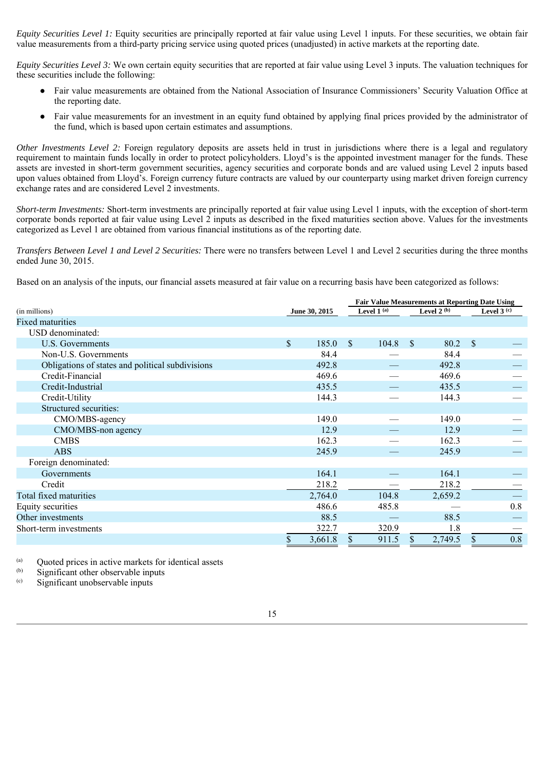*Equity Securities Level 1:* Equity securities are principally reported at fair value using Level 1 inputs. For these securities, we obtain fair value measurements from a third-party pricing service using quoted prices (unadjusted) in active markets at the reporting date.

*Equity Securities Level 3:* We own certain equity securities that are reported at fair value using Level 3 inputs. The valuation techniques for these securities include the following:

- Fair value measurements are obtained from the National Association of Insurance Commissioners' Security Valuation Office at the reporting date.
- Fair value measurements for an investment in an equity fund obtained by applying final prices provided by the administrator of the fund, which is based upon certain estimates and assumptions.

*Other Investments Level 2:* Foreign regulatory deposits are assets held in trust in jurisdictions where there is a legal and regulatory requirement to maintain funds locally in order to protect policyholders. Lloyd's is the appointed investment manager for the funds. These assets are invested in short-term government securities, agency securities and corporate bonds and are valued using Level 2 inputs based upon values obtained from Lloyd's. Foreign currency future contracts are valued by our counterparty using market driven foreign currency exchange rates and are considered Level 2 investments.

*Short-term Investments:* Short-term investments are principally reported at fair value using Level 1 inputs, with the exception of short-term corporate bonds reported at fair value using Level 2 inputs as described in the fixed maturities section above. Values for the investments categorized as Level 1 are obtained from various financial institutions as of the reporting date.

*Transfers Between Level 1 and Level 2 Securities:* There were no transfers between Level 1 and Level 2 securities during the three months ended June 30, 2015.

Based on an analysis of the inputs, our financial assets measured at fair value on a recurring basis have been categorized as follows:

| | | Fair Value Measurements at Reporting Date Using | | |
|---|---|---|---|---|
| (in millions) | June 30, 2015 | Level 1 [(a)] | Level 2 [(b)] | Level 3 [(c)] |
| Fixed maturities | | | | |
| USD denominated: | | | | |
| U.S. Governments | $ 185.0 | $ 104.8 | $ 80.2 | $ — |
| Non-U.S. Governments | 84.4 | — | 84.4 | — |
| Obligations of states and political subdivisions | 492.8 | — | 492.8 | — |
| Credit-Financial | 469.6 | — | 469.6 | — |
| Credit-Industrial | 435.5 | — | 435.5 | — |
| Credit-Utility | 144.3 | — | 144.3 | — |
| Structured securities: | | | | |
| CMO/MBS-agency | 149.0 | — | 149.0 | — |
| CMO/MBS-non agency | 12.9 | — | 12.9 | — |
| CMBS | 162.3 | — | 162.3 | — |
| ABS | 245.9 | — | 245.9 | — |
| Foreign denominated: | | | | |
| Governments | 164.1 | — | 164.1 | — |
| Credit | 218.2 | — | 218.2 | — |
| Total fixed maturities | 2,764.0 | 104.8 | 2,659.2 | — |
| Equity securities | 486.6 | 485.8 | — | 0.8 |
| Other investments | 88.5 | — | 88.5 | — |
| Short-term investments | 322.7 | 320.9 | 1.8 | — |
| | $ 3,661.8 | $ 911.5 | $ 2,749.5 | $ 0.8 |

[(a)] Quoted prices in active markets for identical assets
[(b)] Significant other observable inputs
[(c)] Significant unobservable inputs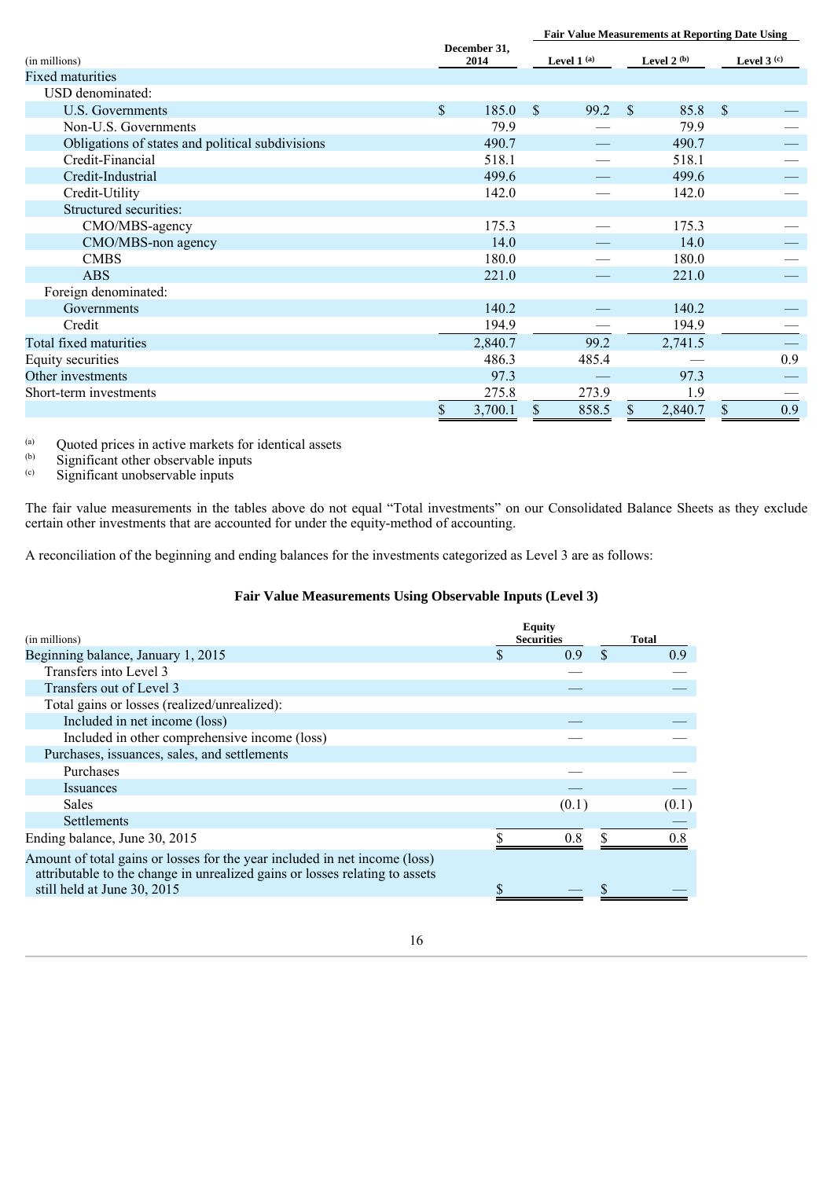| (in millions) | December 31, 2014 | Fair Value Measurements at Reporting Date Using | | |
|---|---|---|---|---|
| | | Level 1 [(a)] | Level 2 [(b)] | Level 3 [(c)] |
| Fixed maturities | | | | |
| USD denominated: | | | | |
| U.S. Governments | $ 185.0 | $ 99.2 | $ 85.8 | $ — |
| Non-U.S. Governments | 79.9 | — | 79.9 | — |
| Obligations of states and political subdivisions | 490.7 | — | 490.7 | — |
| Credit-Financial | 518.1 | — | 518.1 | — |
| Credit-Industrial | 499.6 | — | 499.6 | — |
| Credit-Utility | 142.0 | — | 142.0 | — |
| Structured securities: | | | | |
| CMO/MBS-agency | 175.3 | — | 175.3 | — |
| CMO/MBS-non agency | 14.0 | — | 14.0 | — |
| CMBS | 180.0 | — | 180.0 | — |
| ABS | 221.0 | — | 221.0 | — |
| Foreign denominated: | | | | |
| Governments | 140.2 | — | 140.2 | — |
| Credit | 194.9 | — | 194.9 | — |
| Total fixed maturities | 2,840.7 | 99.2 | 2,741.5 | — |
| Equity securities | 486.3 | 485.4 | — | 0.9 |
| Other investments | 97.3 | — | 97.3 | — |
| Short-term investments | 275.8 | 273.9 | 1.9 | — |
| | $ 3,700.1 | $ 858.5 | $ 2,840.7 | $ 0.9 |

(a) Quoted prices in active markets for identical assets
(b) Significant other observable inputs
(c) Significant unobservable inputs

The fair value measurements in the tables above do not equal "Total investments" on our Consolidated Balance Sheets as they exclude certain other investments that are accounted for under the equity-method of accounting.

A reconciliation of the beginning and ending balances for the investments categorized as Level 3 are as follows:

**Fair Value Measurements Using Observable Inputs (Level 3)**

| (in millions) | Equity Securities | Total |
|---|---|---|
| Beginning balance, January 1, 2015 | $ 0.9 | $ 0.9 |
| Transfers into Level 3 | — | — |
| Transfers out of Level 3 | — | — |
| Total gains or losses (realized/unrealized): | | |
| Included in net income (loss) | — | — |
| Included in other comprehensive income (loss) | — | — |
| Purchases, issuances, sales, and settlements | | |
| Purchases | — | — |
| Issuances | — | — |
| Sales | (0.1) | (0.1) |
| Settlements | | — |
| Ending balance, June 30, 2015 | $ 0.8 | $ 0.8 |
| Amount of total gains or losses for the year included in net income (loss) attributable to the change in unrealized gains or losses relating to assets still held at June 30, 2015 | $ — | $ — |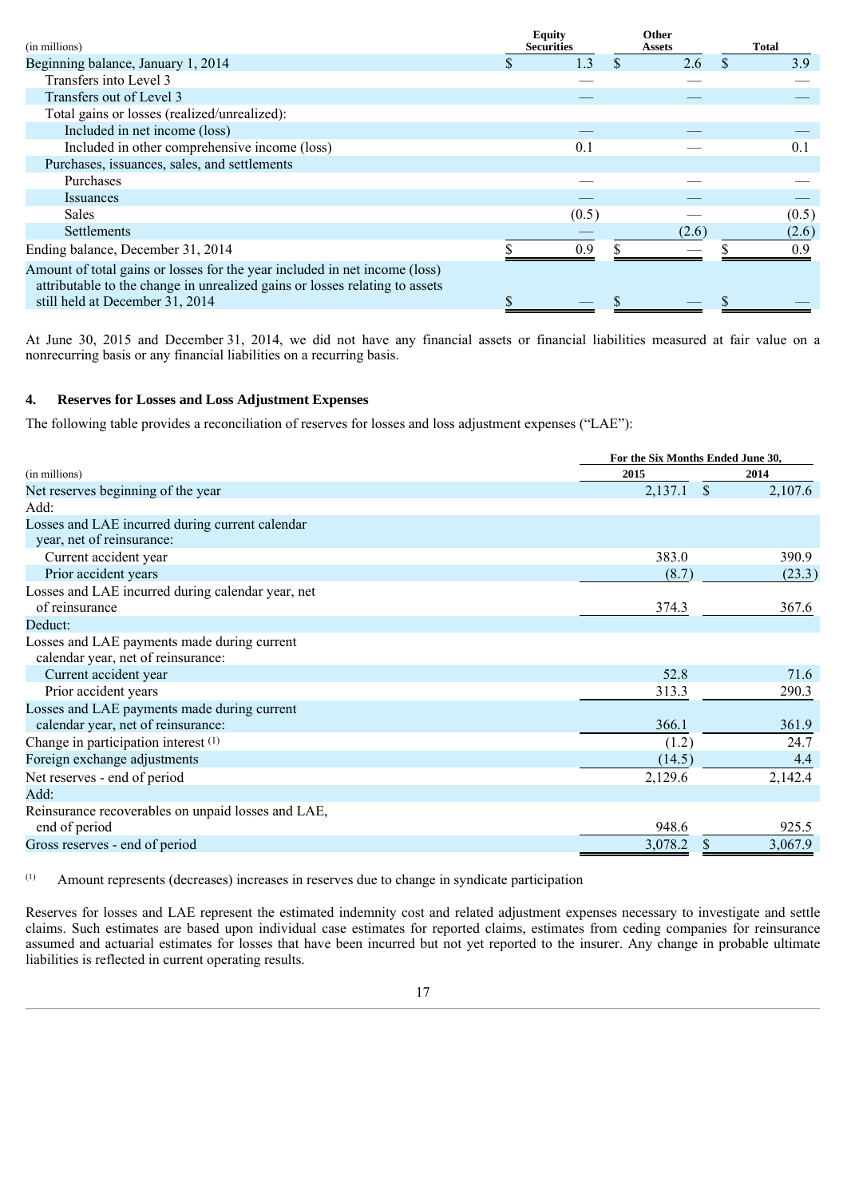| (in millions) | Equity Securities | Other Assets | Total |
|---|---|---|---|
| Beginning balance, January 1, 2014 | $ 1.3 | $ 2.6 | $ 3.9 |
| Transfers into Level 3 | — | — | — |
| Transfers out of Level 3 | — | — | — |
| Total gains or losses (realized/unrealized): | | | |
| Included in net income (loss) | — | — | — |
| Included in other comprehensive income (loss) | 0.1 | — | 0.1 |
| Purchases, issuances, sales, and settlements | | | |
| Purchases | — | — | — |
| Issuances | — | — | — |
| Sales | (0.5) | — | (0.5) |
| Settlements | — | (2.6) | (2.6) |
| Ending balance, December 31, 2014 | $ 0.9 | $ — | $ 0.9 |
| Amount of total gains or losses for the year included in net income (loss) attributable to the change in unrealized gains or losses relating to assets still held at December 31, 2014 | $ — | $ — | $ — |

At June 30, 2015 and December 31, 2014, we did not have any financial assets or financial liabilities measured at fair value on a nonrecurring basis or any financial liabilities on a recurring basis.

## 4. Reserves for Losses and Loss Adjustment Expenses

The following table provides a reconciliation of reserves for losses and loss adjustment expenses ("LAE"):

| (in millions) | For the Six Months Ended June 30, 2015 | 2014 |
|---|---|---|
| Net reserves beginning of the year | 2,137.1 | $ 2,107.6 |
| Add: | | |
| Losses and LAE incurred during current calendar year, net of reinsurance: | | |
| Current accident year | 383.0 | 390.9 |
| Prior accident years | (8.7) | (23.3) |
| Losses and LAE incurred during calendar year, net of reinsurance | 374.3 | 367.6 |
| Deduct: | | |
| Losses and LAE payments made during current calendar year, net of reinsurance: | | |
| Current accident year | 52.8 | 71.6 |
| Prior accident years | 313.3 | 290.3 |
| Losses and LAE payments made during current calendar year, net of reinsurance: | 366.1 | 361.9 |
| Change in participation interest (1) | (1.2) | 24.7 |
| Foreign exchange adjustments | (14.5) | 4.4 |
| Net reserves - end of period | 2,129.6 | 2,142.4 |
| Add: | | |
| Reinsurance recoverables on unpaid losses and LAE, end of period | 948.6 | 925.5 |
| Gross reserves - end of period | 3,078.2 | $ 3,067.9 |

(1) Amount represents (decreases) increases in reserves due to change in syndicate participation

Reserves for losses and LAE represent the estimated indemnity cost and related adjustment expenses necessary to investigate and settle claims. Such estimates are based upon individual case estimates for reported claims, estimates from ceding companies for reinsurance assumed and actuarial estimates for losses that have been incurred but not yet reported to the insurer. Any change in probable ultimate liabilities is reflected in current operating results.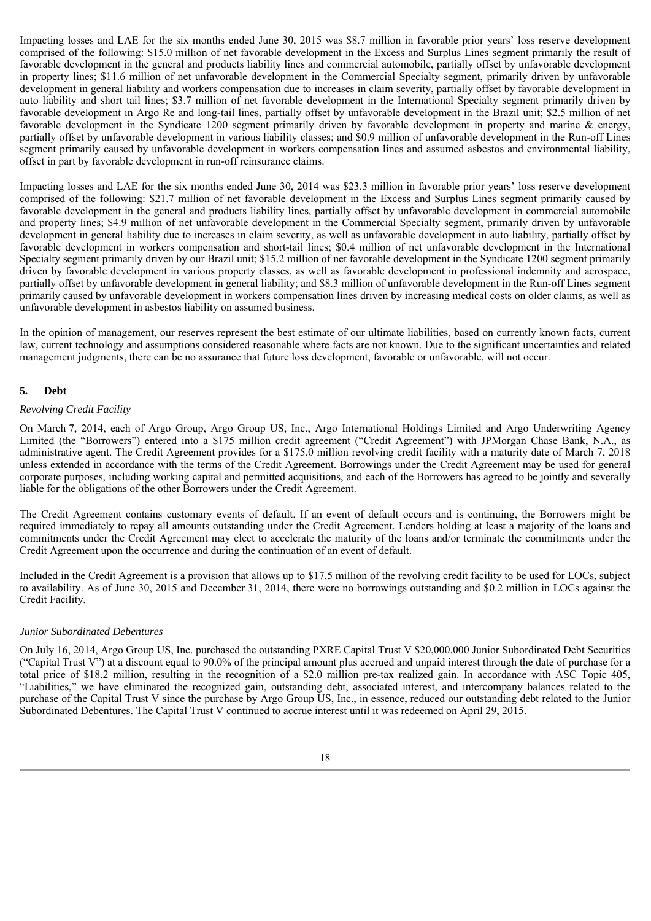Impacting losses and LAE for the six months ended June 30, 2015 was $8.7 million in favorable prior years' loss reserve development comprised of the following: $15.0 million of net favorable development in the Excess and Surplus Lines segment primarily the result of favorable development in the general and products liability lines and commercial automobile, partially offset by unfavorable development in property lines; $11.6 million of net unfavorable development in the Commercial Specialty segment, primarily driven by unfavorable development in general liability and workers compensation due to increases in claim severity, partially offset by favorable development in auto liability and short tail lines; $3.7 million of net favorable development in the International Specialty segment primarily driven by favorable development in Argo Re and long-tail lines, partially offset by unfavorable development in the Brazil unit; $2.5 million of net favorable development in the Syndicate 1200 segment primarily driven by favorable development in property and marine & energy, partially offset by unfavorable development in various liability classes; and $0.9 million of unfavorable development in the Run-off Lines segment primarily caused by unfavorable development in workers compensation lines and assumed asbestos and environmental liability, offset in part by favorable development in run-off reinsurance claims.

Impacting losses and LAE for the six months ended June 30, 2014 was $23.3 million in favorable prior years' loss reserve development comprised of the following: $21.7 million of net favorable development in the Excess and Surplus Lines segment primarily caused by favorable development in the general and products liability lines, partially offset by unfavorable development in commercial automobile and property lines; $4.9 million of net unfavorable development in the Commercial Specialty segment, primarily driven by unfavorable development in general liability due to increases in claim severity, as well as unfavorable development in auto liability, partially offset by favorable development in workers compensation and short-tail lines; $0.4 million of net unfavorable development in the International Specialty segment primarily driven by our Brazil unit; $15.2 million of net favorable development in the Syndicate 1200 segment primarily driven by favorable development in various property classes, as well as favorable development in professional indemnity and aerospace, partially offset by unfavorable development in general liability; and $8.3 million of unfavorable development in the Run-off Lines segment primarily caused by unfavorable development in workers compensation lines driven by increasing medical costs on older claims, as well as unfavorable development in asbestos liability on assumed business.

In the opinion of management, our reserves represent the best estimate of our ultimate liabilities, based on currently known facts, current law, current technology and assumptions considered reasonable where facts are not known. Due to the significant uncertainties and related management judgments, there can be no assurance that future loss development, favorable or unfavorable, will not occur.

## 5. Debt

*Revolving Credit Facility*

On March 7, 2014, each of Argo Group, Argo Group US, Inc., Argo International Holdings Limited and Argo Underwriting Agency Limited (the "Borrowers") entered into a $175 million credit agreement ("Credit Agreement") with JPMorgan Chase Bank, N.A., as administrative agent. The Credit Agreement provides for a $175.0 million revolving credit facility with a maturity date of March 7, 2018 unless extended in accordance with the terms of the Credit Agreement. Borrowings under the Credit Agreement may be used for general corporate purposes, including working capital and permitted acquisitions, and each of the Borrowers has agreed to be jointly and severally liable for the obligations of the other Borrowers under the Credit Agreement.

The Credit Agreement contains customary events of default. If an event of default occurs and is continuing, the Borrowers might be required immediately to repay all amounts outstanding under the Credit Agreement. Lenders holding at least a majority of the loans and commitments under the Credit Agreement may elect to accelerate the maturity of the loans and/or terminate the commitments under the Credit Agreement upon the occurrence and during the continuation of an event of default.

Included in the Credit Agreement is a provision that allows up to $17.5 million of the revolving credit facility to be used for LOCs, subject to availability. As of June 30, 2015 and December 31, 2014, there were no borrowings outstanding and $0.2 million in LOCs against the Credit Facility.

*Junior Subordinated Debentures*

On July 16, 2014, Argo Group US, Inc. purchased the outstanding PXRE Capital Trust V $20,000,000 Junior Subordinated Debt Securities ("Capital Trust V") at a discount equal to 90.0% of the principal amount plus accrued and unpaid interest through the date of purchase for a total price of $18.2 million, resulting in the recognition of a $2.0 million pre-tax realized gain. In accordance with ASC Topic 405, "Liabilities," we have eliminated the recognized gain, outstanding debt, associated interest, and intercompany balances related to the purchase of the Capital Trust V since the purchase by Argo Group US, Inc., in essence, reduced our outstanding debt related to the Junior Subordinated Debentures. The Capital Trust V continued to accrue interest until it was redeemed on April 29, 2015.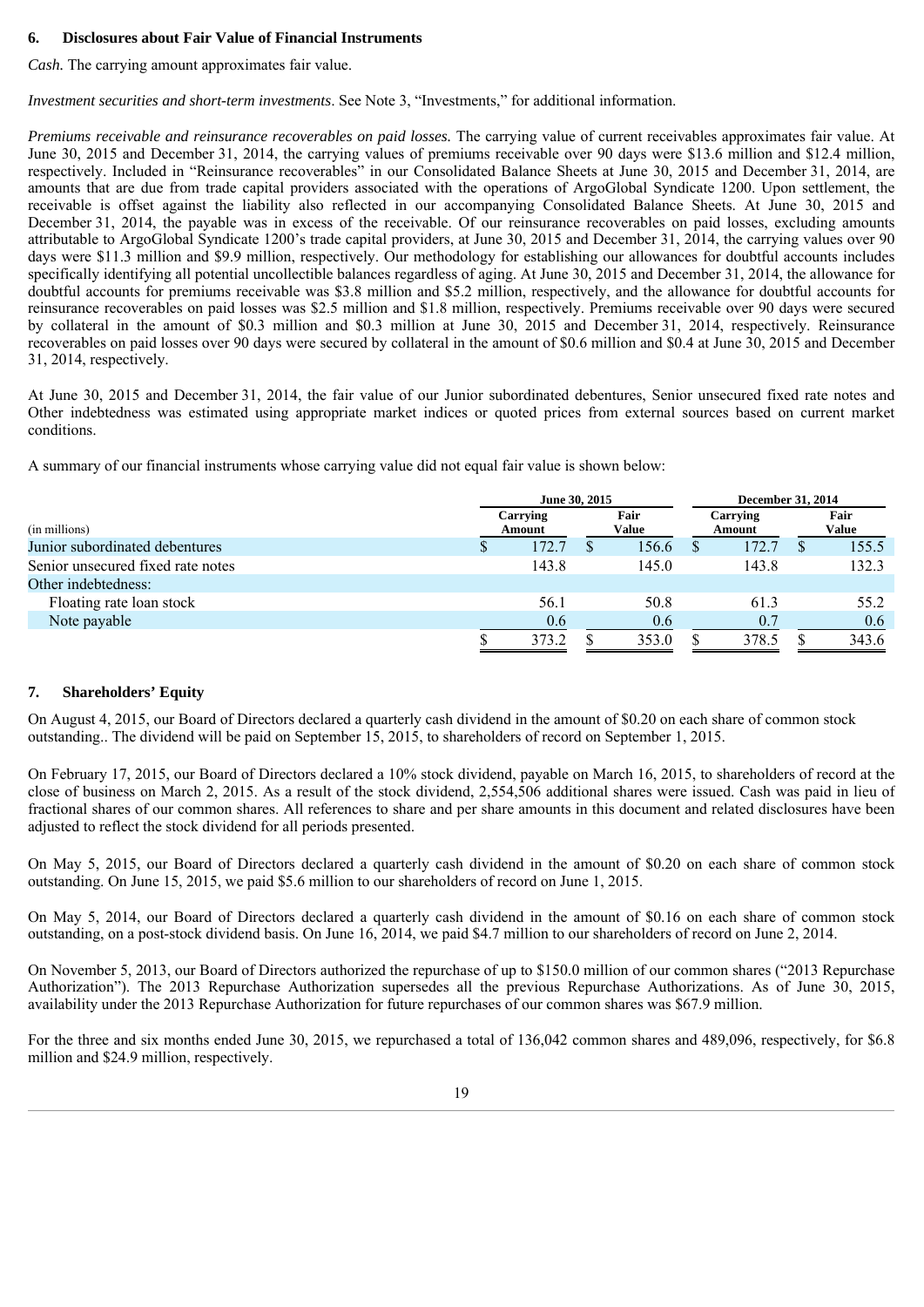## 6. Disclosures about Fair Value of Financial Instruments

*Cash.* The carrying amount approximates fair value.

*Investment securities and short-term investments*. See Note 3, "Investments," for additional information.

*Premiums receivable and reinsurance recoverables on paid losses.* The carrying value of current receivables approximates fair value. At June 30, 2015 and December 31, 2014, the carrying values of premiums receivable over 90 days were $13.6 million and $12.4 million, respectively. Included in "Reinsurance recoverables" in our Consolidated Balance Sheets at June 30, 2015 and December 31, 2014, are amounts that are due from trade capital providers associated with the operations of ArgoGlobal Syndicate 1200. Upon settlement, the receivable is offset against the liability also reflected in our accompanying Consolidated Balance Sheets. At June 30, 2015 and December 31, 2014, the payable was in excess of the receivable. Of our reinsurance recoverables on paid losses, excluding amounts attributable to ArgoGlobal Syndicate 1200's trade capital providers, at June 30, 2015 and December 31, 2014, the carrying values over 90 days were $11.3 million and $9.9 million, respectively. Our methodology for establishing our allowances for doubtful accounts includes specifically identifying all potential uncollectible balances regardless of aging. At June 30, 2015 and December 31, 2014, the allowance for doubtful accounts for premiums receivable was $3.8 million and $5.2 million, respectively, and the allowance for doubtful accounts for reinsurance recoverables on paid losses was $2.5 million and $1.8 million, respectively. Premiums receivable over 90 days were secured by collateral in the amount of $0.3 million and $0.3 million at June 30, 2015 and December 31, 2014, respectively. Reinsurance recoverables on paid losses over 90 days were secured by collateral in the amount of $0.6 million and $0.4 at June 30, 2015 and December 31, 2014, respectively.

At June 30, 2015 and December 31, 2014, the fair value of our Junior subordinated debentures, Senior unsecured fixed rate notes and Other indebtedness was estimated using appropriate market indices or quoted prices from external sources based on current market conditions.

A summary of our financial instruments whose carrying value did not equal fair value is shown below:

| | June 30, 2015 | | December 31, 2014 | |
|---|---|---|---|---|
| (in millions) | Carrying Amount | Fair Value | Carrying Amount | Fair Value |
| Junior subordinated debentures | $ 172.7 | $ 156.6 | $ 172.7 | $ 155.5 |
| Senior unsecured fixed rate notes | 143.8 | 145.0 | 143.8 | 132.3 |
| Other indebtedness: | | | | |
| Floating rate loan stock | 56.1 | 50.8 | 61.3 | 55.2 |
| Note payable | 0.6 | 0.6 | 0.7 | 0.6 |
| | $ 373.2 | $ 353.0 | $ 378.5 | $ 343.6 |

## 7. Shareholders' Equity

On August 4, 2015, our Board of Directors declared a quarterly cash dividend in the amount of $0.20 on each share of common stock outstanding.. The dividend will be paid on September 15, 2015, to shareholders of record on September 1, 2015.

On February 17, 2015, our Board of Directors declared a 10% stock dividend, payable on March 16, 2015, to shareholders of record at the close of business on March 2, 2015. As a result of the stock dividend, 2,554,506 additional shares were issued. Cash was paid in lieu of fractional shares of our common shares. All references to share and per share amounts in this document and related disclosures have been adjusted to reflect the stock dividend for all periods presented.

On May 5, 2015, our Board of Directors declared a quarterly cash dividend in the amount of $0.20 on each share of common stock outstanding. On June 15, 2015, we paid $5.6 million to our shareholders of record on June 1, 2015.

On May 5, 2014, our Board of Directors declared a quarterly cash dividend in the amount of $0.16 on each share of common stock outstanding, on a post-stock dividend basis. On June 16, 2014, we paid $4.7 million to our shareholders of record on June 2, 2014.

On November 5, 2013, our Board of Directors authorized the repurchase of up to $150.0 million of our common shares ("2013 Repurchase Authorization"). The 2013 Repurchase Authorization supersedes all the previous Repurchase Authorizations. As of June 30, 2015, availability under the 2013 Repurchase Authorization for future repurchases of our common shares was $67.9 million.

For the three and six months ended June 30, 2015, we repurchased a total of 136,042 common shares and 489,096, respectively, for $6.8 million and $24.9 million, respectively.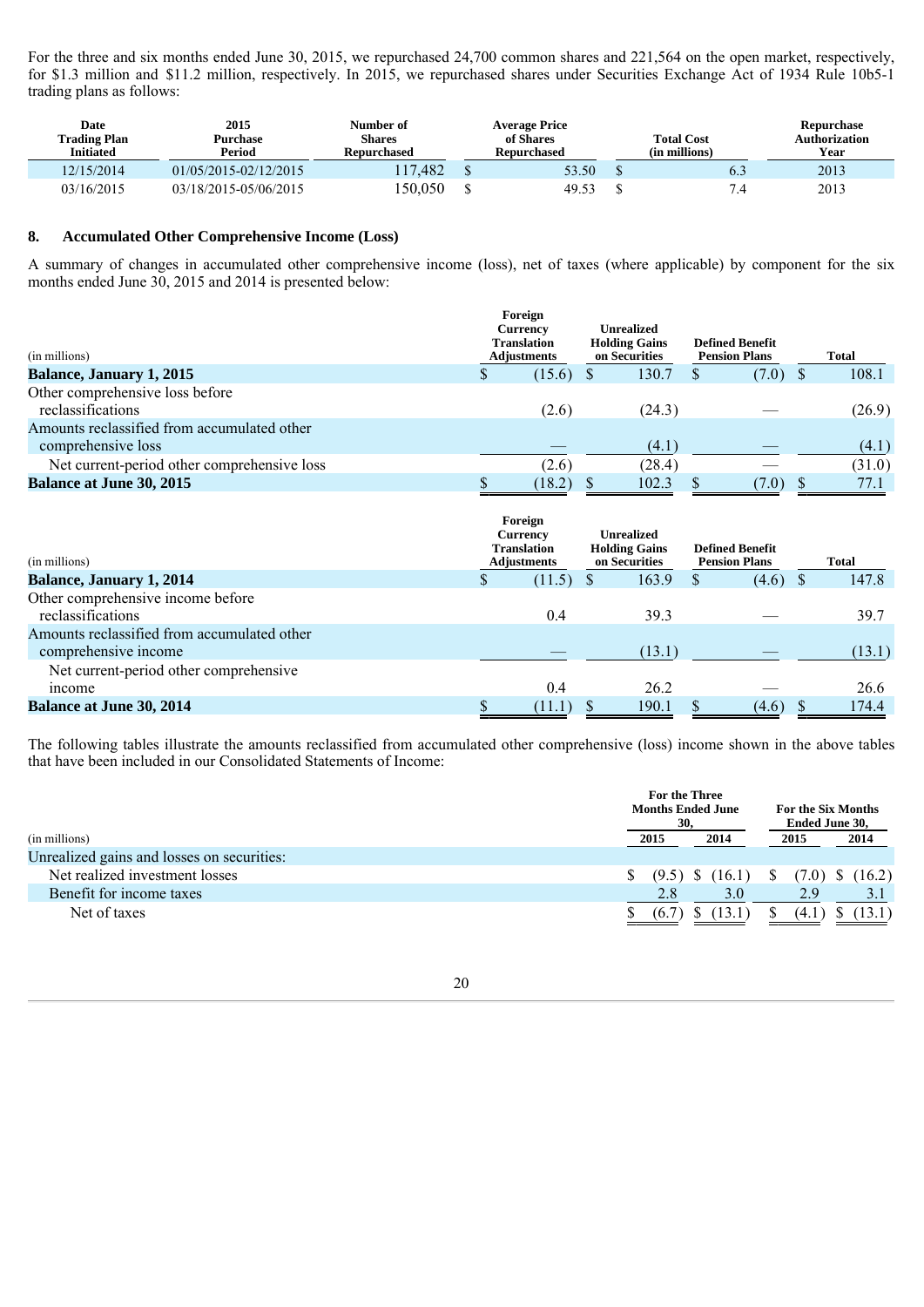For the three and six months ended June 30, 2015, we repurchased 24,700 common shares and 221,564 on the open market, respectively, for $1.3 million and $11.2 million, respectively. In 2015, we repurchased shares under Securities Exchange Act of 1934 Rule 10b5-1 trading plans as follows:

| Date Trading Plan Initiated | 2015 Purchase Period | Number of Shares Repurchased | Average Price of Shares Repurchased | Total Cost (in millions) | Repurchase Authorization Year |
|---|---|---|---|---|---|
| 12/15/2014 | 01/05/2015-02/12/2015 | 117,482 | $ 53.50 | $ 6.3 | 2013 |
| 03/16/2015 | 03/18/2015-05/06/2015 | 150,050 | $ 49.53 | $ 7.4 | 2013 |

## 8. Accumulated Other Comprehensive Income (Loss)

A summary of changes in accumulated other comprehensive income (loss), net of taxes (where applicable) by component for the six months ended June 30, 2015 and 2014 is presented below:

| (in millions) | Foreign Currency Translation Adjustments | Unrealized Holding Gains on Securities | Defined Benefit Pension Plans | Total |
|---|---|---|---|---|
| **Balance, January 1, 2015** | $ (15.6) | $ 130.7 | $ (7.0) | $ 108.1 |
| Other comprehensive loss before reclassifications | (2.6) | (24.3) | — | (26.9) |
| Amounts reclassified from accumulated other comprehensive loss | — | (4.1) | — | (4.1) |
| Net current-period other comprehensive loss | (2.6) | (28.4) | — | (31.0) |
| **Balance at June 30, 2015** | $ (18.2) | $ 102.3 | $ (7.0) | $ 77.1 |

| (in millions) | Foreign Currency Translation Adjustments | Unrealized Holding Gains on Securities | Defined Benefit Pension Plans | Total |
|---|---|---|---|---|
| **Balance, January 1, 2014** | $ (11.5) | $ 163.9 | $ (4.6) | $ 147.8 |
| Other comprehensive income before reclassifications | 0.4 | 39.3 | — | 39.7 |
| Amounts reclassified from accumulated other comprehensive income | — | (13.1) | — | (13.1) |
| Net current-period other comprehensive income | 0.4 | 26.2 | — | 26.6 |
| **Balance at June 30, 2014** | $ (11.1) | $ 190.1 | $ (4.6) | $ 174.4 |

The following tables illustrate the amounts reclassified from accumulated other comprehensive (loss) income shown in the above tables that have been included in our Consolidated Statements of Income:

| (in millions) | For the Three Months Ended June 30, | | For the Six Months Ended June 30, | |
|---|---|---|---|---|
| | 2015 | 2014 | 2015 | 2014 |
| Unrealized gains and losses on securities: | | | | |
| Net realized investment losses | $ (9.5) | $ (16.1) | $ (7.0) | $ (16.2) |
| Benefit for income taxes | 2.8 | 3.0 | 2.9 | 3.1 |
| Net of taxes | $ (6.7) | $ (13.1) | $ (4.1) | $ (13.1) |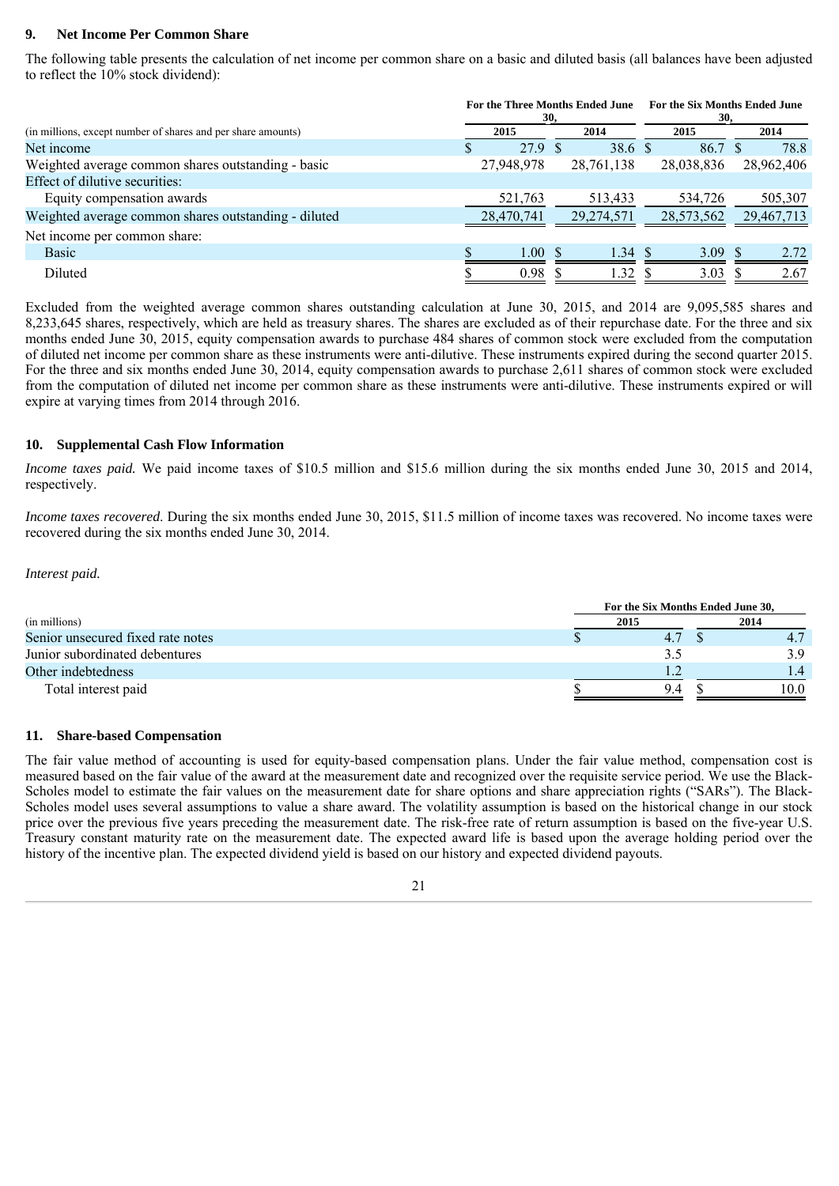## 9. Net Income Per Common Share

The following table presents the calculation of net income per common share on a basic and diluted basis (all balances have been adjusted to reflect the 10% stock dividend):

| (in millions, except number of shares and per share amounts) | For the Three Months Ended June 30, 2015 | For the Three Months Ended June 30, 2014 | For the Six Months Ended June 30, 2015 | For the Six Months Ended June 30, 2014 |
|---|---|---|---|---|
| Net income | $ 27.9 | $ 38.6 | $ 86.7 | $ 78.8 |
| Weighted average common shares outstanding - basic | 27,948,978 | 28,761,138 | 28,038,836 | 28,962,406 |
| Effect of dilutive securities: | | | | |
| Equity compensation awards | 521,763 | 513,433 | 534,726 | 505,307 |
| Weighted average common shares outstanding - diluted | 28,470,741 | 29,274,571 | 28,573,562 | 29,467,713 |
| Net income per common share: | | | | |
| Basic | $ 1.00 | $ 1.34 | $ 3.09 | $ 2.72 |
| Diluted | $ 0.98 | $ 1.32 | $ 3.03 | $ 2.67 |

Excluded from the weighted average common shares outstanding calculation at June 30, 2015, and 2014 are 9,095,585 shares and 8,233,645 shares, respectively, which are held as treasury shares. The shares are excluded as of their repurchase date. For the three and six months ended June 30, 2015, equity compensation awards to purchase 484 shares of common stock were excluded from the computation of diluted net income per common share as these instruments were anti-dilutive. These instruments expired during the second quarter 2015. For the three and six months ended June 30, 2014, equity compensation awards to purchase 2,611 shares of common stock were excluded from the computation of diluted net income per common share as these instruments were anti-dilutive. These instruments expired or will expire at varying times from 2014 through 2016.

## 10. Supplemental Cash Flow Information

*Income taxes paid.* We paid income taxes of $10.5 million and $15.6 million during the six months ended June 30, 2015 and 2014, respectively.

*Income taxes recovered*. During the six months ended June 30, 2015, $11.5 million of income taxes was recovered. No income taxes were recovered during the six months ended June 30, 2014.

*Interest paid.*

| (in millions) | For the Six Months Ended June 30, 2015 | For the Six Months Ended June 30, 2014 |
|---|---|---|
| Senior unsecured fixed rate notes | $ 4.7 | $ 4.7 |
| Junior subordinated debentures | 3.5 | 3.9 |
| Other indebtedness | 1.2 | 1.4 |
| Total interest paid | $ 9.4 | $ 10.0 |

## 11. Share-based Compensation

The fair value method of accounting is used for equity-based compensation plans. Under the fair value method, compensation cost is measured based on the fair value of the award at the measurement date and recognized over the requisite service period. We use the Black-Scholes model to estimate the fair values on the measurement date for share options and share appreciation rights ("SARs"). The Black-Scholes model uses several assumptions to value a share award. The volatility assumption is based on the historical change in our stock price over the previous five years preceding the measurement date. The risk-free rate of return assumption is based on the five-year U.S. Treasury constant maturity rate on the measurement date. The expected award life is based upon the average holding period over the history of the incentive plan. The expected dividend yield is based on our history and expected dividend payouts.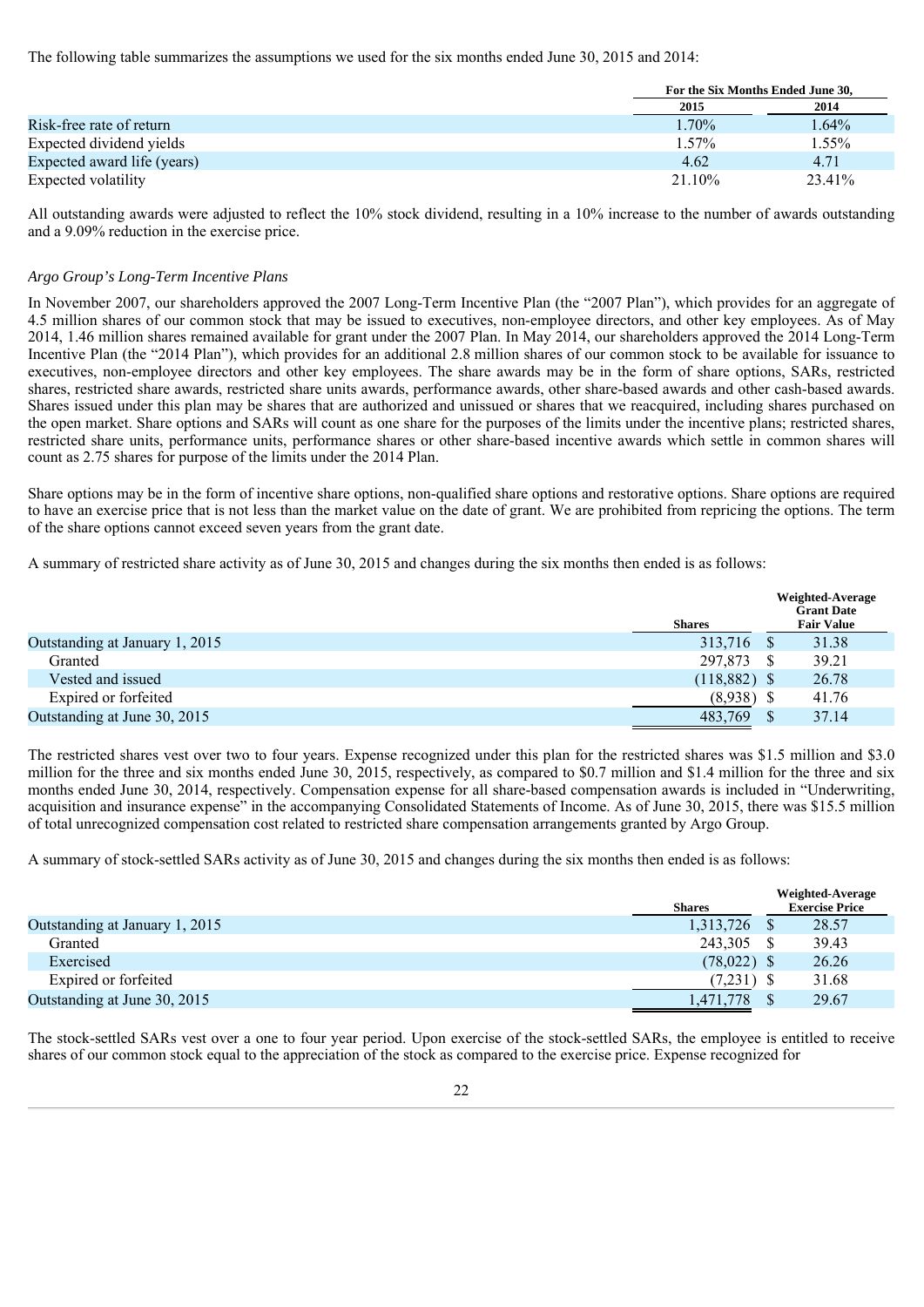The following table summarizes the assumptions we used for the six months ended June 30, 2015 and 2014:

| | For the Six Months Ended June 30, | |
|---|---|---|
| | 2015 | 2014 |
| Risk-free rate of return | 1.70% | 1.64% |
| Expected dividend yields | 1.57% | 1.55% |
| Expected award life (years) | 4.62 | 4.71 |
| Expected volatility | 21.10% | 23.41% |

All outstanding awards were adjusted to reflect the 10% stock dividend, resulting in a 10% increase to the number of awards outstanding and a 9.09% reduction in the exercise price.

*Argo Group's Long-Term Incentive Plans*

In November 2007, our shareholders approved the 2007 Long-Term Incentive Plan (the "2007 Plan"), which provides for an aggregate of 4.5 million shares of our common stock that may be issued to executives, non-employee directors, and other key employees. As of May 2014, 1.46 million shares remained available for grant under the 2007 Plan. In May 2014, our shareholders approved the 2014 Long-Term Incentive Plan (the "2014 Plan"), which provides for an additional 2.8 million shares of our common stock to be available for issuance to executives, non-employee directors and other key employees. The share awards may be in the form of share options, SARs, restricted shares, restricted share awards, restricted share units awards, performance awards, other share-based awards and other cash-based awards. Shares issued under this plan may be shares that are authorized and unissued or shares that we reacquired, including shares purchased on the open market. Share options and SARs will count as one share for the purposes of the limits under the incentive plans; restricted shares, restricted share units, performance units, performance shares or other share-based incentive awards which settle in common shares will count as 2.75 shares for purpose of the limits under the 2014 Plan.

Share options may be in the form of incentive share options, non-qualified share options and restorative options. Share options are required to have an exercise price that is not less than the market value on the date of grant. We are prohibited from repricing the options. The term of the share options cannot exceed seven years from the grant date.

A summary of restricted share activity as of June 30, 2015 and changes during the six months then ended is as follows:

| | Shares | Weighted-Average Grant Date Fair Value |
|---|---|---|
| Outstanding at January 1, 2015 | 313,716 | $ 31.38 |
| Granted | 297,873 | $ 39.21 |
| Vested and issued | (118,882) | $ 26.78 |
| Expired or forfeited | (8,938) | $ 41.76 |
| Outstanding at June 30, 2015 | 483,769 | $ 37.14 |

The restricted shares vest over two to four years. Expense recognized under this plan for the restricted shares was $1.5 million and $3.0 million for the three and six months ended June 30, 2015, respectively, as compared to $0.7 million and $1.4 million for the three and six months ended June 30, 2014, respectively. Compensation expense for all share-based compensation awards is included in "Underwriting, acquisition and insurance expense" in the accompanying Consolidated Statements of Income. As of June 30, 2015, there was $15.5 million of total unrecognized compensation cost related to restricted share compensation arrangements granted by Argo Group.

A summary of stock-settled SARs activity as of June 30, 2015 and changes during the six months then ended is as follows:

| | Shares | Weighted-Average Exercise Price |
|---|---|---|
| Outstanding at January 1, 2015 | 1,313,726 | $ 28.57 |
| Granted | 243,305 | $ 39.43 |
| Exercised | (78,022) | $ 26.26 |
| Expired or forfeited | (7,231) | $ 31.68 |
| Outstanding at June 30, 2015 | 1,471,778 | $ 29.67 |

The stock-settled SARs vest over a one to four year period. Upon exercise of the stock-settled SARs, the employee is entitled to receive shares of our common stock equal to the appreciation of the stock as compared to the exercise price. Expense recognized for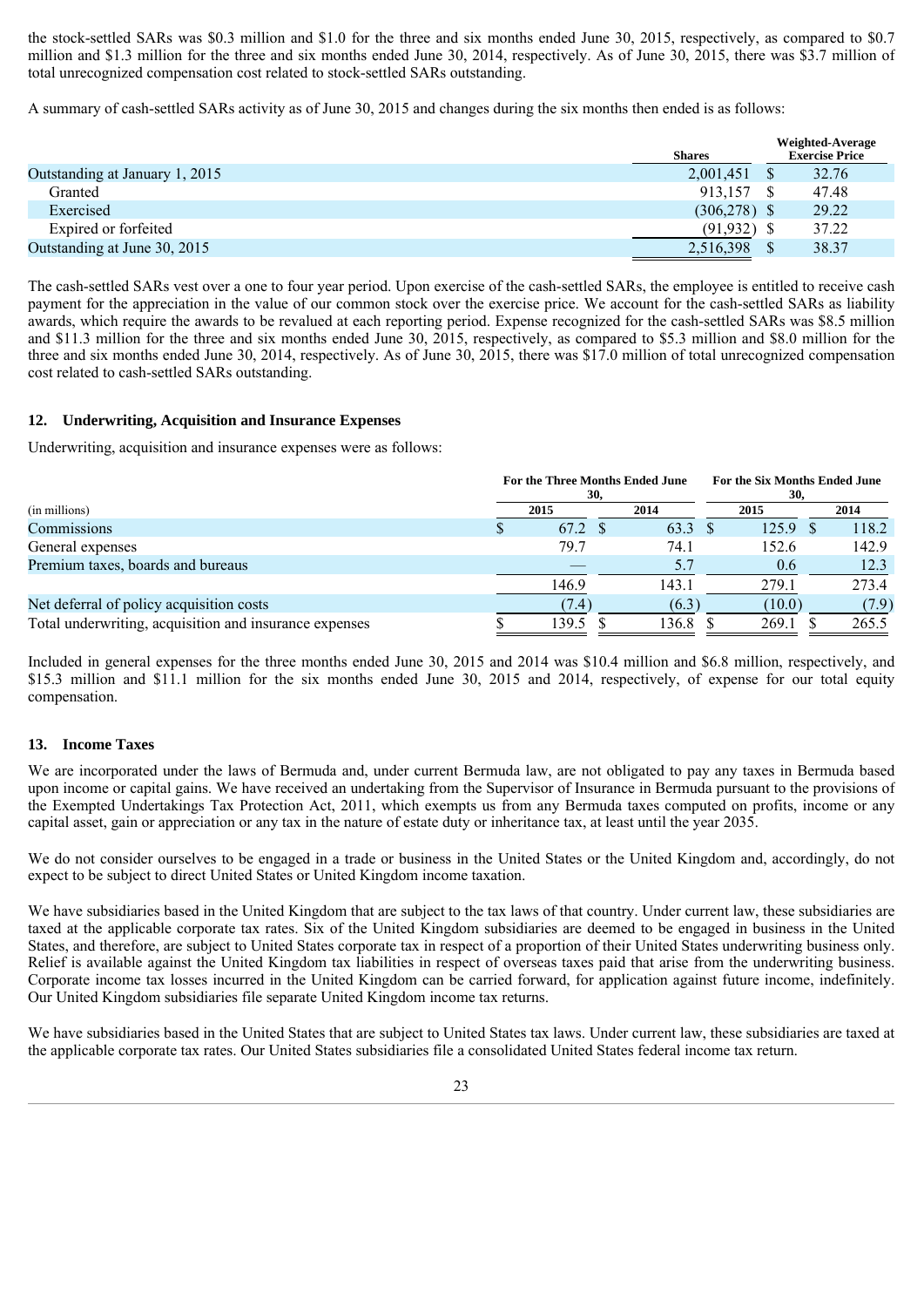the stock-settled SARs was $0.3 million and $1.0 for the three and six months ended June 30, 2015, respectively, as compared to $0.7 million and $1.3 million for the three and six months ended June 30, 2014, respectively. As of June 30, 2015, there was $3.7 million of total unrecognized compensation cost related to stock-settled SARs outstanding.

A summary of cash-settled SARs activity as of June 30, 2015 and changes during the six months then ended is as follows:

| | Shares | Weighted-Average Exercise Price |
|---|---|---|
| Outstanding at January 1, 2015 | 2,001,451 | $ 32.76 |
| Granted | 913,157 | $ 47.48 |
| Exercised | (306,278) | $ 29.22 |
| Expired or forfeited | (91,932) | $ 37.22 |
| Outstanding at June 30, 2015 | 2,516,398 | $ 38.37 |

The cash-settled SARs vest over a one to four year period. Upon exercise of the cash-settled SARs, the employee is entitled to receive cash payment for the appreciation in the value of our common stock over the exercise price. We account for the cash-settled SARs as liability awards, which require the awards to be revalued at each reporting period. Expense recognized for the cash-settled SARs was $8.5 million and $11.3 million for the three and six months ended June 30, 2015, respectively, as compared to $5.3 million and $8.0 million for the three and six months ended June 30, 2014, respectively. As of June 30, 2015, there was $17.0 million of total unrecognized compensation cost related to cash-settled SARs outstanding.

## 12. Underwriting, Acquisition and Insurance Expenses

Underwriting, acquisition and insurance expenses were as follows:

| | For the Three Months Ended June 30, | | For the Six Months Ended June 30, | |
|---|---|---|---|---|
| (in millions) | 2015 | 2014 | 2015 | 2014 |
| Commissions | $ 67.2 | $ 63.3 | $ 125.9 | $ 118.2 |
| General expenses | 79.7 | 74.1 | 152.6 | 142.9 |
| Premium taxes, boards and bureaus | — | 5.7 | 0.6 | 12.3 |
| | 146.9 | 143.1 | 279.1 | 273.4 |
| Net deferral of policy acquisition costs | (7.4) | (6.3) | (10.0) | (7.9) |
| Total underwriting, acquisition and insurance expenses | $ 139.5 | $ 136.8 | $ 269.1 | $ 265.5 |

Included in general expenses for the three months ended June 30, 2015 and 2014 was $10.4 million and $6.8 million, respectively, and $15.3 million and $11.1 million for the six months ended June 30, 2015 and 2014, respectively, of expense for our total equity compensation.

## 13. Income Taxes

We are incorporated under the laws of Bermuda and, under current Bermuda law, are not obligated to pay any taxes in Bermuda based upon income or capital gains. We have received an undertaking from the Supervisor of Insurance in Bermuda pursuant to the provisions of the Exempted Undertakings Tax Protection Act, 2011, which exempts us from any Bermuda taxes computed on profits, income or any capital asset, gain or appreciation or any tax in the nature of estate duty or inheritance tax, at least until the year 2035.

We do not consider ourselves to be engaged in a trade or business in the United States or the United Kingdom and, accordingly, do not expect to be subject to direct United States or United Kingdom income taxation.

We have subsidiaries based in the United Kingdom that are subject to the tax laws of that country. Under current law, these subsidiaries are taxed at the applicable corporate tax rates. Six of the United Kingdom subsidiaries are deemed to be engaged in business in the United States, and therefore, are subject to United States corporate tax in respect of a proportion of their United States underwriting business only. Relief is available against the United Kingdom tax liabilities in respect of overseas taxes paid that arise from the underwriting business. Corporate income tax losses incurred in the United Kingdom can be carried forward, for application against future income, indefinitely. Our United Kingdom subsidiaries file separate United Kingdom income tax returns.

We have subsidiaries based in the United States that are subject to United States tax laws. Under current law, these subsidiaries are taxed at the applicable corporate tax rates. Our United States subsidiaries file a consolidated United States federal income tax return.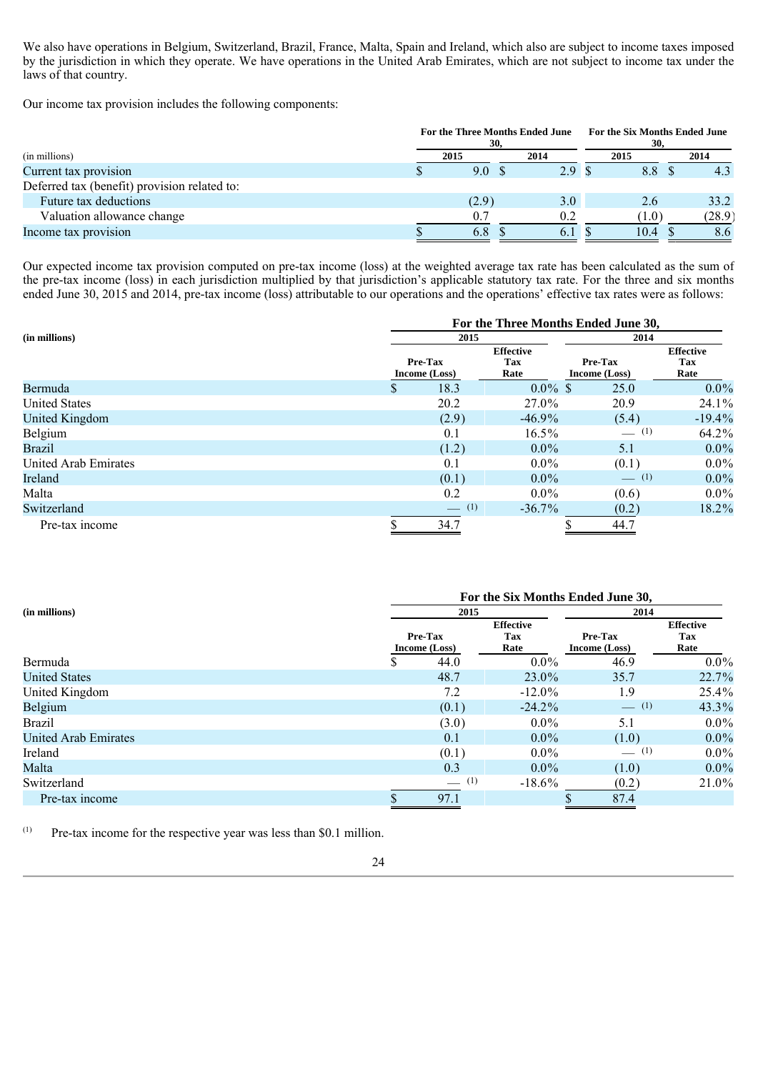We also have operations in Belgium, Switzerland, Brazil, France, Malta, Spain and Ireland, which also are subject to income taxes imposed by the jurisdiction in which they operate. We have operations in the United Arab Emirates, which are not subject to income tax under the laws of that country.

Our income tax provision includes the following components:

| (in millions) | For the Three Months Ended June 30, 2015 | For the Three Months Ended June 30, 2014 | For the Six Months Ended June 30, 2015 | For the Six Months Ended June 30, 2014 |
|---|---|---|---|---|
| Current tax provision | $ 9.0 | $ 2.9 | $ 8.8 | $ 4.3 |
| Deferred tax (benefit) provision related to: | | | | |
| Future tax deductions | (2.9) | 3.0 | 2.6 | 33.2 |
| Valuation allowance change | 0.7 | 0.2 | (1.0) | (28.9) |
| Income tax provision | $ 6.8 | $ 6.1 | $ 10.4 | $ 8.6 |

Our expected income tax provision computed on pre-tax income (loss) at the weighted average tax rate has been calculated as the sum of the pre-tax income (loss) in each jurisdiction multiplied by that jurisdiction's applicable statutory tax rate. For the three and six months ended June 30, 2015 and 2014, pre-tax income (loss) attributable to our operations and the operations' effective tax rates were as follows:

| (in millions) | For the Three Months Ended June 30, 2015 | | For the Three Months Ended June 30, 2014 | |
|---|---|---|---|---|
| | Pre-Tax Income (Loss) | Effective Tax Rate | Pre-Tax Income (Loss) | Effective Tax Rate |
| Bermuda | $ 18.3 | 0.0% | $ 25.0 | 0.0% |
| United States | 20.2 | 27.0% | 20.9 | 24.1% |
| United Kingdom | (2.9) | -46.9% | (5.4) | -19.4% |
| Belgium | 0.1 | 16.5% | — (1) | 64.2% |
| Brazil | (1.2) | 0.0% | 5.1 | 0.0% |
| United Arab Emirates | 0.1 | 0.0% | (0.1) | 0.0% |
| Ireland | (0.1) | 0.0% | — (1) | 0.0% |
| Malta | 0.2 | 0.0% | (0.6) | 0.0% |
| Switzerland | — (1) | -36.7% | (0.2) | 18.2% |
| Pre-tax income | $ 34.7 | | $ 44.7 | |

| (in millions) | For the Six Months Ended June 30, 2015 | | For the Six Months Ended June 30, 2014 | |
|---|---|---|---|---|
| | Pre-Tax Income (Loss) | Effective Tax Rate | Pre-Tax Income (Loss) | Effective Tax Rate |
| Bermuda | $ 44.0 | 0.0% | 46.9 | 0.0% |
| United States | 48.7 | 23.0% | 35.7 | 22.7% |
| United Kingdom | 7.2 | -12.0% | 1.9 | 25.4% |
| Belgium | (0.1) | -24.2% | — (1) | 43.3% |
| Brazil | (3.0) | 0.0% | 5.1 | 0.0% |
| United Arab Emirates | 0.1 | 0.0% | (1.0) | 0.0% |
| Ireland | (0.1) | 0.0% | — (1) | 0.0% |
| Malta | 0.3 | 0.0% | (1.0) | 0.0% |
| Switzerland | — (1) | -18.6% | (0.2) | 21.0% |
| Pre-tax income | $ 97.1 | | $ 87.4 | |

(1) Pre-tax income for the respective year was less than $0.1 million.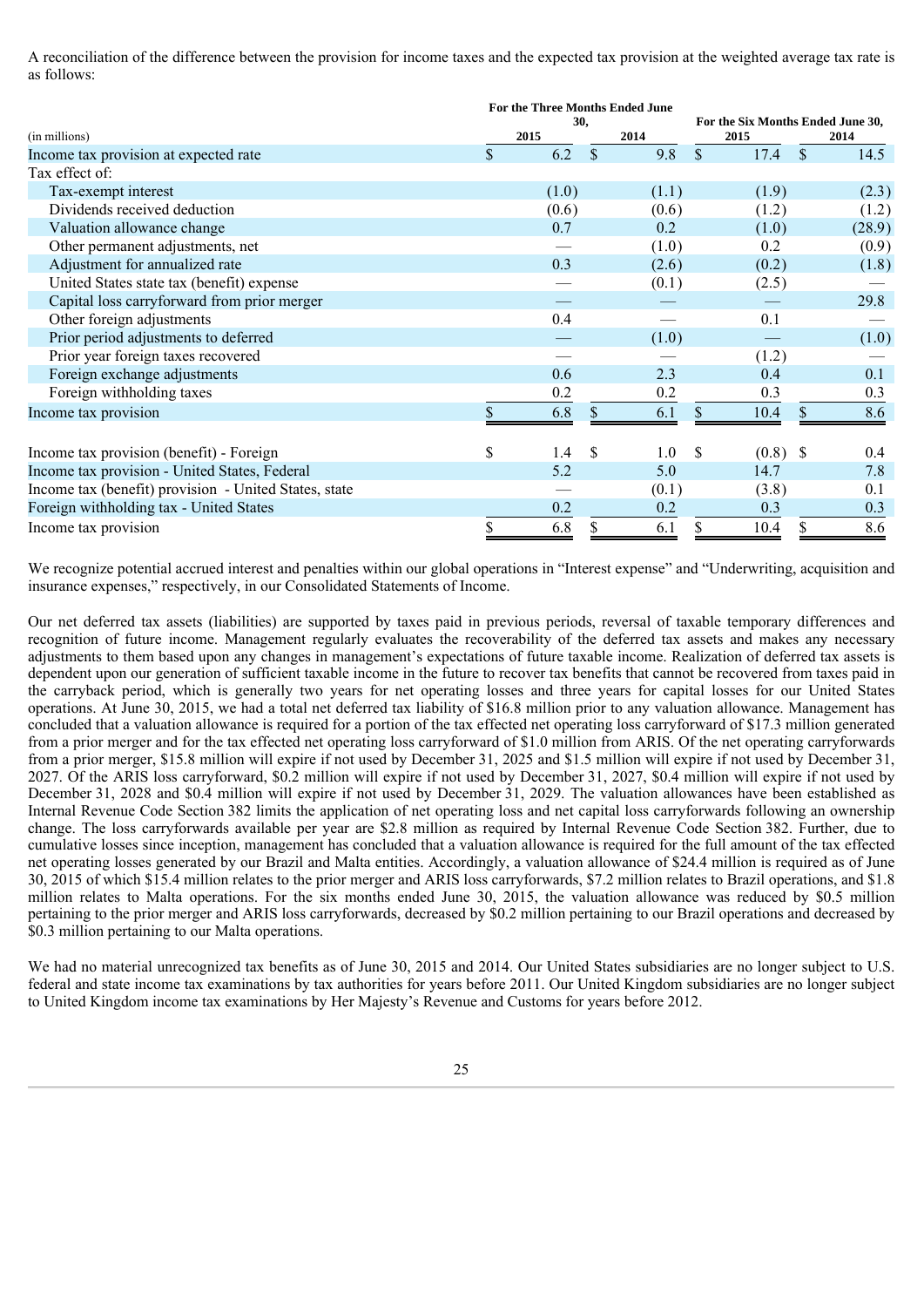A reconciliation of the difference between the provision for income taxes and the expected tax provision at the weighted average tax rate is as follows:

| (in millions) | For the Three Months Ended June 30, 2015 | For the Three Months Ended June 30, 2014 | For the Six Months Ended June 30, 2015 | For the Six Months Ended June 30, 2014 |
|---|---|---|---|---|
| Income tax provision at expected rate | $ 6.2 | $ 9.8 | $ 17.4 | $ 14.5 |
| Tax effect of: | | | | |
| Tax-exempt interest | (1.0) | (1.1) | (1.9) | (2.3) |
| Dividends received deduction | (0.6) | (0.6) | (1.2) | (1.2) |
| Valuation allowance change | 0.7 | 0.2 | (1.0) | (28.9) |
| Other permanent adjustments, net | — | (1.0) | 0.2 | (0.9) |
| Adjustment for annualized rate | 0.3 | (2.6) | (0.2) | (1.8) |
| United States state tax (benefit) expense | — | (0.1) | (2.5) | — |
| Capital loss carryforward from prior merger | — | — | — | 29.8 |
| Other foreign adjustments | 0.4 | — | 0.1 | — |
| Prior period adjustments to deferred | — | (1.0) | — | (1.0) |
| Prior year foreign taxes recovered | — | — | (1.2) | — |
| Foreign exchange adjustments | 0.6 | 2.3 | 0.4 | 0.1 |
| Foreign withholding taxes | 0.2 | 0.2 | 0.3 | 0.3 |
| Income tax provision | $ 6.8 | $ 6.1 | $ 10.4 | $ 8.6 |
| | | | | |
| Income tax provision (benefit) - Foreign | $ 1.4 | $ 1.0 | $ (0.8) | $ 0.4 |
| Income tax provision - United States, Federal | 5.2 | 5.0 | 14.7 | 7.8 |
| Income tax (benefit) provision - United States, state | — | (0.1) | (3.8) | 0.1 |
| Foreign withholding tax - United States | 0.2 | 0.2 | 0.3 | 0.3 |
| Income tax provision | $ 6.8 | $ 6.1 | $ 10.4 | $ 8.6 |

We recognize potential accrued interest and penalties within our global operations in "Interest expense" and "Underwriting, acquisition and insurance expenses," respectively, in our Consolidated Statements of Income.

Our net deferred tax assets (liabilities) are supported by taxes paid in previous periods, reversal of taxable temporary differences and recognition of future income. Management regularly evaluates the recoverability of the deferred tax assets and makes any necessary adjustments to them based upon any changes in management's expectations of future taxable income. Realization of deferred tax assets is dependent upon our generation of sufficient taxable income in the future to recover tax benefits that cannot be recovered from taxes paid in the carryback period, which is generally two years for net operating losses and three years for capital losses for our United States operations. At June 30, 2015, we had a total net deferred tax liability of $16.8 million prior to any valuation allowance. Management has concluded that a valuation allowance is required for a portion of the tax effected net operating loss carryforward of $17.3 million generated from a prior merger and for the tax effected net operating loss carryforward of $1.0 million from ARIS. Of the net operating carryforwards from a prior merger, $15.8 million will expire if not used by December 31, 2025 and $1.5 million will expire if not used by December 31, 2027. Of the ARIS loss carryforward, $0.2 million will expire if not used by December 31, 2027, $0.4 million will expire if not used by December 31, 2028 and $0.4 million will expire if not used by December 31, 2029. The valuation allowances have been established as Internal Revenue Code Section 382 limits the application of net operating loss and net capital loss carryforwards following an ownership change. The loss carryforwards available per year are $2.8 million as required by Internal Revenue Code Section 382. Further, due to cumulative losses since inception, management has concluded that a valuation allowance is required for the full amount of the tax effected net operating losses generated by our Brazil and Malta entities. Accordingly, a valuation allowance of $24.4 million is required as of June 30, 2015 of which $15.4 million relates to the prior merger and ARIS loss carryforwards, $7.2 million relates to Brazil operations, and $1.8 million relates to Malta operations. For the six months ended June 30, 2015, the valuation allowance was reduced by $0.5 million pertaining to the prior merger and ARIS loss carryforwards, decreased by $0.2 million pertaining to our Brazil operations and decreased by $0.3 million pertaining to our Malta operations.

We had no material unrecognized tax benefits as of June 30, 2015 and 2014. Our United States subsidiaries are no longer subject to U.S. federal and state income tax examinations by tax authorities for years before 2011. Our United Kingdom subsidiaries are no longer subject to United Kingdom income tax examinations by Her Majesty's Revenue and Customs for years before 2012.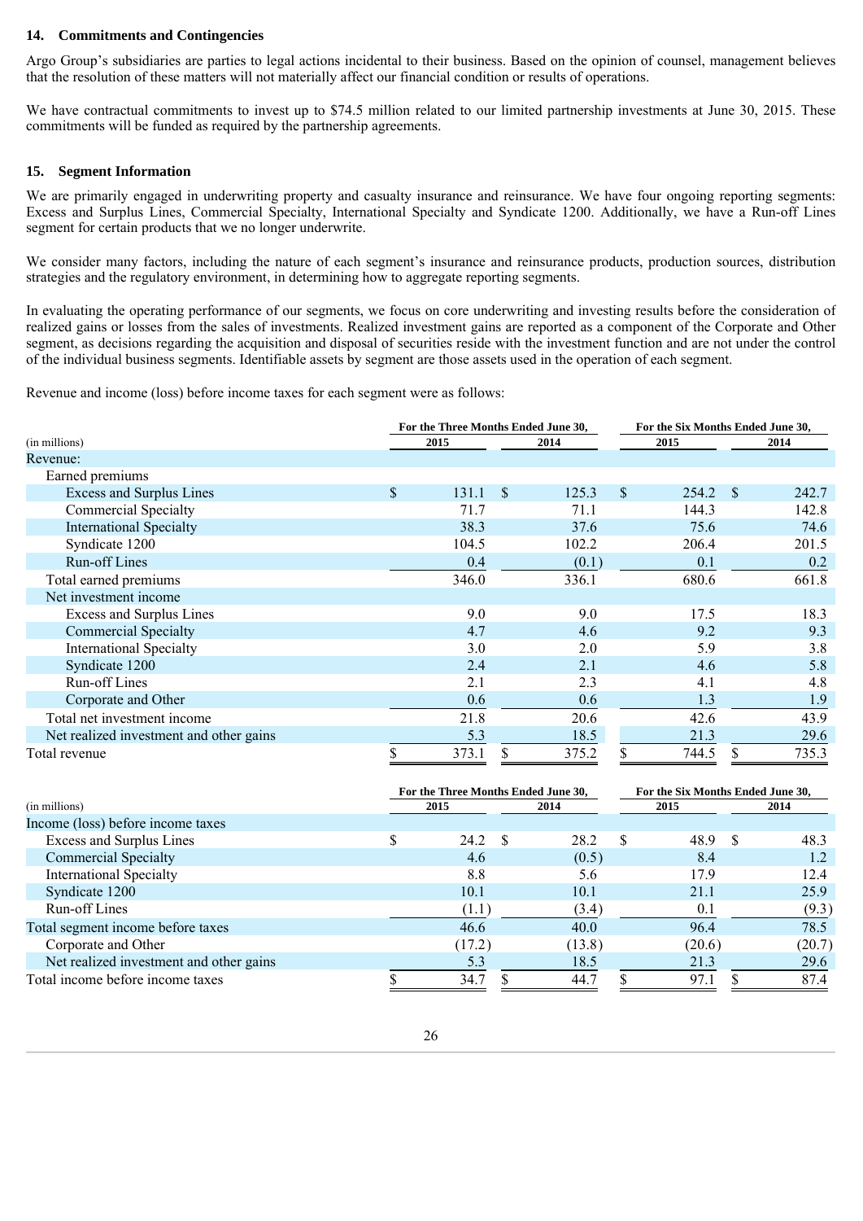## 14. Commitments and Contingencies

Argo Group's subsidiaries are parties to legal actions incidental to their business. Based on the opinion of counsel, management believes that the resolution of these matters will not materially affect our financial condition or results of operations.

We have contractual commitments to invest up to $74.5 million related to our limited partnership investments at June 30, 2015. These commitments will be funded as required by the partnership agreements.

## 15. Segment Information

We are primarily engaged in underwriting property and casualty insurance and reinsurance. We have four ongoing reporting segments: Excess and Surplus Lines, Commercial Specialty, International Specialty and Syndicate 1200. Additionally, we have a Run-off Lines segment for certain products that we no longer underwrite.

We consider many factors, including the nature of each segment's insurance and reinsurance products, production sources, distribution strategies and the regulatory environment, in determining how to aggregate reporting segments.

In evaluating the operating performance of our segments, we focus on core underwriting and investing results before the consideration of realized gains or losses from the sales of investments. Realized investment gains are reported as a component of the Corporate and Other segment, as decisions regarding the acquisition and disposal of securities reside with the investment function and are not under the control of the individual business segments. Identifiable assets by segment are those assets used in the operation of each segment.

Revenue and income (loss) before income taxes for each segment were as follows:

| (in millions) | For the Three Months Ended June 30, 2015 | For the Three Months Ended June 30, 2014 | For the Six Months Ended June 30, 2015 | For the Six Months Ended June 30, 2014 |
|---|---|---|---|---|
| Revenue: | | | | |
| Earned premiums | | | | |
| Excess and Surplus Lines | $ 131.1 | $ 125.3 | $ 254.2 | $ 242.7 |
| Commercial Specialty | 71.7 | 71.1 | 144.3 | 142.8 |
| International Specialty | 38.3 | 37.6 | 75.6 | 74.6 |
| Syndicate 1200 | 104.5 | 102.2 | 206.4 | 201.5 |
| Run-off Lines | 0.4 | (0.1) | 0.1 | 0.2 |
| Total earned premiums | 346.0 | 336.1 | 680.6 | 661.8 |
| Net investment income | | | | |
| Excess and Surplus Lines | 9.0 | 9.0 | 17.5 | 18.3 |
| Commercial Specialty | 4.7 | 4.6 | 9.2 | 9.3 |
| International Specialty | 3.0 | 2.0 | 5.9 | 3.8 |
| Syndicate 1200 | 2.4 | 2.1 | 4.6 | 5.8 |
| Run-off Lines | 2.1 | 2.3 | 4.1 | 4.8 |
| Corporate and Other | 0.6 | 0.6 | 1.3 | 1.9 |
| Total net investment income | 21.8 | 20.6 | 42.6 | 43.9 |
| Net realized investment and other gains | 5.3 | 18.5 | 21.3 | 29.6 |
| Total revenue | $ 373.1 | $ 375.2 | $ 744.5 | $ 735.3 |

| (in millions) | For the Three Months Ended June 30, 2015 | For the Three Months Ended June 30, 2014 | For the Six Months Ended June 30, 2015 | For the Six Months Ended June 30, 2014 |
|---|---|---|---|---|
| Income (loss) before income taxes | | | | |
| Excess and Surplus Lines | $ 24.2 | $ 28.2 | $ 48.9 | $ 48.3 |
| Commercial Specialty | 4.6 | (0.5) | 8.4 | 1.2 |
| International Specialty | 8.8 | 5.6 | 17.9 | 12.4 |
| Syndicate 1200 | 10.1 | 10.1 | 21.1 | 25.9 |
| Run-off Lines | (1.1) | (3.4) | 0.1 | (9.3) |
| Total segment income before taxes | 46.6 | 40.0 | 96.4 | 78.5 |
| Corporate and Other | (17.2) | (13.8) | (20.6) | (20.7) |
| Net realized investment and other gains | 5.3 | 18.5 | 21.3 | 29.6 |
| Total income before income taxes | $ 34.7 | $ 44.7 | $ 97.1 | $ 87.4 |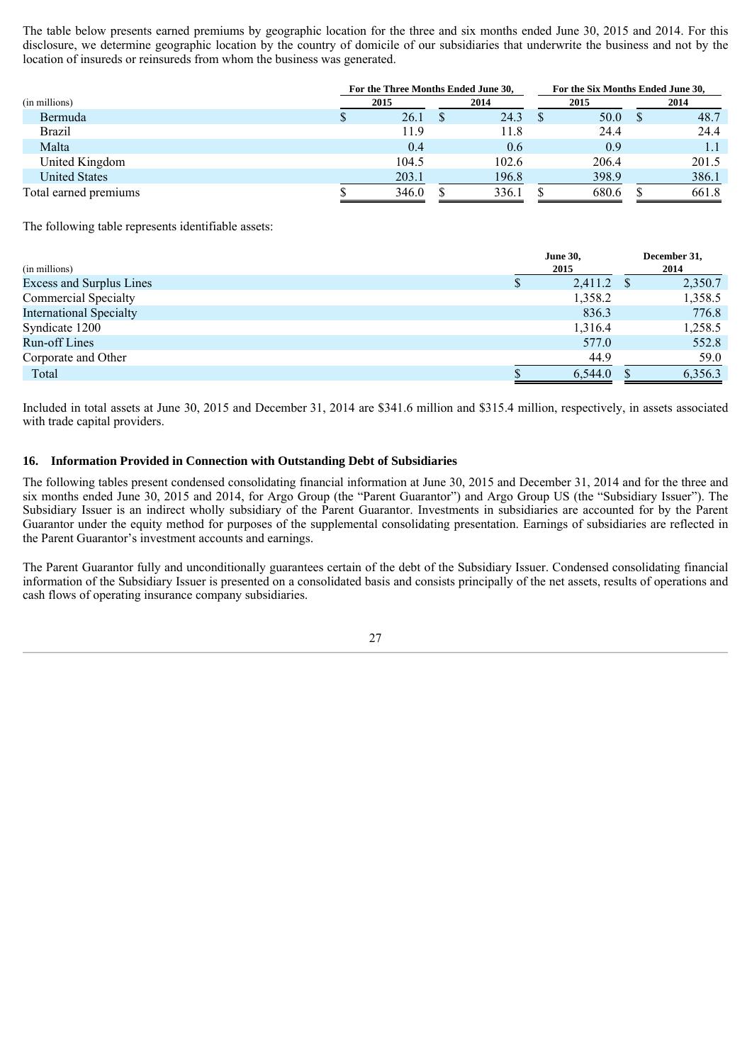The table below presents earned premiums by geographic location for the three and six months ended June 30, 2015 and 2014. For this disclosure, we determine geographic location by the country of domicile of our subsidiaries that underwrite the business and not by the location of insureds or reinsureds from whom the business was generated.

| (in millions) | For the Three Months Ended June 30, | | For the Six Months Ended June 30, | |
|---|---|---|---|---|
| | 2015 | 2014 | 2015 | 2014 |
| Bermuda | $ 26.1 | $ 24.3 | $ 50.0 | $ 48.7 |
| Brazil | 11.9 | 11.8 | 24.4 | 24.4 |
| Malta | 0.4 | 0.6 | 0.9 | 1.1 |
| United Kingdom | 104.5 | 102.6 | 206.4 | 201.5 |
| United States | 203.1 | 196.8 | 398.9 | 386.1 |
| Total earned premiums | $ 346.0 | $ 336.1 | $ 680.6 | $ 661.8 |

The following table represents identifiable assets:

| (in millions) | June 30, 2015 | December 31, 2014 |
|---|---|---|
| Excess and Surplus Lines | $ 2,411.2 | $ 2,350.7 |
| Commercial Specialty | 1,358.2 | 1,358.5 |
| International Specialty | 836.3 | 776.8 |
| Syndicate 1200 | 1,316.4 | 1,258.5 |
| Run-off Lines | 577.0 | 552.8 |
| Corporate and Other | 44.9 | 59.0 |
| Total | $ 6,544.0 | $ 6,356.3 |

Included in total assets at June 30, 2015 and December 31, 2014 are $341.6 million and $315.4 million, respectively, in assets associated with trade capital providers.

## 16. Information Provided in Connection with Outstanding Debt of Subsidiaries

The following tables present condensed consolidating financial information at June 30, 2015 and December 31, 2014 and for the three and six months ended June 30, 2015 and 2014, for Argo Group (the "Parent Guarantor") and Argo Group US (the "Subsidiary Issuer"). The Subsidiary Issuer is an indirect wholly subsidiary of the Parent Guarantor. Investments in subsidiaries are accounted for by the Parent Guarantor under the equity method for purposes of the supplemental consolidating presentation. Earnings of subsidiaries are reflected in the Parent Guarantor's investment accounts and earnings.

The Parent Guarantor fully and unconditionally guarantees certain of the debt of the Subsidiary Issuer. Condensed consolidating financial information of the Subsidiary Issuer is presented on a consolidated basis and consists principally of the net assets, results of operations and cash flows of operating insurance company subsidiaries.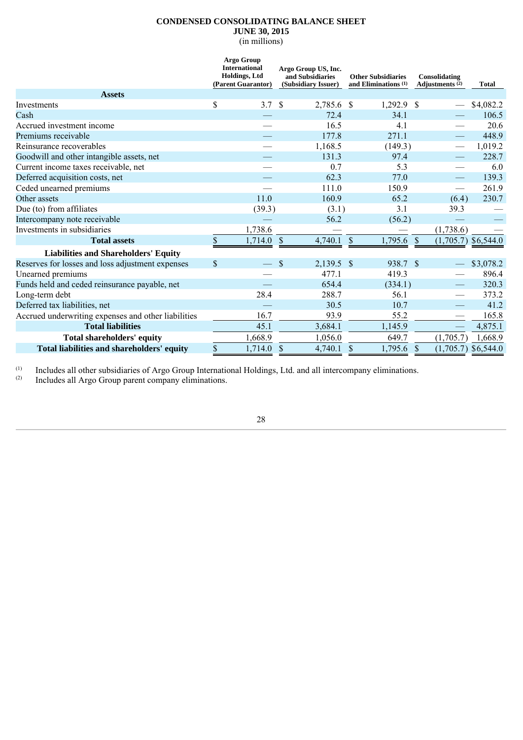**CONDENSED CONSOLIDATING BALANCE SHEET**
**JUNE 30, 2015**
(in millions)

| | Argo Group International Holdings, Ltd (Parent Guarantor) | Argo Group US, Inc. and Subsidiaries (Subsidiary Issuer) | Other Subsidiaries and Eliminations [(1)] | Consolidating Adjustments [(2)] | Total |
|---|---|---|---|---|---|
| **Assets** | | | | | |
| Investments | $ 3.7 | $ 2,785.6 | $ 1,292.9 | $ — | $4,082.2 |
| Cash | — | 72.4 | 34.1 | — | 106.5 |
| Accrued investment income | — | 16.5 | 4.1 | — | 20.6 |
| Premiums receivable | — | 177.8 | 271.1 | — | 448.9 |
| Reinsurance recoverables | — | 1,168.5 | (149.3) | — | 1,019.2 |
| Goodwill and other intangible assets, net | — | 131.3 | 97.4 | — | 228.7 |
| Current income taxes receivable, net | — | 0.7 | 5.3 | — | 6.0 |
| Deferred acquisition costs, net | — | 62.3 | 77.0 | — | 139.3 |
| Ceded unearned premiums | — | 111.0 | 150.9 | — | 261.9 |
| Other assets | 11.0 | 160.9 | 65.2 | (6.4) | 230.7 |
| Due (to) from affiliates | (39.3) | (3.1) | 3.1 | 39.3 | — |
| Intercompany note receivable | — | 56.2 | (56.2) | — | — |
| Investments in subsidiaries | 1,738.6 | — | — | (1,738.6) | — |
| **Total assets** | $ 1,714.0 | $ 4,740.1 | $ 1,795.6 | $ (1,705.7) | $6,544.0 |
| **Liabilities and Shareholders' Equity** | | | | | |
| Reserves for losses and loss adjustment expenses | $ — | $ 2,139.5 | $ 938.7 | $ — | $3,078.2 |
| Unearned premiums | — | 477.1 | 419.3 | — | 896.4 |
| Funds held and ceded reinsurance payable, net | — | 654.4 | (334.1) | — | 320.3 |
| Long-term debt | 28.4 | 288.7 | 56.1 | — | 373.2 |
| Deferred tax liabilities, net | — | 30.5 | 10.7 | — | 41.2 |
| Accrued underwriting expenses and other liabilities | 16.7 | 93.9 | 55.2 | — | 165.8 |
| **Total liabilities** | 45.1 | 3,684.1 | 1,145.9 | — | 4,875.1 |
| **Total shareholders' equity** | 1,668.9 | 1,056.0 | 649.7 | (1,705.7) | 1,668.9 |
| **Total liabilities and shareholders' equity** | $ 1,714.0 | $ 4,740.1 | $ 1,795.6 | $ (1,705.7) | $6,544.0 |

(1) Includes all other subsidiaries of Argo Group International Holdings, Ltd. and all intercompany eliminations.
(2) Includes all Argo Group parent company eliminations.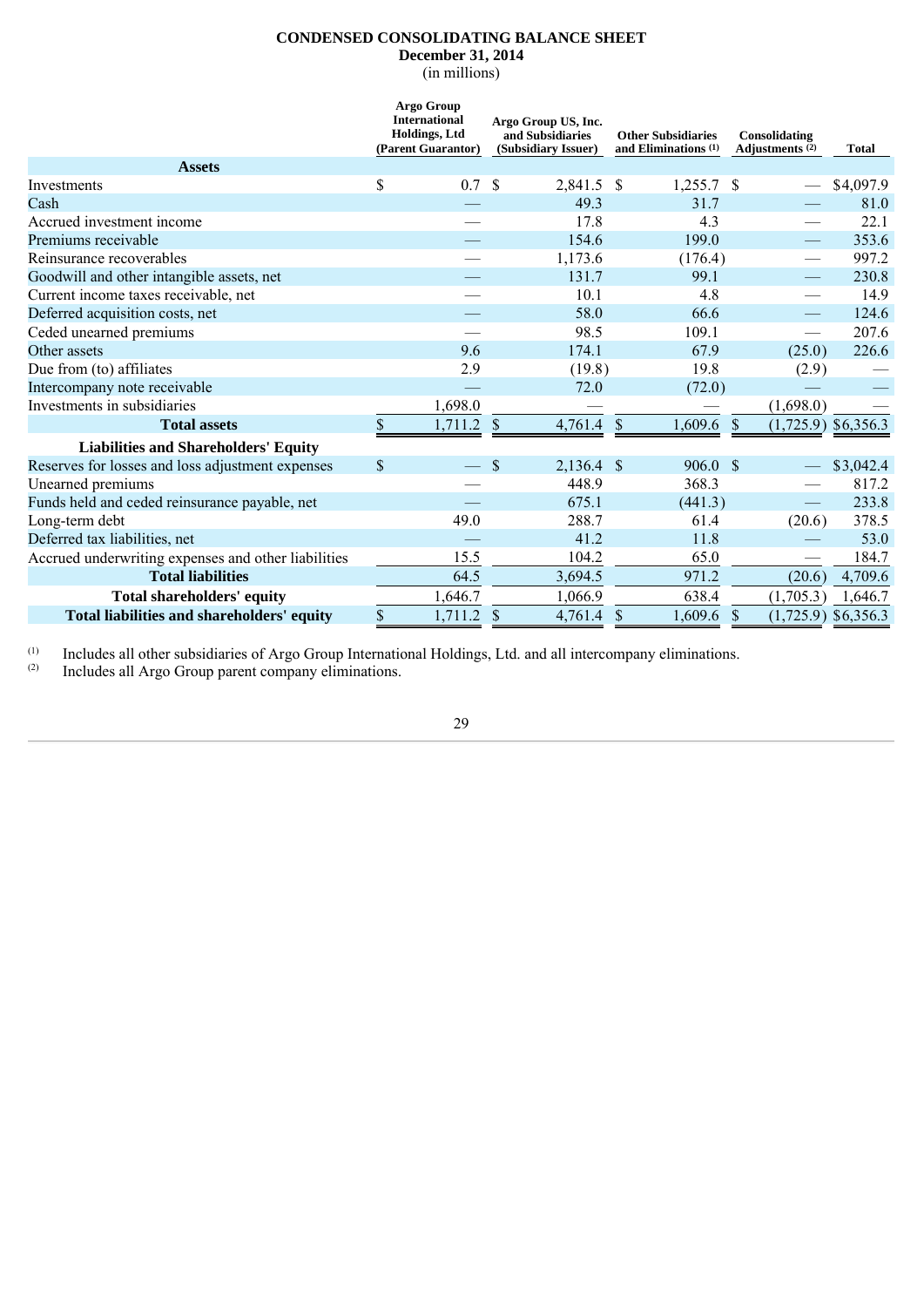**CONDENSED CONSOLIDATING BALANCE SHEET**
**December 31, 2014**
(in millions)

| | Argo Group International Holdings, Ltd (Parent Guarantor) | Argo Group US, Inc. and Subsidiaries (Subsidiary Issuer) | Other Subsidiaries and Eliminations [1] | Consolidating Adjustments [2] | Total |
|---|---|---|---|---|---|
| **Assets** | | | | | |
| Investments | $ 0.7 | $ 2,841.5 | $ 1,255.7 | $ — | $4,097.9 |
| Cash | — | 49.3 | 31.7 | — | 81.0 |
| Accrued investment income | — | 17.8 | 4.3 | — | 22.1 |
| Premiums receivable | — | 154.6 | 199.0 | — | 353.6 |
| Reinsurance recoverables | — | 1,173.6 | (176.4) | — | 997.2 |
| Goodwill and other intangible assets, net | — | 131.7 | 99.1 | — | 230.8 |
| Current income taxes receivable, net | — | 10.1 | 4.8 | — | 14.9 |
| Deferred acquisition costs, net | — | 58.0 | 66.6 | — | 124.6 |
| Ceded unearned premiums | — | 98.5 | 109.1 | — | 207.6 |
| Other assets | 9.6 | 174.1 | 67.9 | (25.0) | 226.6 |
| Due from (to) affiliates | 2.9 | (19.8) | 19.8 | (2.9) | — |
| Intercompany note receivable | — | 72.0 | (72.0) | — | — |
| Investments in subsidiaries | 1,698.0 | — | — | (1,698.0) | — |
| **Total assets** | $ 1,711.2 | $ 4,761.4 | $ 1,609.6 | $ (1,725.9) | $6,356.3 |
| **Liabilities and Shareholders' Equity** | | | | | |
| Reserves for losses and loss adjustment expenses | $ — | $ 2,136.4 | $ 906.0 | $ — | $3,042.4 |
| Unearned premiums | — | 448.9 | 368.3 | — | 817.2 |
| Funds held and ceded reinsurance payable, net | — | 675.1 | (441.3) | — | 233.8 |
| Long-term debt | 49.0 | 288.7 | 61.4 | (20.6) | 378.5 |
| Deferred tax liabilities, net | — | 41.2 | 11.8 | — | 53.0 |
| Accrued underwriting expenses and other liabilities | 15.5 | 104.2 | 65.0 | — | 184.7 |
| **Total liabilities** | 64.5 | 3,694.5 | 971.2 | (20.6) | 4,709.6 |
| **Total shareholders' equity** | 1,646.7 | 1,066.9 | 638.4 | (1,705.3) | 1,646.7 |
| **Total liabilities and shareholders' equity** | $ 1,711.2 | $ 4,761.4 | $ 1,609.6 | $ (1,725.9) | $6,356.3 |

[1] Includes all other subsidiaries of Argo Group International Holdings, Ltd. and all intercompany eliminations.
[2] Includes all Argo Group parent company eliminations.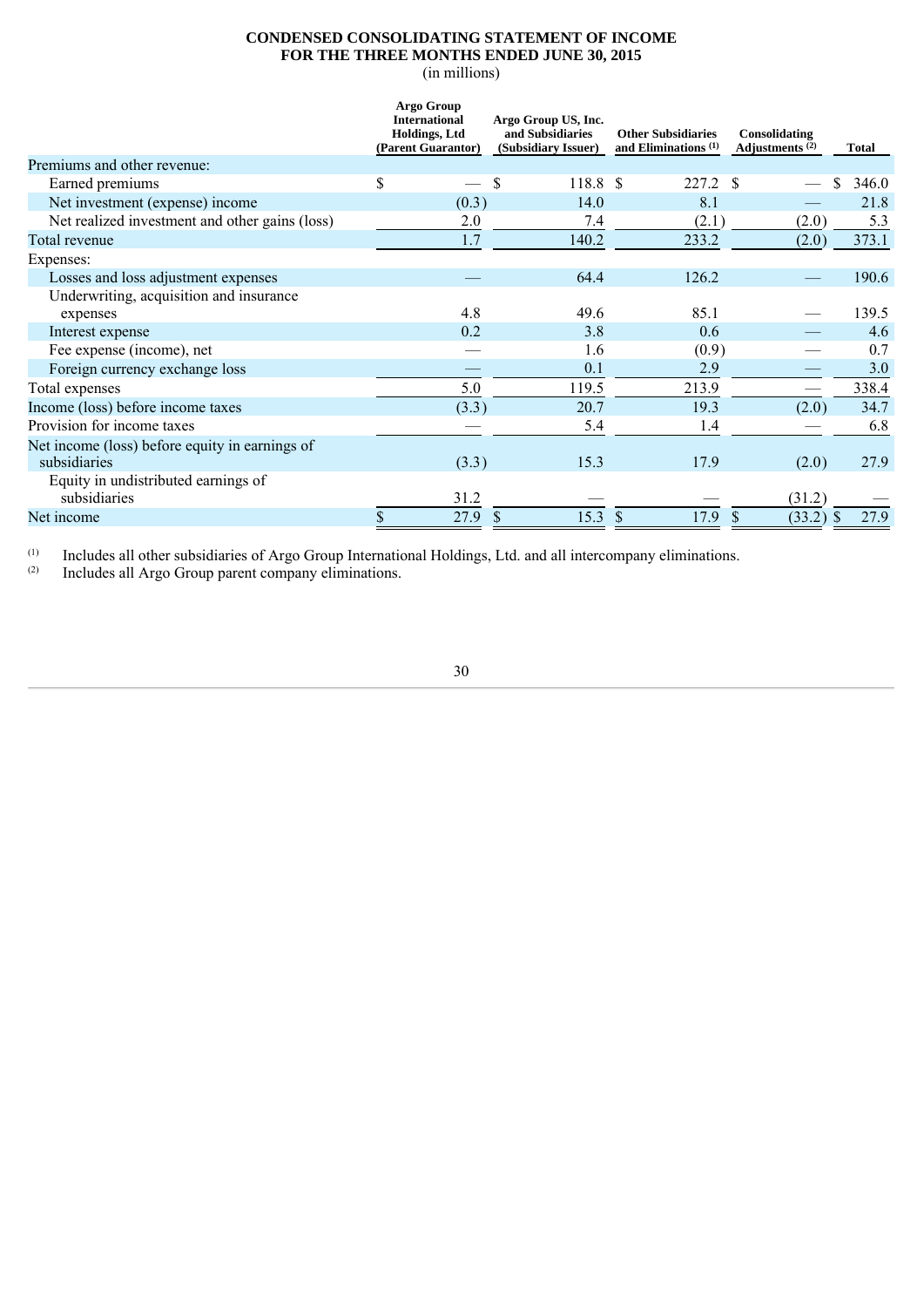**CONDENSED CONSOLIDATING STATEMENT OF INCOME**
**FOR THE THREE MONTHS ENDED JUNE 30, 2015**
(in millions)

| | Argo Group International Holdings, Ltd (Parent Guarantor) | Argo Group US, Inc. and Subsidiaries (Subsidiary Issuer) | Other Subsidiaries and Eliminations [(1)] | Consolidating Adjustments [(2)] | Total |
|---|---|---|---|---|---|
| Premiums and other revenue: | | | | | |
| Earned premiums | $ — | $ 118.8 | $ 227.2 | $ — | $ 346.0 |
| Net investment (expense) income | (0.3) | 14.0 | 8.1 | — | 21.8 |
| Net realized investment and other gains (loss) | 2.0 | 7.4 | (2.1) | (2.0) | 5.3 |
| Total revenue | 1.7 | 140.2 | 233.2 | (2.0) | 373.1 |
| Expenses: | | | | | |
| Losses and loss adjustment expenses | — | 64.4 | 126.2 | — | 190.6 |
| Underwriting, acquisition and insurance expenses | 4.8 | 49.6 | 85.1 | — | 139.5 |
| Interest expense | 0.2 | 3.8 | 0.6 | — | 4.6 |
| Fee expense (income), net | — | 1.6 | (0.9) | — | 0.7 |
| Foreign currency exchange loss | — | 0.1 | 2.9 | — | 3.0 |
| Total expenses | 5.0 | 119.5 | 213.9 | — | 338.4 |
| Income (loss) before income taxes | (3.3) | 20.7 | 19.3 | (2.0) | 34.7 |
| Provision for income taxes | — | 5.4 | 1.4 | — | 6.8 |
| Net income (loss) before equity in earnings of subsidiaries | (3.3) | 15.3 | 17.9 | (2.0) | 27.9 |
| Equity in undistributed earnings of subsidiaries | 31.2 | — | — | (31.2) | — |
| Net income | $ 27.9 | $ 15.3 | $ 17.9 | $ (33.2) | $ 27.9 |

(1) Includes all other subsidiaries of Argo Group International Holdings, Ltd. and all intercompany eliminations.
(2) Includes all Argo Group parent company eliminations.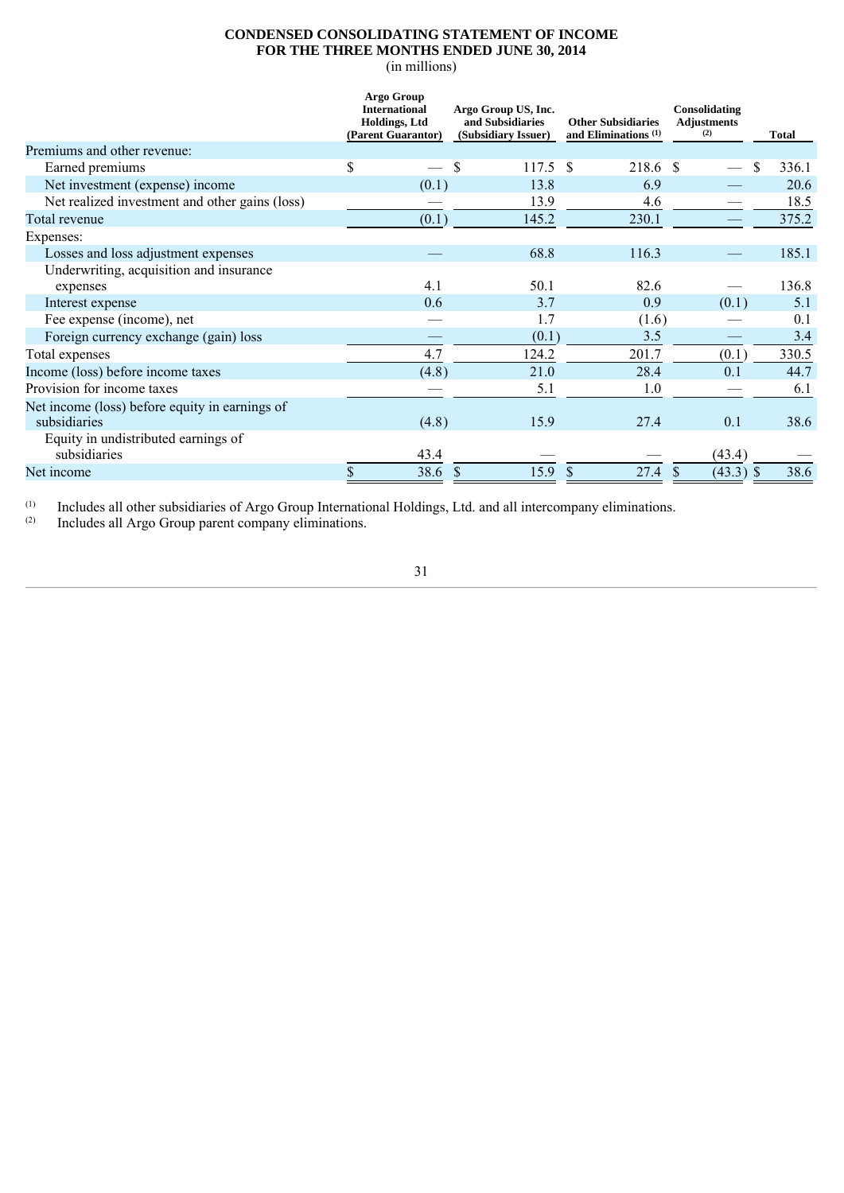**CONDENSED CONSOLIDATING STATEMENT OF INCOME**
**FOR THE THREE MONTHS ENDED JUNE 30, 2014**
(in millions)

| | Argo Group International Holdings, Ltd (Parent Guarantor) | Argo Group US, Inc. and Subsidiaries (Subsidiary Issuer) | Other Subsidiaries and Eliminations [(1)] | Consolidating Adjustments [(2)] | Total |
|---|---|---|---|---|---|
| Premiums and other revenue: | | | | | |
| Earned premiums | $ — | $ 117.5 | $ 218.6 | $ — | $ 336.1 |
| Net investment (expense) income | (0.1) | 13.8 | 6.9 | — | 20.6 |
| Net realized investment and other gains (loss) | — | 13.9 | 4.6 | — | 18.5 |
| Total revenue | (0.1) | 145.2 | 230.1 | — | 375.2 |
| Expenses: | | | | | |
| Losses and loss adjustment expenses | — | 68.8 | 116.3 | — | 185.1 |
| Underwriting, acquisition and insurance expenses | 4.1 | 50.1 | 82.6 | — | 136.8 |
| Interest expense | 0.6 | 3.7 | 0.9 | (0.1) | 5.1 |
| Fee expense (income), net | — | 1.7 | (1.6) | — | 0.1 |
| Foreign currency exchange (gain) loss | — | (0.1) | 3.5 | — | 3.4 |
| Total expenses | 4.7 | 124.2 | 201.7 | (0.1) | 330.5 |
| Income (loss) before income taxes | (4.8) | 21.0 | 28.4 | 0.1 | 44.7 |
| Provision for income taxes | — | 5.1 | 1.0 | — | 6.1 |
| Net income (loss) before equity in earnings of subsidiaries | (4.8) | 15.9 | 27.4 | 0.1 | 38.6 |
| Equity in undistributed earnings of subsidiaries | 43.4 | — | — | (43.4) | — |
| Net income | $ 38.6 | $ 15.9 | $ 27.4 | $ (43.3) | $ 38.6 |

(1) Includes all other subsidiaries of Argo Group International Holdings, Ltd. and all intercompany eliminations.
(2) Includes all Argo Group parent company eliminations.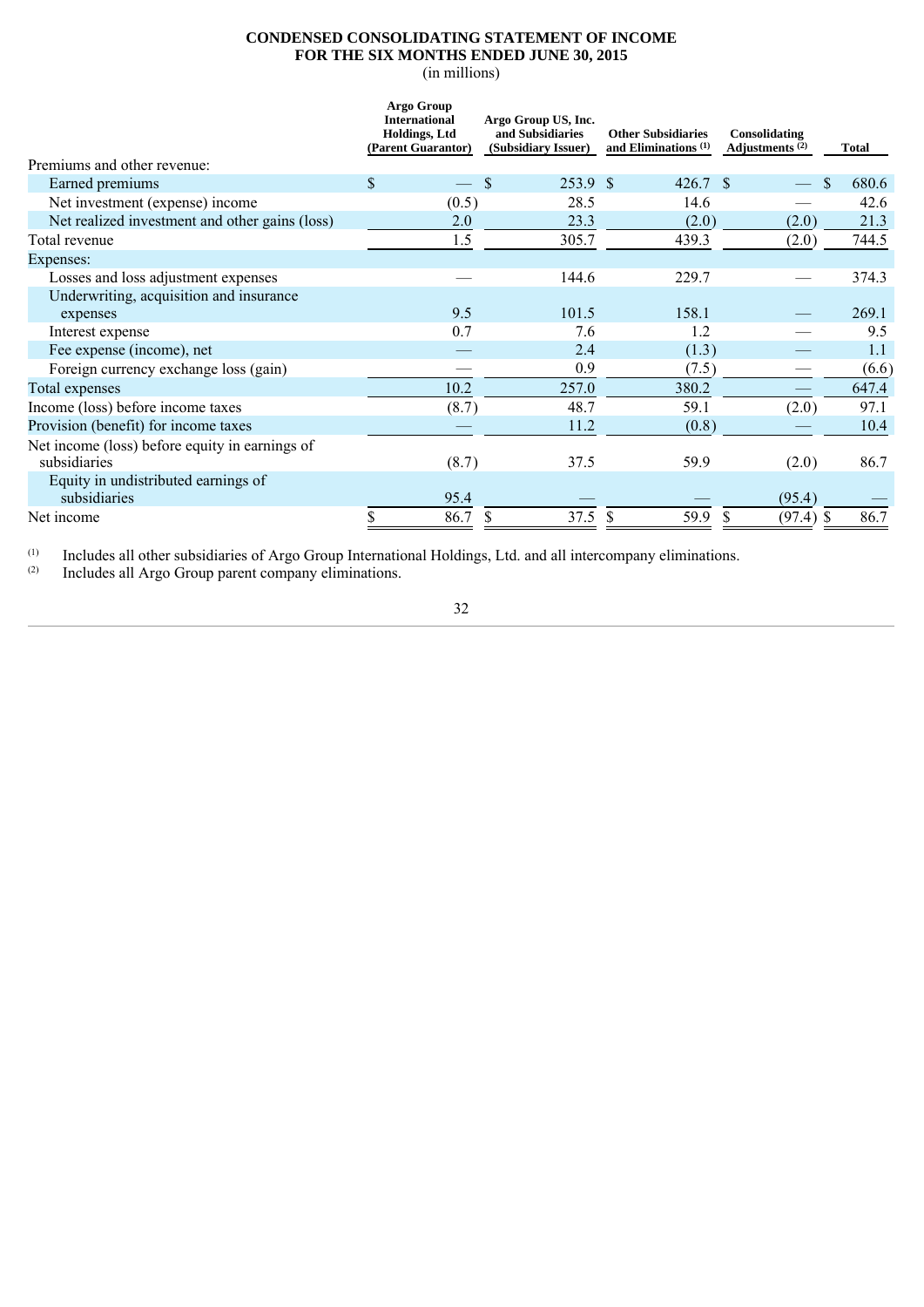**CONDENSED CONSOLIDATING STATEMENT OF INCOME**
**FOR THE SIX MONTHS ENDED JUNE 30, 2015**
(in millions)

| | Argo Group International Holdings, Ltd (Parent Guarantor) | Argo Group US, Inc. and Subsidiaries (Subsidiary Issuer) | Other Subsidiaries and Eliminations (1) | Consolidating Adjustments (2) | Total |
|---|---|---|---|---|---|
| Premiums and other revenue: | | | | | |
| Earned premiums | $ — | $ 253.9 | $ 426.7 | $ — | $ 680.6 |
| Net investment (expense) income | (0.5) | 28.5 | 14.6 | — | 42.6 |
| Net realized investment and other gains (loss) | 2.0 | 23.3 | (2.0) | (2.0) | 21.3 |
| Total revenue | 1.5 | 305.7 | 439.3 | (2.0) | 744.5 |
| Expenses: | | | | | |
| Losses and loss adjustment expenses | — | 144.6 | 229.7 | — | 374.3 |
| Underwriting, acquisition and insurance expenses | 9.5 | 101.5 | 158.1 | — | 269.1 |
| Interest expense | 0.7 | 7.6 | 1.2 | — | 9.5 |
| Fee expense (income), net | — | 2.4 | (1.3) | — | 1.1 |
| Foreign currency exchange loss (gain) | — | 0.9 | (7.5) | — | (6.6) |
| Total expenses | 10.2 | 257.0 | 380.2 | — | 647.4 |
| Income (loss) before income taxes | (8.7) | 48.7 | 59.1 | (2.0) | 97.1 |
| Provision (benefit) for income taxes | — | 11.2 | (0.8) | — | 10.4 |
| Net income (loss) before equity in earnings of subsidiaries | (8.7) | 37.5 | 59.9 | (2.0) | 86.7 |
| Equity in undistributed earnings of subsidiaries | 95.4 | — | — | (95.4) | — |
| Net income | $ 86.7 | $ 37.5 | $ 59.9 | $ (97.4) | $ 86.7 |

(1) Includes all other subsidiaries of Argo Group International Holdings, Ltd. and all intercompany eliminations.
(2) Includes all Argo Group parent company eliminations.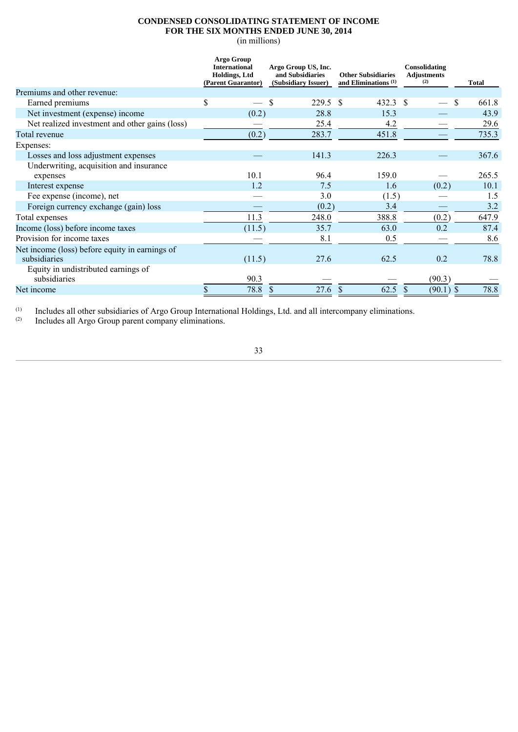**CONDENSED CONSOLIDATING STATEMENT OF INCOME**
**FOR THE SIX MONTHS ENDED JUNE 30, 2014**
(in millions)

| | Argo Group International Holdings, Ltd (Parent Guarantor) | Argo Group US, Inc. and Subsidiaries (Subsidiary Issuer) | Other Subsidiaries and Eliminations [(1)] | Consolidating Adjustments [(2)] | Total |
|---|---|---|---|---|---|
| Premiums and other revenue: | | | | | |
| Earned premiums | $ — | $ 229.5 | $ 432.3 | $ — | $ 661.8 |
| Net investment (expense) income | (0.2) | 28.8 | 15.3 | — | 43.9 |
| Net realized investment and other gains (loss) | — | 25.4 | 4.2 | — | 29.6 |
| Total revenue | (0.2) | 283.7 | 451.8 | — | 735.3 |
| Expenses: | | | | | |
| Losses and loss adjustment expenses | — | 141.3 | 226.3 | — | 367.6 |
| Underwriting, acquisition and insurance expenses | 10.1 | 96.4 | 159.0 | — | 265.5 |
| Interest expense | 1.2 | 7.5 | 1.6 | (0.2) | 10.1 |
| Fee expense (income), net | — | 3.0 | (1.5) | — | 1.5 |
| Foreign currency exchange (gain) loss | — | (0.2) | 3.4 | — | 3.2 |
| Total expenses | 11.3 | 248.0 | 388.8 | (0.2) | 647.9 |
| Income (loss) before income taxes | (11.5) | 35.7 | 63.0 | 0.2 | 87.4 |
| Provision for income taxes | — | 8.1 | 0.5 | — | 8.6 |
| Net income (loss) before equity in earnings of subsidiaries | (11.5) | 27.6 | 62.5 | 0.2 | 78.8 |
| Equity in undistributed earnings of subsidiaries | 90.3 | — | — | (90.3) | — |
| Net income | $ 78.8 | $ 27.6 | $ 62.5 | $ (90.1) | $ 78.8 |

(1) Includes all other subsidiaries of Argo Group International Holdings, Ltd. and all intercompany eliminations.
(2) Includes all Argo Group parent company eliminations.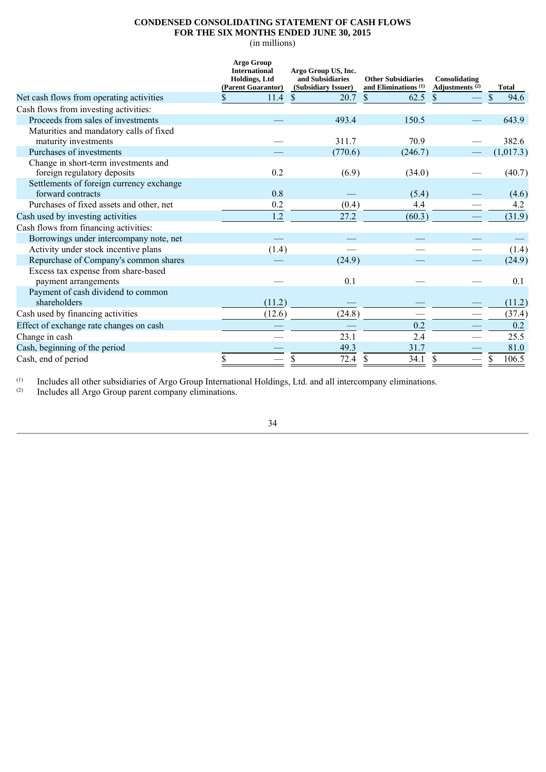**CONDENSED CONSOLIDATING STATEMENT OF CASH FLOWS**
**FOR THE SIX MONTHS ENDED JUNE 30, 2015**
(in millions)

| | Argo Group International Holdings, Ltd (Parent Guarantor) | Argo Group US, Inc. and Subsidiaries (Subsidiary Issuer) | Other Subsidiaries and Eliminations [(1)] | Consolidating Adjustments [(2)] | Total |
|---|---|---|---|---|---|
| Net cash flows from operating activities | $ 11.4 | $ 20.7 | $ 62.5 | $ — | $ 94.6 |
| Cash flows from investing activities: | | | | | |
| Proceeds from sales of investments | — | 493.4 | 150.5 | — | 643.9 |
| Maturities and mandatory calls of fixed maturity investments | — | 311.7 | 70.9 | — | 382.6 |
| Purchases of investments | — | (770.6) | (246.7) | — | (1,017.3) |
| Change in short-term investments and foreign regulatory deposits | 0.2 | (6.9) | (34.0) | — | (40.7) |
| Settlements of foreign currency exchange forward contracts | 0.8 | — | (5.4) | — | (4.6) |
| Purchases of fixed assets and other, net | 0.2 | (0.4) | 4.4 | — | 4.2 |
| Cash used by investing activities | 1.2 | 27.2 | (60.3) | — | (31.9) |
| Cash flows from financing activities: | | | | | |
| Borrowings under intercompany note, net | — | — | — | — | — |
| Activity under stock incentive plans | (1.4) | — | — | — | (1.4) |
| Repurchase of Company's common shares | — | (24.9) | — | — | (24.9) |
| Excess tax expense from share-based payment arrangements | — | 0.1 | — | — | 0.1 |
| Payment of cash dividend to common shareholders | (11.2) | — | — | — | (11.2) |
| Cash used by financing activities | (12.6) | (24.8) | — | — | (37.4) |
| Effect of exchange rate changes on cash | — | — | 0.2 | — | 0.2 |
| Change in cash | — | 23.1 | 2.4 | — | 25.5 |
| Cash, beginning of the period | — | 49.3 | 31.7 | — | 81.0 |
| Cash, end of period | $ — | $ 72.4 | $ 34.1 | $ — | $ 106.5 |

(1) Includes all other subsidiaries of Argo Group International Holdings, Ltd. and all intercompany eliminations.
(2) Includes all Argo Group parent company eliminations.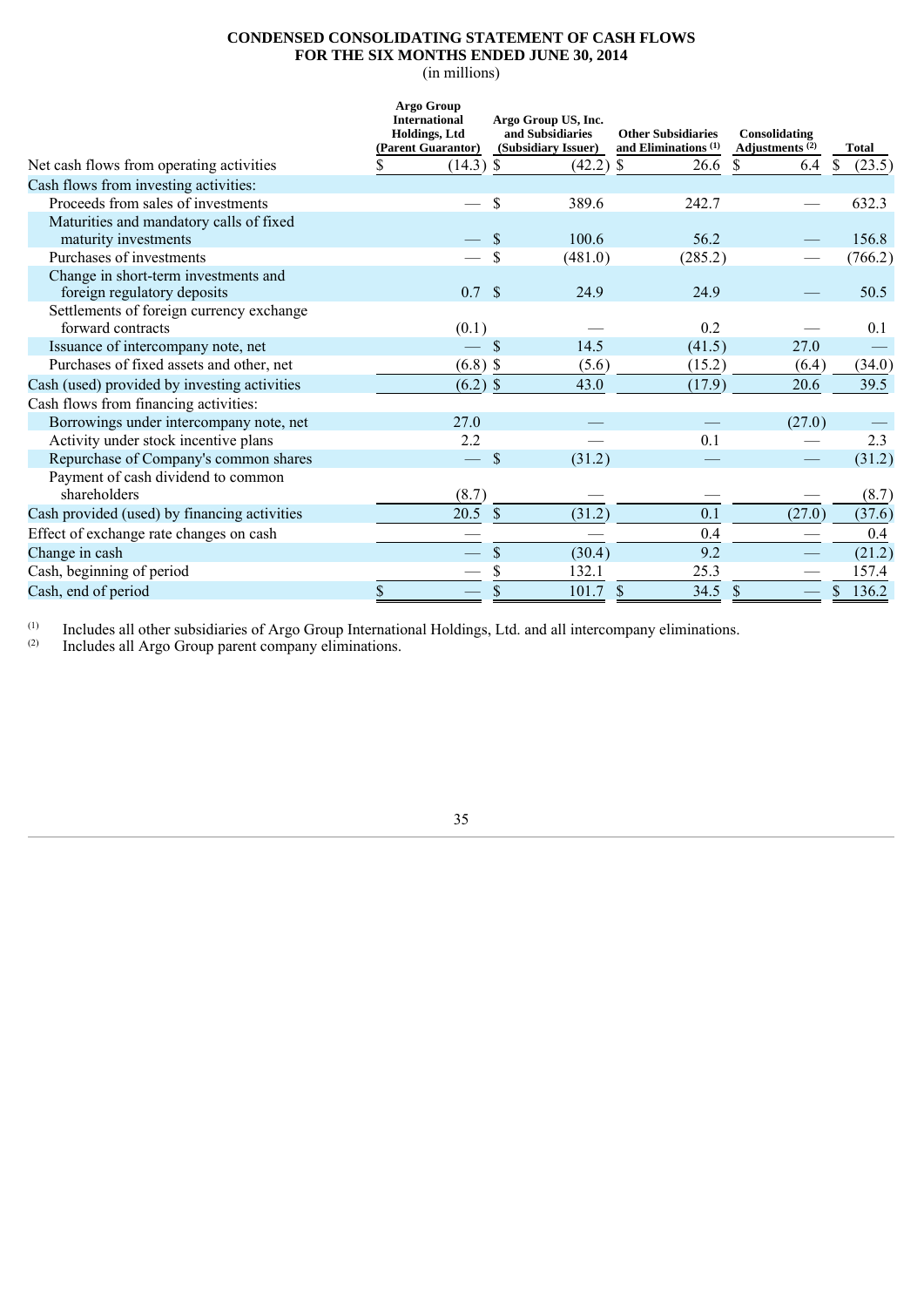**CONDENSED CONSOLIDATING STATEMENT OF CASH FLOWS**
**FOR THE SIX MONTHS ENDED JUNE 30, 2014**
(in millions)

| | Argo Group International Holdings, Ltd (Parent Guarantor) | Argo Group US, Inc. and Subsidiaries (Subsidiary Issuer) | Other Subsidiaries and Eliminations [(1)] | Consolidating Adjustments [(2)] | Total |
|---|---|---|---|---|---|
| Net cash flows from operating activities | $ (14.3) | $ (42.2) | $ 26.6 | $ 6.4 | $ (23.5) |
| Cash flows from investing activities: | | | | | |
| Proceeds from sales of investments | — | $ 389.6 | 242.7 | — | 632.3 |
| Maturities and mandatory calls of fixed maturity investments | — | $ 100.6 | 56.2 | — | 156.8 |
| Purchases of investments | — | $ (481.0) | (285.2) | — | (766.2) |
| Change in short-term investments and foreign regulatory deposits | 0.7 | $ 24.9 | 24.9 | — | 50.5 |
| Settlements of foreign currency exchange forward contracts | (0.1) | — | 0.2 | — | 0.1 |
| Issuance of intercompany note, net | — | $ 14.5 | (41.5) | 27.0 | — |
| Purchases of fixed assets and other, net | (6.8) | $ (5.6) | (15.2) | (6.4) | (34.0) |
| Cash (used) provided by investing activities | (6.2) | $ 43.0 | (17.9) | 20.6 | 39.5 |
| Cash flows from financing activities: | | | | | |
| Borrowings under intercompany note, net | 27.0 | — | — | (27.0) | — |
| Activity under stock incentive plans | 2.2 | — | 0.1 | — | 2.3 |
| Repurchase of Company's common shares | — | $ (31.2) | — | — | (31.2) |
| Payment of cash dividend to common shareholders | (8.7) | — | — | — | (8.7) |
| Cash provided (used) by financing activities | 20.5 | $ (31.2) | 0.1 | (27.0) | (37.6) |
| Effect of exchange rate changes on cash | — | — | 0.4 | — | 0.4 |
| Change in cash | — | $ (30.4) | 9.2 | — | (21.2) |
| Cash, beginning of period | — | $ 132.1 | 25.3 | — | 157.4 |
| Cash, end of period | $ — | $ 101.7 | $ 34.5 | $ — | $ 136.2 |

(1) Includes all other subsidiaries of Argo Group International Holdings, Ltd. and all intercompany eliminations.
(2) Includes all Argo Group parent company eliminations.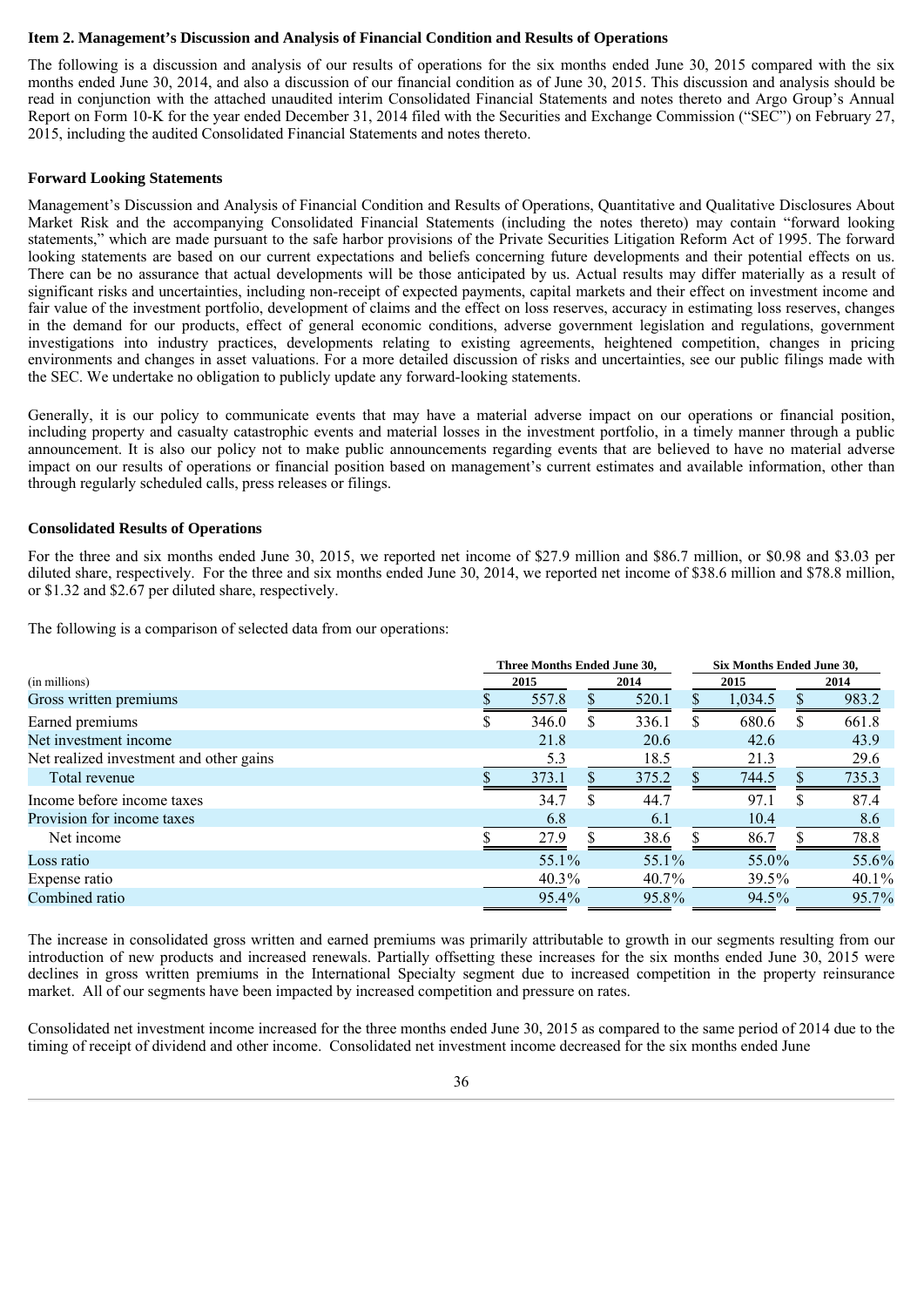### Item 2. Management's Discussion and Analysis of Financial Condition and Results of Operations

The following is a discussion and analysis of our results of operations for the six months ended June 30, 2015 compared with the six months ended June 30, 2014, and also a discussion of our financial condition as of June 30, 2015. This discussion and analysis should be read in conjunction with the attached unaudited interim Consolidated Financial Statements and notes thereto and Argo Group's Annual Report on Form 10-K for the year ended December 31, 2014 filed with the Securities and Exchange Commission ("SEC") on February 27, 2015, including the audited Consolidated Financial Statements and notes thereto.

**Forward Looking Statements**

Management's Discussion and Analysis of Financial Condition and Results of Operations, Quantitative and Qualitative Disclosures About Market Risk and the accompanying Consolidated Financial Statements (including the notes thereto) may contain "forward looking statements," which are made pursuant to the safe harbor provisions of the Private Securities Litigation Reform Act of 1995. The forward looking statements are based on our current expectations and beliefs concerning future developments and their potential effects on us. There can be no assurance that actual developments will be those anticipated by us. Actual results may differ materially as a result of significant risks and uncertainties, including non-receipt of expected payments, capital markets and their effect on investment income and fair value of the investment portfolio, development of claims and the effect on loss reserves, accuracy in estimating loss reserves, changes in the demand for our products, effect of general economic conditions, adverse government legislation and regulations, government investigations into industry practices, developments relating to existing agreements, heightened competition, changes in pricing environments and changes in asset valuations. For a more detailed discussion of risks and uncertainties, see our public filings made with the SEC. We undertake no obligation to publicly update any forward-looking statements.

Generally, it is our policy to communicate events that may have a material adverse impact on our operations or financial position, including property and casualty catastrophic events and material losses in the investment portfolio, in a timely manner through a public announcement. It is also our policy not to make public announcements regarding events that are believed to have no material adverse impact on our results of operations or financial position based on management's current estimates and available information, other than through regularly scheduled calls, press releases or filings.

**Consolidated Results of Operations**

For the three and six months ended June 30, 2015, we reported net income of $27.9 million and $86.7 million, or $0.98 and $3.03 per diluted share, respectively. For the three and six months ended June 30, 2014, we reported net income of $38.6 million and $78.8 million, or $1.32 and $2.67 per diluted share, respectively.

The following is a comparison of selected data from our operations:

| | Three Months Ended June 30, | | Six Months Ended June 30, | |
|---|---|---|---|---|
| (in millions) | 2015 | 2014 | 2015 | 2014 |
| Gross written premiums | $ 557.8 | $ 520.1 | $ 1,034.5 | $ 983.2 |
| Earned premiums | $ 346.0 | $ 336.1 | $ 680.6 | $ 661.8 |
| Net investment income | 21.8 | 20.6 | 42.6 | 43.9 |
| Net realized investment and other gains | 5.3 | 18.5 | 21.3 | 29.6 |
| Total revenue | $ 373.1 | $ 375.2 | $ 744.5 | $ 735.3 |
| Income before income taxes | 34.7 | $ 44.7 | 97.1 | $ 87.4 |
| Provision for income taxes | 6.8 | 6.1 | 10.4 | 8.6 |
| Net income | $ 27.9 | $ 38.6 | $ 86.7 | $ 78.8 |
| Loss ratio | 55.1% | 55.1% | 55.0% | 55.6% |
| Expense ratio | 40.3% | 40.7% | 39.5% | 40.1% |
| Combined ratio | 95.4% | 95.8% | 94.5% | 95.7% |

The increase in consolidated gross written and earned premiums was primarily attributable to growth in our segments resulting from our introduction of new products and increased renewals. Partially offsetting these increases for the six months ended June 30, 2015 were declines in gross written premiums in the International Specialty segment due to increased competition in the property reinsurance market. All of our segments have been impacted by increased competition and pressure on rates.

Consolidated net investment income increased for the three months ended June 30, 2015 as compared to the same period of 2014 due to the timing of receipt of dividend and other income. Consolidated net investment income decreased for the six months ended June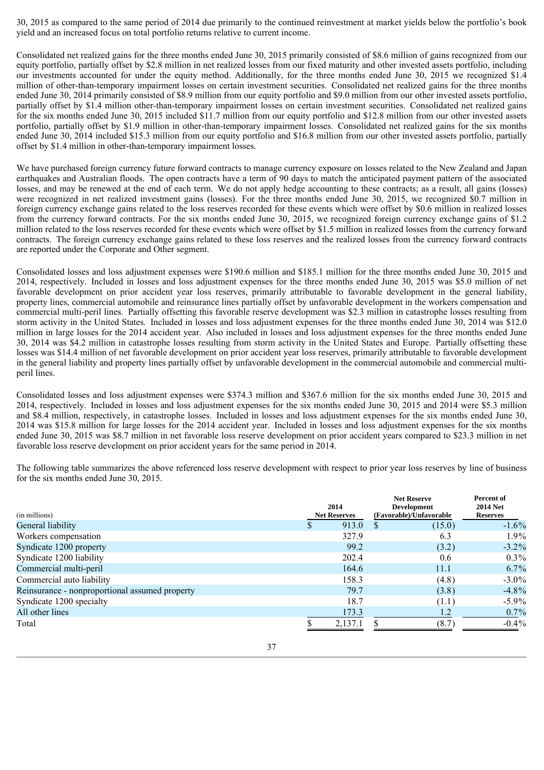30, 2015 as compared to the same period of 2014 due primarily to the continued reinvestment at market yields below the portfolio's book yield and an increased focus on total portfolio returns relative to current income.

Consolidated net realized gains for the three months ended June 30, 2015 primarily consisted of $8.6 million of gains recognized from our equity portfolio, partially offset by $2.8 million in net realized losses from our fixed maturity and other invested assets portfolio, including our investments accounted for under the equity method. Additionally, for the three months ended June 30, 2015 we recognized $1.4 million of other-than-temporary impairment losses on certain investment securities. Consolidated net realized gains for the three months ended June 30, 2014 primarily consisted of $8.9 million from our equity portfolio and $9.0 million from our other invested assets portfolio, partially offset by $1.4 million other-than-temporary impairment losses on certain investment securities. Consolidated net realized gains for the six months ended June 30, 2015 included $11.7 million from our equity portfolio and $12.8 million from our other invested assets portfolio, partially offset by $1.9 million in other-than-temporary impairment losses. Consolidated net realized gains for the six months ended June 30, 2014 included $15.3 million from our equity portfolio and $16.8 million from our other invested assets portfolio, partially offset by $1.4 million in other-than-temporary impairment losses.

We have purchased foreign currency future forward contracts to manage currency exposure on losses related to the New Zealand and Japan earthquakes and Australian floods. The open contracts have a term of 90 days to match the anticipated payment pattern of the associated losses, and may be renewed at the end of each term. We do not apply hedge accounting to these contracts; as a result, all gains (losses) were recognized in net realized investment gains (losses). For the three months ended June 30, 2015, we recognized $0.7 million in foreign currency exchange gains related to the loss reserves recorded for these events which were offset by $0.6 million in realized losses from the currency forward contracts. For the six months ended June 30, 2015, we recognized foreign currency exchange gains of $1.2 million related to the loss reserves recorded for these events which were offset by $1.5 million in realized losses from the currency forward contracts. The foreign currency exchange gains related to these loss reserves and the realized losses from the currency forward contracts are reported under the Corporate and Other segment.

Consolidated losses and loss adjustment expenses were $190.6 million and $185.1 million for the three months ended June 30, 2015 and 2014, respectively. Included in losses and loss adjustment expenses for the three months ended June 30, 2015 was $5.0 million of net favorable development on prior accident year loss reserves, primarily attributable to favorable development in the general liability, property lines, commercial automobile and reinsurance lines partially offset by unfavorable development in the workers compensation and commercial multi-peril lines. Partially offsetting this favorable reserve development was $2.3 million in catastrophe losses resulting from storm activity in the United States. Included in losses and loss adjustment expenses for the three months ended June 30, 2014 was $12.0 million in large losses for the 2014 accident year. Also included in losses and loss adjustment expenses for the three months ended June 30, 2014 was $4.2 million in catastrophe losses resulting from storm activity in the United States and Europe. Partially offsetting these losses was $14.4 million of net favorable development on prior accident year loss reserves, primarily attributable to favorable development in the general liability and property lines partially offset by unfavorable development in the commercial automobile and commercial multi-peril lines.

Consolidated losses and loss adjustment expenses were $374.3 million and $367.6 million for the six months ended June 30, 2015 and 2014, respectively. Included in losses and loss adjustment expenses for the six months ended June 30, 2015 and 2014 were $5.3 million and $8.4 million, respectively, in catastrophe losses. Included in losses and loss adjustment expenses for the six months ended June 30, 2014 was $15.8 million for large losses for the 2014 accident year. Included in losses and loss adjustment expenses for the six months ended June 30, 2015 was $8.7 million in net favorable loss reserve development on prior accident years compared to $23.3 million in net favorable loss reserve development on prior accident years for the same period in 2014.

The following table summarizes the above referenced loss reserve development with respect to prior year loss reserves by line of business for the six months ended June 30, 2015.

| (in millions) | 2014 Net Reserves | Net Reserve Development (Favorable)/Unfavorable | Percent of 2014 Net Reserves |
|---|---|---|---|
| General liability | $ 913.0 | $ (15.0) | -1.6% |
| Workers compensation | 327.9 | 6.3 | 1.9% |
| Syndicate 1200 property | 99.2 | (3.2) | -3.2% |
| Syndicate 1200 liability | 202.4 | 0.6 | 0.3% |
| Commercial multi-peril | 164.6 | 11.1 | 6.7% |
| Commercial auto liability | 158.3 | (4.8) | -3.0% |
| Reinsurance - nonproportional assumed property | 79.7 | (3.8) | -4.8% |
| Syndicate 1200 specialty | 18.7 | (1.1) | -5.9% |
| All other lines | 173.3 | 1.2 | 0.7% |
| Total | $ 2,137.1 | $ (8.7) | -0.4% |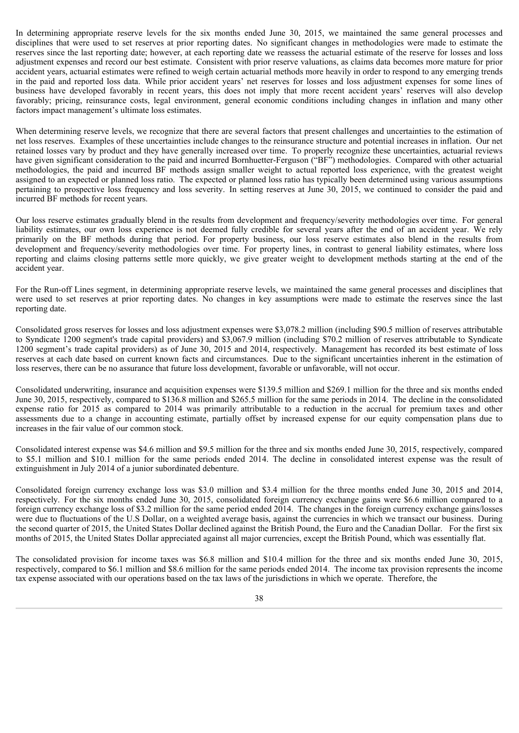In determining appropriate reserve levels for the six months ended June 30, 2015, we maintained the same general processes and disciplines that were used to set reserves at prior reporting dates. No significant changes in methodologies were made to estimate the reserves since the last reporting date; however, at each reporting date we reassess the actuarial estimate of the reserve for losses and loss adjustment expenses and record our best estimate. Consistent with prior reserve valuations, as claims data becomes more mature for prior accident years, actuarial estimates were refined to weigh certain actuarial methods more heavily in order to respond to any emerging trends in the paid and reported loss data. While prior accident years' net reserves for losses and loss adjustment expenses for some lines of business have developed favorably in recent years, this does not imply that more recent accident years' reserves will also develop favorably; pricing, reinsurance costs, legal environment, general economic conditions including changes in inflation and many other factors impact management's ultimate loss estimates.

When determining reserve levels, we recognize that there are several factors that present challenges and uncertainties to the estimation of net loss reserves. Examples of these uncertainties include changes to the reinsurance structure and potential increases in inflation. Our net retained losses vary by product and they have generally increased over time. To properly recognize these uncertainties, actuarial reviews have given significant consideration to the paid and incurred Bornhuetter-Ferguson ("BF") methodologies. Compared with other actuarial methodologies, the paid and incurred BF methods assign smaller weight to actual reported loss experience, with the greatest weight assigned to an expected or planned loss ratio. The expected or planned loss ratio has typically been determined using various assumptions pertaining to prospective loss frequency and loss severity. In setting reserves at June 30, 2015, we continued to consider the paid and incurred BF methods for recent years.

Our loss reserve estimates gradually blend in the results from development and frequency/severity methodologies over time. For general liability estimates, our own loss experience is not deemed fully credible for several years after the end of an accident year. We rely primarily on the BF methods during that period. For property business, our loss reserve estimates also blend in the results from development and frequency/severity methodologies over time. For property lines, in contrast to general liability estimates, where loss reporting and claims closing patterns settle more quickly, we give greater weight to development methods starting at the end of the accident year.

For the Run-off Lines segment, in determining appropriate reserve levels, we maintained the same general processes and disciplines that were used to set reserves at prior reporting dates. No changes in key assumptions were made to estimate the reserves since the last reporting date.

Consolidated gross reserves for losses and loss adjustment expenses were $3,078.2 million (including $90.5 million of reserves attributable to Syndicate 1200 segment's trade capital providers) and $3,067.9 million (including $70.2 million of reserves attributable to Syndicate 1200 segment's trade capital providers) as of June 30, 2015 and 2014, respectively. Management has recorded its best estimate of loss reserves at each date based on current known facts and circumstances. Due to the significant uncertainties inherent in the estimation of loss reserves, there can be no assurance that future loss development, favorable or unfavorable, will not occur.

Consolidated underwriting, insurance and acquisition expenses were $139.5 million and $269.1 million for the three and six months ended June 30, 2015, respectively, compared to $136.8 million and $265.5 million for the same periods in 2014. The decline in the consolidated expense ratio for 2015 as compared to 2014 was primarily attributable to a reduction in the accrual for premium taxes and other assessments due to a change in accounting estimate, partially offset by increased expense for our equity compensation plans due to increases in the fair value of our common stock.

Consolidated interest expense was $4.6 million and $9.5 million for the three and six months ended June 30, 2015, respectively, compared to $5.1 million and $10.1 million for the same periods ended 2014. The decline in consolidated interest expense was the result of extinguishment in July 2014 of a junior subordinated debenture.

Consolidated foreign currency exchange loss was $3.0 million and $3.4 million for the three months ended June 30, 2015 and 2014, respectively. For the six months ended June 30, 2015, consolidated foreign currency exchange gains were $6.6 million compared to a foreign currency exchange loss of $3.2 million for the same period ended 2014. The changes in the foreign currency exchange gains/losses were due to fluctuations of the U.S Dollar, on a weighted average basis, against the currencies in which we transact our business. During the second quarter of 2015, the United States Dollar declined against the British Pound, the Euro and the Canadian Dollar. For the first six months of 2015, the United States Dollar appreciated against all major currencies, except the British Pound, which was essentially flat.

The consolidated provision for income taxes was $6.8 million and $10.4 million for the three and six months ended June 30, 2015, respectively, compared to $6.1 million and $8.6 million for the same periods ended 2014. The income tax provision represents the income tax expense associated with our operations based on the tax laws of the jurisdictions in which we operate. Therefore, the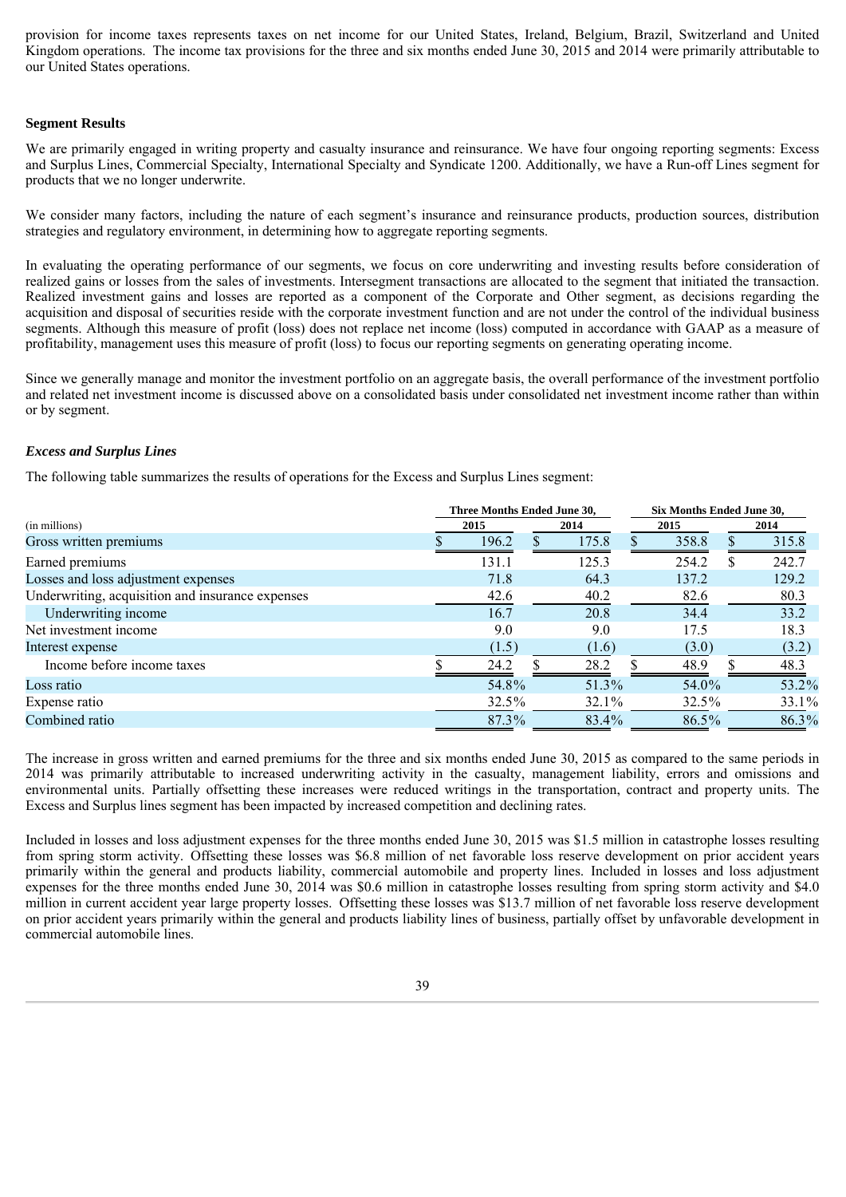provision for income taxes represents taxes on net income for our United States, Ireland, Belgium, Brazil, Switzerland and United Kingdom operations. The income tax provisions for the three and six months ended June 30, 2015 and 2014 were primarily attributable to our United States operations.

### Segment Results

We are primarily engaged in writing property and casualty insurance and reinsurance. We have four ongoing reporting segments: Excess and Surplus Lines, Commercial Specialty, International Specialty and Syndicate 1200. Additionally, we have a Run-off Lines segment for products that we no longer underwrite.

We consider many factors, including the nature of each segment's insurance and reinsurance products, production sources, distribution strategies and regulatory environment, in determining how to aggregate reporting segments.

In evaluating the operating performance of our segments, we focus on core underwriting and investing results before consideration of realized gains or losses from the sales of investments. Intersegment transactions are allocated to the segment that initiated the transaction. Realized investment gains and losses are reported as a component of the Corporate and Other segment, as decisions regarding the acquisition and disposal of securities reside with the corporate investment function and are not under the control of the individual business segments. Although this measure of profit (loss) does not replace net income (loss) computed in accordance with GAAP as a measure of profitability, management uses this measure of profit (loss) to focus our reporting segments on generating operating income.

Since we generally manage and monitor the investment portfolio on an aggregate basis, the overall performance of the investment portfolio and related net investment income is discussed above on a consolidated basis under consolidated net investment income rather than within or by segment.

#### *Excess and Surplus Lines*

The following table summarizes the results of operations for the Excess and Surplus Lines segment:

| (in millions) | Three Months Ended June 30, 2015 | Three Months Ended June 30, 2014 | Six Months Ended June 30, 2015 | Six Months Ended June 30, 2014 |
|---|---|---|---|---|
| Gross written premiums | $ 196.2 | $ 175.8 | $ 358.8 | $ 315.8 |
| Earned premiums | 131.1 | 125.3 | 254.2 | $ 242.7 |
| Losses and loss adjustment expenses | 71.8 | 64.3 | 137.2 | 129.2 |
| Underwriting, acquisition and insurance expenses | 42.6 | 40.2 | 82.6 | 80.3 |
| Underwriting income | 16.7 | 20.8 | 34.4 | 33.2 |
| Net investment income | 9.0 | 9.0 | 17.5 | 18.3 |
| Interest expense | (1.5) | (1.6) | (3.0) | (3.2) |
| Income before income taxes | $ 24.2 | $ 28.2 | $ 48.9 | $ 48.3 |
| Loss ratio | 54.8% | 51.3% | 54.0% | 53.2% |
| Expense ratio | 32.5% | 32.1% | 32.5% | 33.1% |
| Combined ratio | 87.3% | 83.4% | 86.5% | 86.3% |

The increase in gross written and earned premiums for the three and six months ended June 30, 2015 as compared to the same periods in 2014 was primarily attributable to increased underwriting activity in the casualty, management liability, errors and omissions and environmental units. Partially offsetting these increases were reduced writings in the transportation, contract and property units. The Excess and Surplus lines segment has been impacted by increased competition and declining rates.

Included in losses and loss adjustment expenses for the three months ended June 30, 2015 was $1.5 million in catastrophe losses resulting from spring storm activity. Offsetting these losses was $6.8 million of net favorable loss reserve development on prior accident years primarily within the general and products liability, commercial automobile and property lines. Included in losses and loss adjustment expenses for the three months ended June 30, 2014 was $0.6 million in catastrophe losses resulting from spring storm activity and $4.0 million in current accident year large property losses. Offsetting these losses was $13.7 million of net favorable loss reserve development on prior accident years primarily within the general and products liability lines of business, partially offset by unfavorable development in commercial automobile lines.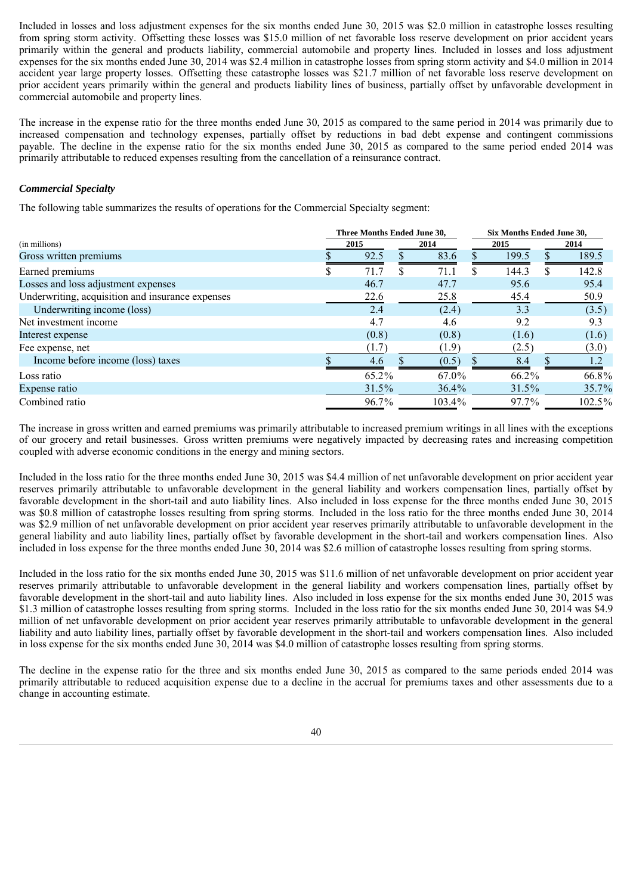Included in losses and loss adjustment expenses for the six months ended June 30, 2015 was $2.0 million in catastrophe losses resulting from spring storm activity. Offsetting these losses was $15.0 million of net favorable loss reserve development on prior accident years primarily within the general and products liability, commercial automobile and property lines. Included in losses and loss adjustment expenses for the six months ended June 30, 2014 was $2.4 million in catastrophe losses from spring storm activity and $4.0 million in 2014 accident year large property losses. Offsetting these catastrophe losses was $21.7 million of net favorable loss reserve development on prior accident years primarily within the general and products liability lines of business, partially offset by unfavorable development in commercial automobile and property lines.

The increase in the expense ratio for the three months ended June 30, 2015 as compared to the same period in 2014 was primarily due to increased compensation and technology expenses, partially offset by reductions in bad debt expense and contingent commissions payable. The decline in the expense ratio for the six months ended June 30, 2015 as compared to the same period ended 2014 was primarily attributable to reduced expenses resulting from the cancellation of a reinsurance contract.

### *Commercial Specialty*

The following table summarizes the results of operations for the Commercial Specialty segment:

| (in millions) | Three Months Ended June 30, 2015 | Three Months Ended June 30, 2014 | Six Months Ended June 30, 2015 | Six Months Ended June 30, 2014 |
|---|---|---|---|---|
| Gross written premiums | $ 92.5 | $ 83.6 | $ 199.5 | $ 189.5 |
| Earned premiums | $ 71.7 | $ 71.1 | $ 144.3 | $ 142.8 |
| Losses and loss adjustment expenses | 46.7 | 47.7 | 95.6 | 95.4 |
| Underwriting, acquisition and insurance expenses | 22.6 | 25.8 | 45.4 | 50.9 |
| Underwriting income (loss) | 2.4 | (2.4) | 3.3 | (3.5) |
| Net investment income | 4.7 | 4.6 | 9.2 | 9.3 |
| Interest expense | (0.8) | (0.8) | (1.6) | (1.6) |
| Fee expense, net | (1.7) | (1.9) | (2.5) | (3.0) |
| Income before income (loss) taxes | $ 4.6 | $ (0.5) | $ 8.4 | $ 1.2 |
| Loss ratio | 65.2% | 67.0% | 66.2% | 66.8% |
| Expense ratio | 31.5% | 36.4% | 31.5% | 35.7% |
| Combined ratio | 96.7% | 103.4% | 97.7% | 102.5% |

The increase in gross written and earned premiums was primarily attributable to increased premium writings in all lines with the exceptions of our grocery and retail businesses. Gross written premiums were negatively impacted by decreasing rates and increasing competition coupled with adverse economic conditions in the energy and mining sectors.

Included in the loss ratio for the three months ended June 30, 2015 was $4.4 million of net unfavorable development on prior accident year reserves primarily attributable to unfavorable development in the general liability and workers compensation lines, partially offset by favorable development in the short-tail and auto liability lines. Also included in loss expense for the three months ended June 30, 2015 was $0.8 million of catastrophe losses resulting from spring storms. Included in the loss ratio for the three months ended June 30, 2014 was $2.9 million of net unfavorable development on prior accident year reserves primarily attributable to unfavorable development in the general liability and auto liability lines, partially offset by favorable development in the short-tail and workers compensation lines. Also included in loss expense for the three months ended June 30, 2014 was $2.6 million of catastrophe losses resulting from spring storms.

Included in the loss ratio for the six months ended June 30, 2015 was $11.6 million of net unfavorable development on prior accident year reserves primarily attributable to unfavorable development in the general liability and workers compensation lines, partially offset by favorable development in the short-tail and auto liability lines. Also included in loss expense for the six months ended June 30, 2015 was $1.3 million of catastrophe losses resulting from spring storms. Included in the loss ratio for the six months ended June 30, 2014 was $4.9 million of net unfavorable development on prior accident year reserves primarily attributable to unfavorable development in the general liability and auto liability lines, partially offset by favorable development in the short-tail and workers compensation lines. Also included in loss expense for the six months ended June 30, 2014 was $4.0 million of catastrophe losses resulting from spring storms.

The decline in the expense ratio for the three and six months ended June 30, 2015 as compared to the same periods ended 2014 was primarily attributable to reduced acquisition expense due to a decline in the accrual for premiums taxes and other assessments due to a change in accounting estimate.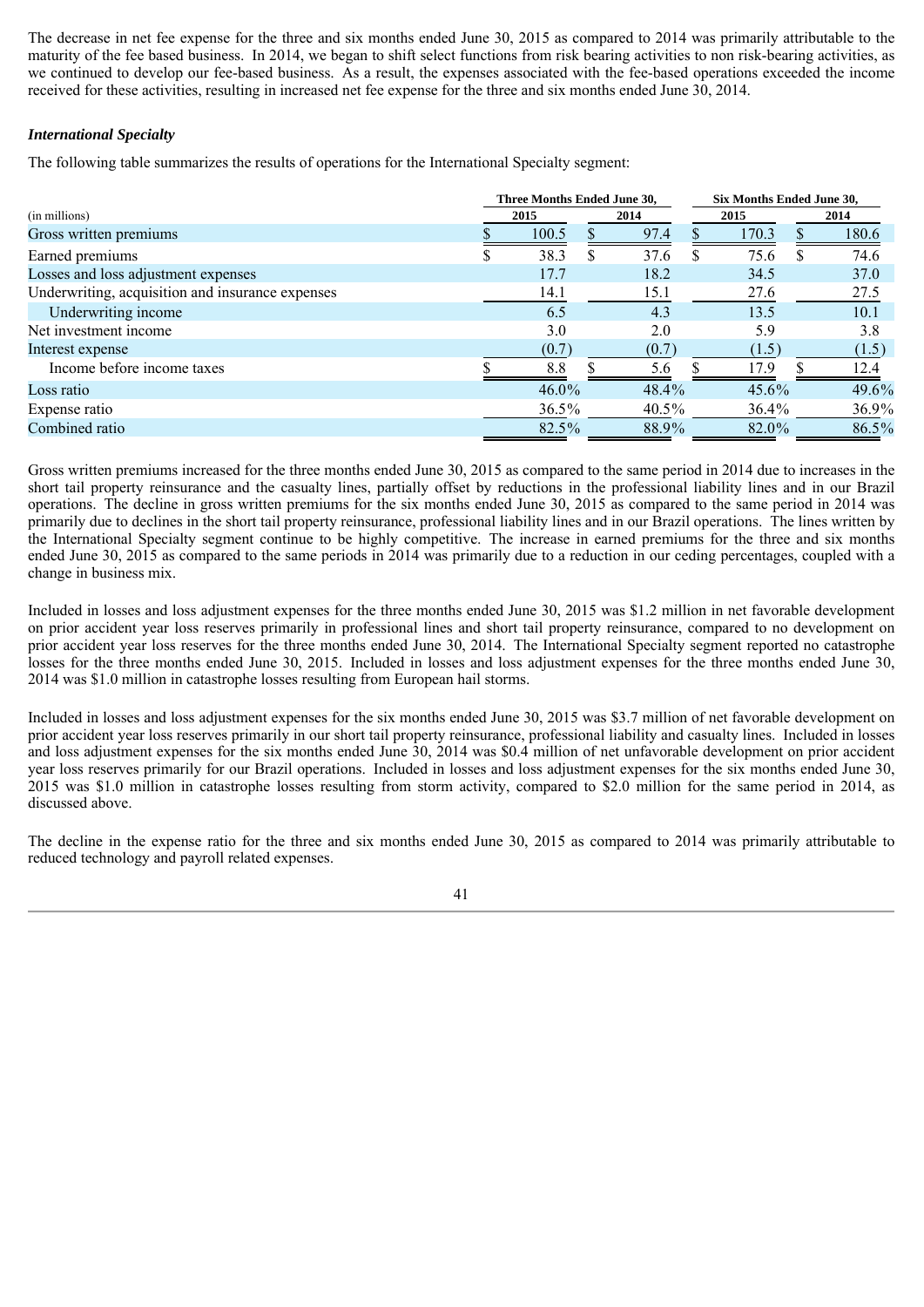The decrease in net fee expense for the three and six months ended June 30, 2015 as compared to 2014 was primarily attributable to the maturity of the fee based business. In 2014, we began to shift select functions from risk bearing activities to non risk-bearing activities, as we continued to develop our fee-based business. As a result, the expenses associated with the fee-based operations exceeded the income received for these activities, resulting in increased net fee expense for the three and six months ended June 30, 2014.

***International Specialty***

The following table summarizes the results of operations for the International Specialty segment:

| (in millions) | Three Months Ended June 30, | | Six Months Ended June 30, | |
|---|---|---|---|---|
| | 2015 | 2014 | 2015 | 2014 |
| Gross written premiums | $ 100.5 | $ 97.4 | $ 170.3 | $ 180.6 |
| Earned premiums | $ 38.3 | $ 37.6 | $ 75.6 | $ 74.6 |
| Losses and loss adjustment expenses | 17.7 | 18.2 | 34.5 | 37.0 |
| Underwriting, acquisition and insurance expenses | 14.1 | 15.1 | 27.6 | 27.5 |
| Underwriting income | 6.5 | 4.3 | 13.5 | 10.1 |
| Net investment income | 3.0 | 2.0 | 5.9 | 3.8 |
| Interest expense | (0.7) | (0.7) | (1.5) | (1.5) |
| Income before income taxes | $ 8.8 | $ 5.6 | $ 17.9 | $ 12.4 |
| Loss ratio | 46.0% | 48.4% | 45.6% | 49.6% |
| Expense ratio | 36.5% | 40.5% | 36.4% | 36.9% |
| Combined ratio | 82.5% | 88.9% | 82.0% | 86.5% |

Gross written premiums increased for the three months ended June 30, 2015 as compared to the same period in 2014 due to increases in the short tail property reinsurance and the casualty lines, partially offset by reductions in the professional liability lines and in our Brazil operations. The decline in gross written premiums for the six months ended June 30, 2015 as compared to the same period in 2014 was primarily due to declines in the short tail property reinsurance, professional liability lines and in our Brazil operations. The lines written by the International Specialty segment continue to be highly competitive. The increase in earned premiums for the three and six months ended June 30, 2015 as compared to the same periods in 2014 was primarily due to a reduction in our ceding percentages, coupled with a change in business mix.

Included in losses and loss adjustment expenses for the three months ended June 30, 2015 was $1.2 million in net favorable development on prior accident year loss reserves primarily in professional lines and short tail property reinsurance, compared to no development on prior accident year loss reserves for the three months ended June 30, 2014. The International Specialty segment reported no catastrophe losses for the three months ended June 30, 2015. Included in losses and loss adjustment expenses for the three months ended June 30, 2014 was $1.0 million in catastrophe losses resulting from European hail storms.

Included in losses and loss adjustment expenses for the six months ended June 30, 2015 was $3.7 million of net favorable development on prior accident year loss reserves primarily in our short tail property reinsurance, professional liability and casualty lines. Included in losses and loss adjustment expenses for the six months ended June 30, 2014 was $0.4 million of net unfavorable development on prior accident year loss reserves primarily for our Brazil operations. Included in losses and loss adjustment expenses for the six months ended June 30, 2015 was $1.0 million in catastrophe losses resulting from storm activity, compared to $2.0 million for the same period in 2014, as discussed above.

The decline in the expense ratio for the three and six months ended June 30, 2015 as compared to 2014 was primarily attributable to reduced technology and payroll related expenses.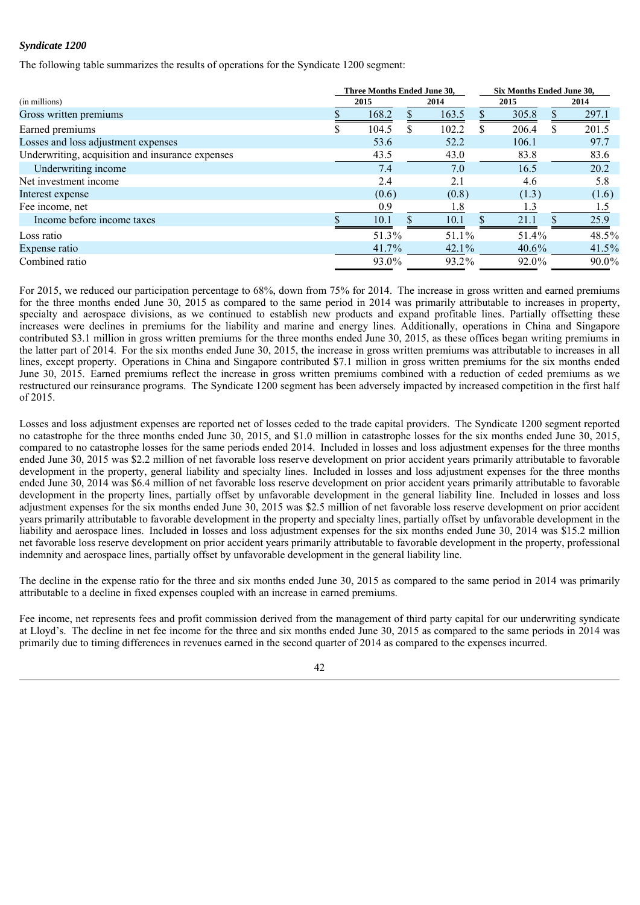*Syndicate 1200*

The following table summarizes the results of operations for the Syndicate 1200 segment:

| (in millions) | Three Months Ended June 30, 2015 | Three Months Ended June 30, 2014 | Six Months Ended June 30, 2015 | Six Months Ended June 30, 2014 |
|---|---|---|---|---|
| Gross written premiums | $ 168.2 | $ 163.5 | $ 305.8 | $ 297.1 |
| Earned premiums | $ 104.5 | $ 102.2 | $ 206.4 | $ 201.5 |
| Losses and loss adjustment expenses | 53.6 | 52.2 | 106.1 | 97.7 |
| Underwriting, acquisition and insurance expenses | 43.5 | 43.0 | 83.8 | 83.6 |
| Underwriting income | 7.4 | 7.0 | 16.5 | 20.2 |
| Net investment income | 2.4 | 2.1 | 4.6 | 5.8 |
| Interest expense | (0.6) | (0.8) | (1.3) | (1.6) |
| Fee income, net | 0.9 | 1.8 | 1.3 | 1.5 |
| Income before income taxes | $ 10.1 | $ 10.1 | $ 21.1 | $ 25.9 |
| Loss ratio | 51.3% | 51.1% | 51.4% | 48.5% |
| Expense ratio | 41.7% | 42.1% | 40.6% | 41.5% |
| Combined ratio | 93.0% | 93.2% | 92.0% | 90.0% |

For 2015, we reduced our participation percentage to 68%, down from 75% for 2014. The increase in gross written and earned premiums for the three months ended June 30, 2015 as compared to the same period in 2014 was primarily attributable to increases in property, specialty and aerospace divisions, as we continued to establish new products and expand profitable lines. Partially offsetting these increases were declines in premiums for the liability and marine and energy lines. Additionally, operations in China and Singapore contributed $3.1 million in gross written premiums for the three months ended June 30, 2015, as these offices began writing premiums in the latter part of 2014. For the six months ended June 30, 2015, the increase in gross written premiums was attributable to increases in all lines, except property. Operations in China and Singapore contributed $7.1 million in gross written premiums for the six months ended June 30, 2015. Earned premiums reflect the increase in gross written premiums combined with a reduction of ceded premiums as we restructured our reinsurance programs. The Syndicate 1200 segment has been adversely impacted by increased competition in the first half of 2015.

Losses and loss adjustment expenses are reported net of losses ceded to the trade capital providers. The Syndicate 1200 segment reported no catastrophe for the three months ended June 30, 2015, and $1.0 million in catastrophe losses for the six months ended June 30, 2015, compared to no catastrophe losses for the same periods ended 2014. Included in losses and loss adjustment expenses for the three months ended June 30, 2015 was $2.2 million of net favorable loss reserve development on prior accident years primarily attributable to favorable development in the property, general liability and specialty lines. Included in losses and loss adjustment expenses for the three months ended June 30, 2014 was $6.4 million of net favorable loss reserve development on prior accident years primarily attributable to favorable development in the property lines, partially offset by unfavorable development in the general liability line. Included in losses and loss adjustment expenses for the six months ended June 30, 2015 was $2.5 million of net favorable loss reserve development on prior accident years primarily attributable to favorable development in the property and specialty lines, partially offset by unfavorable development in the liability and aerospace lines. Included in losses and loss adjustment expenses for the six months ended June 30, 2014 was $15.2 million net favorable loss reserve development on prior accident years primarily attributable to favorable development in the property, professional indemnity and aerospace lines, partially offset by unfavorable development in the general liability line.

The decline in the expense ratio for the three and six months ended June 30, 2015 as compared to the same period in 2014 was primarily attributable to a decline in fixed expenses coupled with an increase in earned premiums.

Fee income, net represents fees and profit commission derived from the management of third party capital for our underwriting syndicate at Lloyd's. The decline in net fee income for the three and six months ended June 30, 2015 as compared to the same periods in 2014 was primarily due to timing differences in revenues earned in the second quarter of 2014 as compared to the expenses incurred.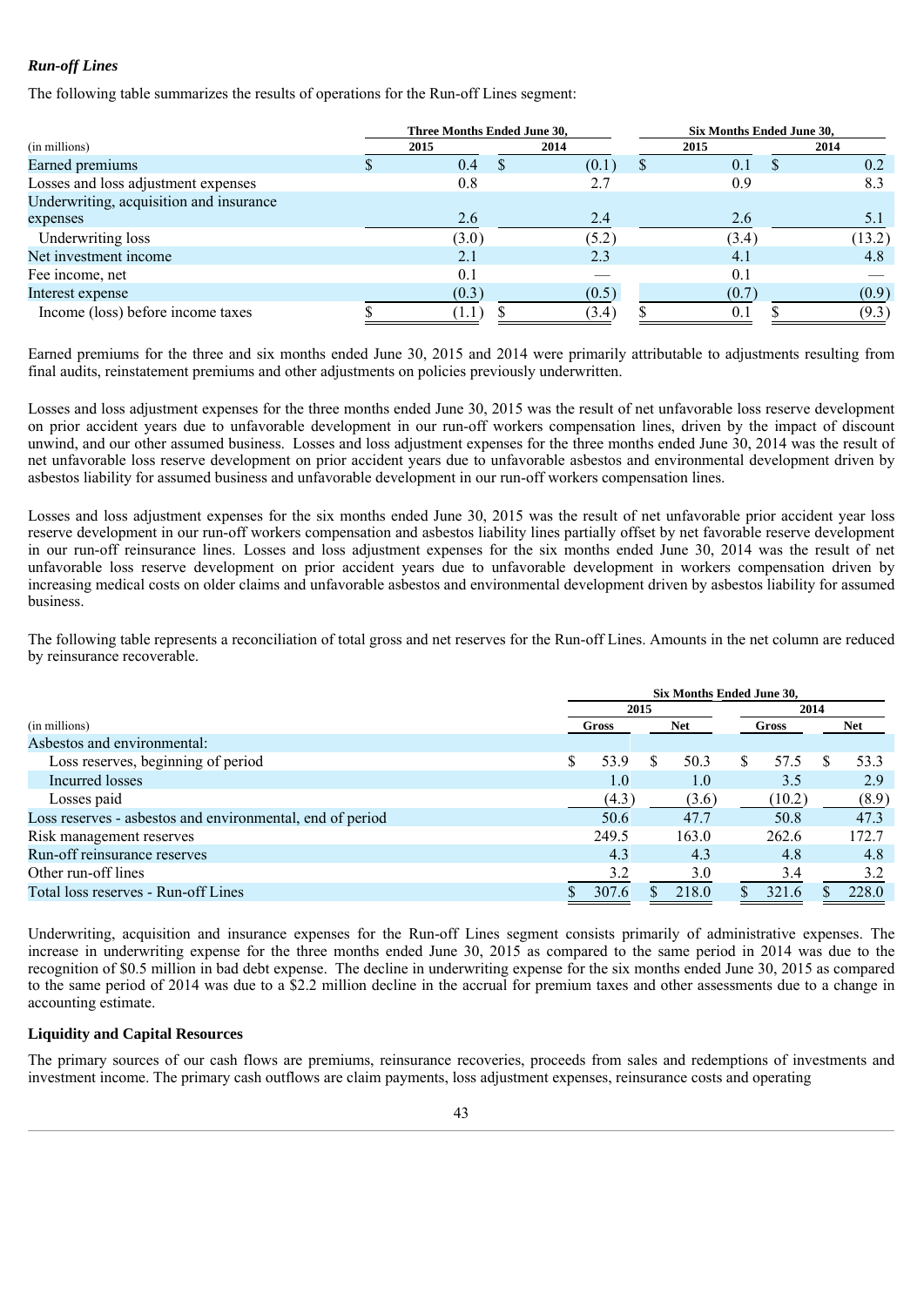### *Run-off Lines*

The following table summarizes the results of operations for the Run-off Lines segment:

| (in millions) | Three Months Ended June 30, 2015 | Three Months Ended June 30, 2014 | Six Months Ended June 30, 2015 | Six Months Ended June 30, 2014 |
|---|---|---|---|---|
| Earned premiums | $ 0.4 | $ (0.1) | $ 0.1 | $ 0.2 |
| Losses and loss adjustment expenses | 0.8 | 2.7 | 0.9 | 8.3 |
| Underwriting, acquisition and insurance expenses | 2.6 | 2.4 | 2.6 | 5.1 |
| Underwriting loss | (3.0) | (5.2) | (3.4) | (13.2) |
| Net investment income | 2.1 | 2.3 | 4.1 | 4.8 |
| Fee income, net | 0.1 | — | 0.1 | — |
| Interest expense | (0.3) | (0.5) | (0.7) | (0.9) |
| Income (loss) before income taxes | $ (1.1) | $ (3.4) | $ 0.1 | $ (9.3) |

Earned premiums for the three and six months ended June 30, 2015 and 2014 were primarily attributable to adjustments resulting from final audits, reinstatement premiums and other adjustments on policies previously underwritten.

Losses and loss adjustment expenses for the three months ended June 30, 2015 was the result of net unfavorable loss reserve development on prior accident years due to unfavorable development in our run-off workers compensation lines, driven by the impact of discount unwind, and our other assumed business. Losses and loss adjustment expenses for the three months ended June 30, 2014 was the result of net unfavorable loss reserve development on prior accident years due to unfavorable asbestos and environmental development driven by asbestos liability for assumed business and unfavorable development in our run-off workers compensation lines.

Losses and loss adjustment expenses for the six months ended June 30, 2015 was the result of net unfavorable prior accident year loss reserve development in our run-off workers compensation and asbestos liability lines partially offset by net favorable reserve development in our run-off reinsurance lines. Losses and loss adjustment expenses for the six months ended June 30, 2014 was the result of net unfavorable loss reserve development on prior accident years due to unfavorable development in workers compensation driven by increasing medical costs on older claims and unfavorable asbestos and environmental development driven by asbestos liability for assumed business.

The following table represents a reconciliation of total gross and net reserves for the Run-off Lines. Amounts in the net column are reduced by reinsurance recoverable.

| | Six Months Ended June 30, | | | |
|---|---|---|---|---|
| | 2015 | | 2014 | |
| (in millions) | Gross | Net | Gross | Net |
| Asbestos and environmental: | | | | |
| Loss reserves, beginning of period | $ 53.9 | $ 50.3 | $ 57.5 | $ 53.3 |
| Incurred losses | 1.0 | 1.0 | 3.5 | 2.9 |
| Losses paid | (4.3) | (3.6) | (10.2) | (8.9) |
| Loss reserves - asbestos and environmental, end of period | 50.6 | 47.7 | 50.8 | 47.3 |
| Risk management reserves | 249.5 | 163.0 | 262.6 | 172.7 |
| Run-off reinsurance reserves | 4.3 | 4.3 | 4.8 | 4.8 |
| Other run-off lines | 3.2 | 3.0 | 3.4 | 3.2 |
| Total loss reserves - Run-off Lines | $ 307.6 | $ 218.0 | $ 321.6 | $ 228.0 |

Underwriting, acquisition and insurance expenses for the Run-off Lines segment consists primarily of administrative expenses. The increase in underwriting expense for the three months ended June 30, 2015 as compared to the same period in 2014 was due to the recognition of $0.5 million in bad debt expense. The decline in underwriting expense for the six months ended June 30, 2015 as compared to the same period of 2014 was due to a $2.2 million decline in the accrual for premium taxes and other assessments due to a change in accounting estimate.

### Liquidity and Capital Resources

The primary sources of our cash flows are premiums, reinsurance recoveries, proceeds from sales and redemptions of investments and investment income. The primary cash outflows are claim payments, loss adjustment expenses, reinsurance costs and operating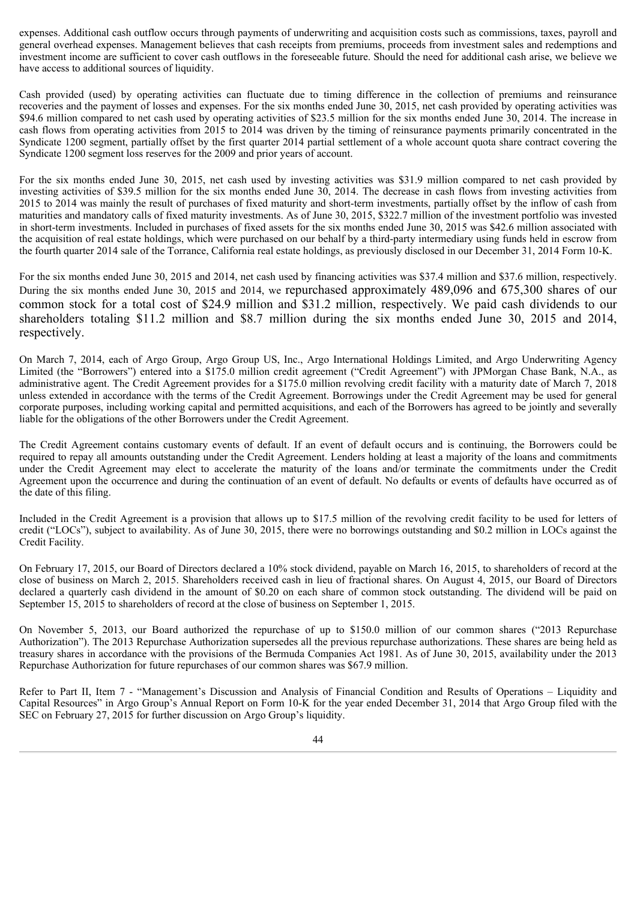expenses. Additional cash outflow occurs through payments of underwriting and acquisition costs such as commissions, taxes, payroll and general overhead expenses. Management believes that cash receipts from premiums, proceeds from investment sales and redemptions and investment income are sufficient to cover cash outflows in the foreseeable future. Should the need for additional cash arise, we believe we have access to additional sources of liquidity.

Cash provided (used) by operating activities can fluctuate due to timing difference in the collection of premiums and reinsurance recoveries and the payment of losses and expenses. For the six months ended June 30, 2015, net cash provided by operating activities was $94.6 million compared to net cash used by operating activities of $23.5 million for the six months ended June 30, 2014. The increase in cash flows from operating activities from 2015 to 2014 was driven by the timing of reinsurance payments primarily concentrated in the Syndicate 1200 segment, partially offset by the first quarter 2014 partial settlement of a whole account quota share contract covering the Syndicate 1200 segment loss reserves for the 2009 and prior years of account.

For the six months ended June 30, 2015, net cash used by investing activities was $31.9 million compared to net cash provided by investing activities of $39.5 million for the six months ended June 30, 2014. The decrease in cash flows from investing activities from 2015 to 2014 was mainly the result of purchases of fixed maturity and short-term investments, partially offset by the inflow of cash from maturities and mandatory calls of fixed maturity investments. As of June 30, 2015, $322.7 million of the investment portfolio was invested in short-term investments. Included in purchases of fixed assets for the six months ended June 30, 2015 was $42.6 million associated with the acquisition of real estate holdings, which were purchased on our behalf by a third-party intermediary using funds held in escrow from the fourth quarter 2014 sale of the Torrance, California real estate holdings, as previously disclosed in our December 31, 2014 Form 10-K.

For the six months ended June 30, 2015 and 2014, net cash used by financing activities was $37.4 million and $37.6 million, respectively. During the six months ended June 30, 2015 and 2014, we repurchased approximately 489,096 and 675,300 shares of our common stock for a total cost of $24.9 million and $31.2 million, respectively. We paid cash dividends to our shareholders totaling $11.2 million and $8.7 million during the six months ended June 30, 2015 and 2014, respectively.

On March 7, 2014, each of Argo Group, Argo Group US, Inc., Argo International Holdings Limited, and Argo Underwriting Agency Limited (the "Borrowers") entered into a $175.0 million credit agreement ("Credit Agreement") with JPMorgan Chase Bank, N.A., as administrative agent. The Credit Agreement provides for a $175.0 million revolving credit facility with a maturity date of March 7, 2018 unless extended in accordance with the terms of the Credit Agreement. Borrowings under the Credit Agreement may be used for general corporate purposes, including working capital and permitted acquisitions, and each of the Borrowers has agreed to be jointly and severally liable for the obligations of the other Borrowers under the Credit Agreement.

The Credit Agreement contains customary events of default. If an event of default occurs and is continuing, the Borrowers could be required to repay all amounts outstanding under the Credit Agreement. Lenders holding at least a majority of the loans and commitments under the Credit Agreement may elect to accelerate the maturity of the loans and/or terminate the commitments under the Credit Agreement upon the occurrence and during the continuation of an event of default. No defaults or events of defaults have occurred as of the date of this filing.

Included in the Credit Agreement is a provision that allows up to $17.5 million of the revolving credit facility to be used for letters of credit ("LOCs"), subject to availability. As of June 30, 2015, there were no borrowings outstanding and $0.2 million in LOCs against the Credit Facility.

On February 17, 2015, our Board of Directors declared a 10% stock dividend, payable on March 16, 2015, to shareholders of record at the close of business on March 2, 2015. Shareholders received cash in lieu of fractional shares. On August 4, 2015, our Board of Directors declared a quarterly cash dividend in the amount of $0.20 on each share of common stock outstanding. The dividend will be paid on September 15, 2015 to shareholders of record at the close of business on September 1, 2015.

On November 5, 2013, our Board authorized the repurchase of up to $150.0 million of our common shares ("2013 Repurchase Authorization"). The 2013 Repurchase Authorization supersedes all the previous repurchase authorizations. These shares are being held as treasury shares in accordance with the provisions of the Bermuda Companies Act 1981. As of June 30, 2015, availability under the 2013 Repurchase Authorization for future repurchases of our common shares was $67.9 million.

Refer to Part II, Item 7 - "Management's Discussion and Analysis of Financial Condition and Results of Operations – Liquidity and Capital Resources" in Argo Group's Annual Report on Form 10-K for the year ended December 31, 2014 that Argo Group filed with the SEC on February 27, 2015 for further discussion on Argo Group's liquidity.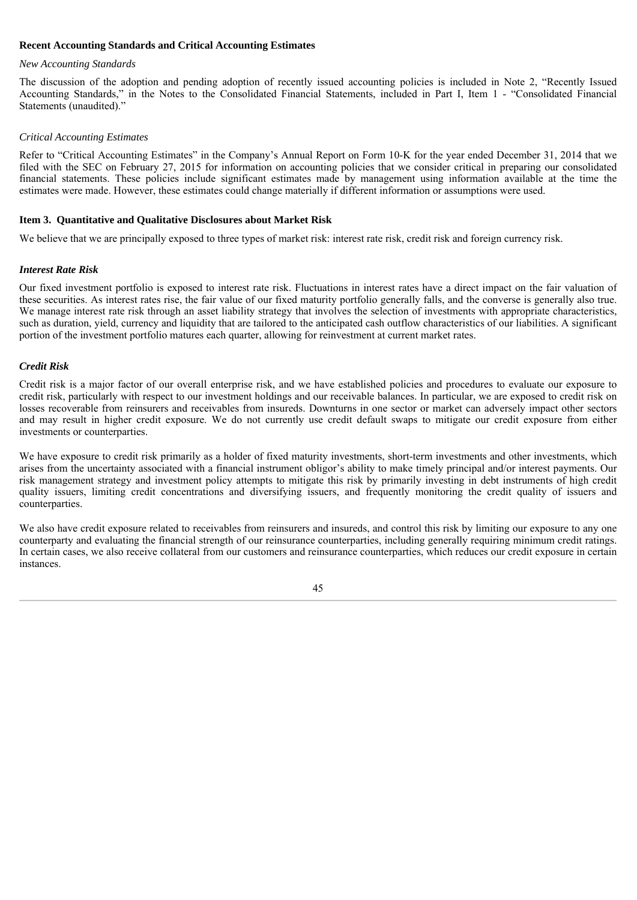**Recent Accounting Standards and Critical Accounting Estimates**

*New Accounting Standards*

The discussion of the adoption and pending adoption of recently issued accounting policies is included in Note 2, "Recently Issued Accounting Standards," in the Notes to the Consolidated Financial Statements, included in Part I, Item 1 - "Consolidated Financial Statements (unaudited)."

*Critical Accounting Estimates*

Refer to "Critical Accounting Estimates" in the Company's Annual Report on Form 10-K for the year ended December 31, 2014 that we filed with the SEC on February 27, 2015 for information on accounting policies that we consider critical in preparing our consolidated financial statements. These policies include significant estimates made by management using information available at the time the estimates were made. However, these estimates could change materially if different information or assumptions were used.

## Item 3. Quantitative and Qualitative Disclosures about Market Risk

We believe that we are principally exposed to three types of market risk: interest rate risk, credit risk and foreign currency risk.

***Interest Rate Risk***

Our fixed investment portfolio is exposed to interest rate risk. Fluctuations in interest rates have a direct impact on the fair valuation of these securities. As interest rates rise, the fair value of our fixed maturity portfolio generally falls, and the converse is generally also true. We manage interest rate risk through an asset liability strategy that involves the selection of investments with appropriate characteristics, such as duration, yield, currency and liquidity that are tailored to the anticipated cash outflow characteristics of our liabilities. A significant portion of the investment portfolio matures each quarter, allowing for reinvestment at current market rates.

***Credit Risk***

Credit risk is a major factor of our overall enterprise risk, and we have established policies and procedures to evaluate our exposure to credit risk, particularly with respect to our investment holdings and our receivable balances. In particular, we are exposed to credit risk on losses recoverable from reinsurers and receivables from insureds. Downturns in one sector or market can adversely impact other sectors and may result in higher credit exposure. We do not currently use credit default swaps to mitigate our credit exposure from either investments or counterparties.

We have exposure to credit risk primarily as a holder of fixed maturity investments, short-term investments and other investments, which arises from the uncertainty associated with a financial instrument obligor's ability to make timely principal and/or interest payments. Our risk management strategy and investment policy attempts to mitigate this risk by primarily investing in debt instruments of high credit quality issuers, limiting credit concentrations and diversifying issuers, and frequently monitoring the credit quality of issuers and counterparties.

We also have credit exposure related to receivables from reinsurers and insureds, and control this risk by limiting our exposure to any one counterparty and evaluating the financial strength of our reinsurance counterparties, including generally requiring minimum credit ratings. In certain cases, we also receive collateral from our customers and reinsurance counterparties, which reduces our credit exposure in certain instances.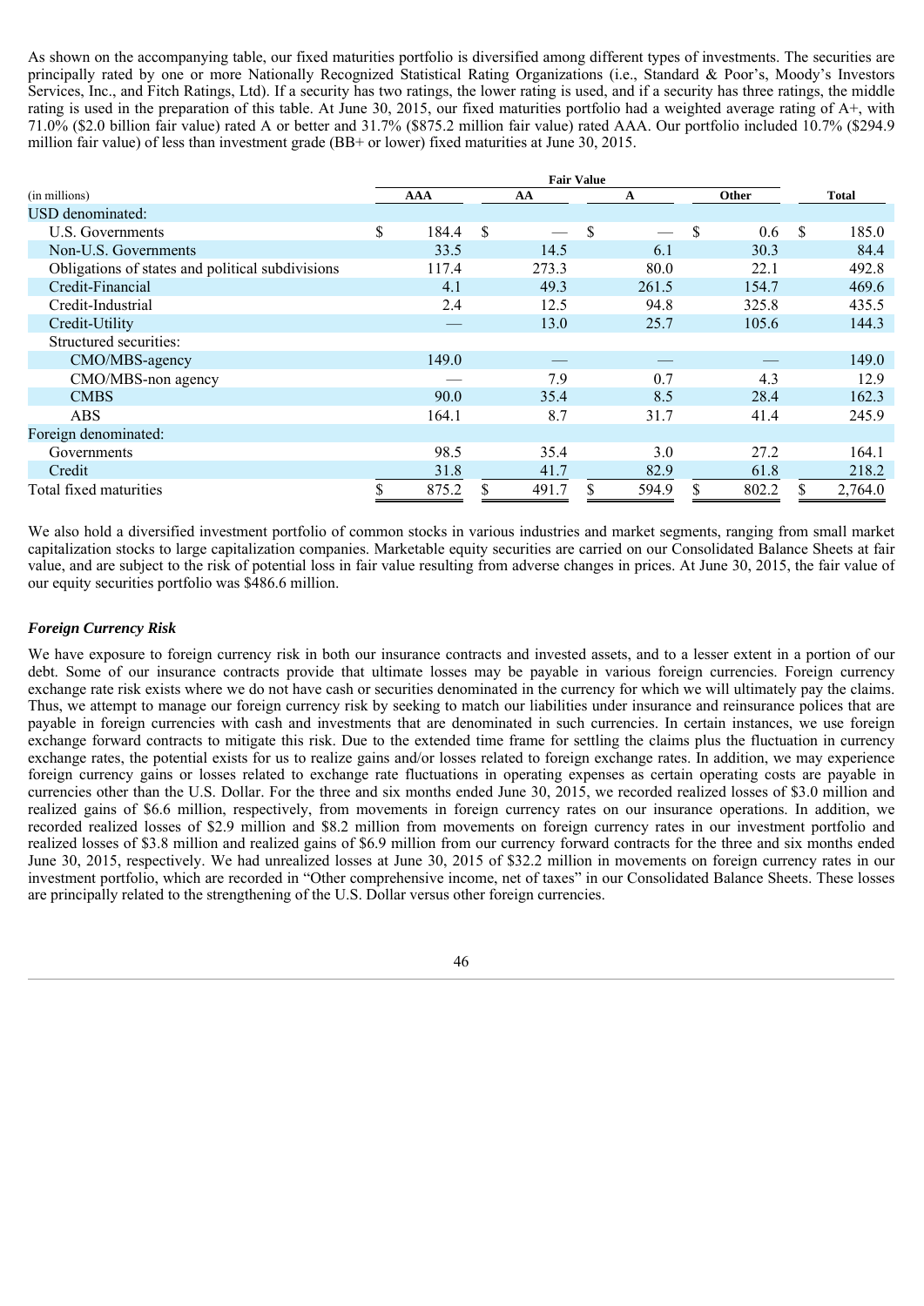As shown on the accompanying table, our fixed maturities portfolio is diversified among different types of investments. The securities are principally rated by one or more Nationally Recognized Statistical Rating Organizations (i.e., Standard & Poor's, Moody's Investors Services, Inc., and Fitch Ratings, Ltd). If a security has two ratings, the lower rating is used, and if a security has three ratings, the middle rating is used in the preparation of this table. At June 30, 2015, our fixed maturities portfolio had a weighted average rating of A+, with 71.0% ($2.0 billion fair value) rated A or better and 31.7% ($875.2 million fair value) rated AAA. Our portfolio included 10.7% ($294.9 million fair value) of less than investment grade (BB+ or lower) fixed maturities at June 30, 2015.

| | Fair Value | | | | |
|---|---|---|---|---|---|
| (in millions) | AAA | AA | A | Other | Total |
| USD denominated: | | | | | |
| U.S. Governments | $ 184.4 | $ — | $ — | $ 0.6 | $ 185.0 |
| Non-U.S. Governments | 33.5 | 14.5 | 6.1 | 30.3 | 84.4 |
| Obligations of states and political subdivisions | 117.4 | 273.3 | 80.0 | 22.1 | 492.8 |
| Credit-Financial | 4.1 | 49.3 | 261.5 | 154.7 | 469.6 |
| Credit-Industrial | 2.4 | 12.5 | 94.8 | 325.8 | 435.5 |
| Credit-Utility | — | 13.0 | 25.7 | 105.6 | 144.3 |
| Structured securities: | | | | | |
| CMO/MBS-agency | 149.0 | — | — | — | 149.0 |
| CMO/MBS-non agency | — | 7.9 | 0.7 | 4.3 | 12.9 |
| CMBS | 90.0 | 35.4 | 8.5 | 28.4 | 162.3 |
| ABS | 164.1 | 8.7 | 31.7 | 41.4 | 245.9 |
| Foreign denominated: | | | | | |
| Governments | 98.5 | 35.4 | 3.0 | 27.2 | 164.1 |
| Credit | 31.8 | 41.7 | 82.9 | 61.8 | 218.2 |
| Total fixed maturities | $ 875.2 | $ 491.7 | $ 594.9 | $ 802.2 | $ 2,764.0 |

We also hold a diversified investment portfolio of common stocks in various industries and market segments, ranging from small market capitalization stocks to large capitalization companies. Marketable equity securities are carried on our Consolidated Balance Sheets at fair value, and are subject to the risk of potential loss in fair value resulting from adverse changes in prices. At June 30, 2015, the fair value of our equity securities portfolio was $486.6 million.

***Foreign Currency Risk***

We have exposure to foreign currency risk in both our insurance contracts and invested assets, and to a lesser extent in a portion of our debt. Some of our insurance contracts provide that ultimate losses may be payable in various foreign currencies. Foreign currency exchange rate risk exists where we do not have cash or securities denominated in the currency for which we will ultimately pay the claims. Thus, we attempt to manage our foreign currency risk by seeking to match our liabilities under insurance and reinsurance polices that are payable in foreign currencies with cash and investments that are denominated in such currencies. In certain instances, we use foreign exchange forward contracts to mitigate this risk. Due to the extended time frame for settling the claims plus the fluctuation in currency exchange rates, the potential exists for us to realize gains and/or losses related to foreign exchange rates. In addition, we may experience foreign currency gains or losses related to exchange rate fluctuations in operating expenses as certain operating costs are payable in currencies other than the U.S. Dollar. For the three and six months ended June 30, 2015, we recorded realized losses of $3.0 million and realized gains of $6.6 million, respectively, from movements in foreign currency rates on our insurance operations. In addition, we recorded realized losses of $2.9 million and $8.2 million from movements on foreign currency rates in our investment portfolio and realized losses of $3.8 million and realized gains of $6.9 million from our currency forward contracts for the three and six months ended June 30, 2015, respectively. We had unrealized losses at June 30, 2015 of $32.2 million in movements on foreign currency rates in our investment portfolio, which are recorded in "Other comprehensive income, net of taxes" in our Consolidated Balance Sheets. These losses are principally related to the strengthening of the U.S. Dollar versus other foreign currencies.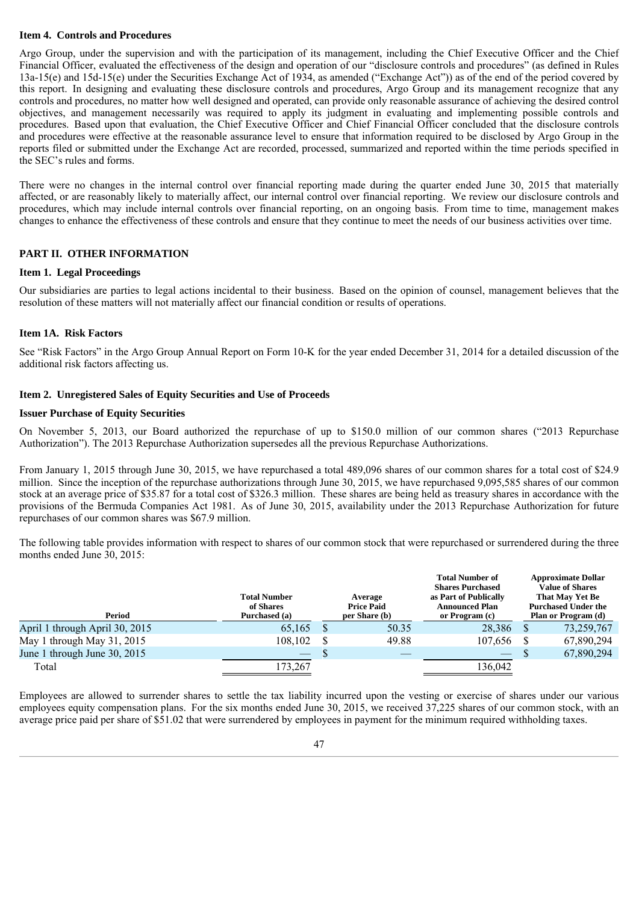### Item 4. Controls and Procedures

Argo Group, under the supervision and with the participation of its management, including the Chief Executive Officer and the Chief Financial Officer, evaluated the effectiveness of the design and operation of our "disclosure controls and procedures" (as defined in Rules 13a-15(e) and 15d-15(e) under the Securities Exchange Act of 1934, as amended ("Exchange Act")) as of the end of the period covered by this report. In designing and evaluating these disclosure controls and procedures, Argo Group and its management recognize that any controls and procedures, no matter how well designed and operated, can provide only reasonable assurance of achieving the desired control objectives, and management necessarily was required to apply its judgment in evaluating and implementing possible controls and procedures. Based upon that evaluation, the Chief Executive Officer and Chief Financial Officer concluded that the disclosure controls and procedures were effective at the reasonable assurance level to ensure that information required to be disclosed by Argo Group in the reports filed or submitted under the Exchange Act are recorded, processed, summarized and reported within the time periods specified in the SEC's rules and forms.

There were no changes in the internal control over financial reporting made during the quarter ended June 30, 2015 that materially affected, or are reasonably likely to materially affect, our internal control over financial reporting. We review our disclosure controls and procedures, which may include internal controls over financial reporting, on an ongoing basis. From time to time, management makes changes to enhance the effectiveness of these controls and ensure that they continue to meet the needs of our business activities over time.

## PART II. OTHER INFORMATION

### Item 1. Legal Proceedings

Our subsidiaries are parties to legal actions incidental to their business. Based on the opinion of counsel, management believes that the resolution of these matters will not materially affect our financial condition or results of operations.

### Item 1A. Risk Factors

See "Risk Factors" in the Argo Group Annual Report on Form 10-K for the year ended December 31, 2014 for a detailed discussion of the additional risk factors affecting us.

### Item 2. Unregistered Sales of Equity Securities and Use of Proceeds

**Issuer Purchase of Equity Securities**

On November 5, 2013, our Board authorized the repurchase of up to $150.0 million of our common shares ("2013 Repurchase Authorization"). The 2013 Repurchase Authorization supersedes all the previous Repurchase Authorizations.

From January 1, 2015 through June 30, 2015, we have repurchased a total 489,096 shares of our common shares for a total cost of $24.9 million. Since the inception of the repurchase authorizations through June 30, 2015, we have repurchased 9,095,585 shares of our common stock at an average price of $35.87 for a total cost of $326.3 million. These shares are being held as treasury shares in accordance with the provisions of the Bermuda Companies Act 1981. As of June 30, 2015, availability under the 2013 Repurchase Authorization for future repurchases of our common shares was $67.9 million.

The following table provides information with respect to shares of our common stock that were repurchased or surrendered during the three months ended June 30, 2015:

| Period | Total Number of Shares Purchased (a) | Average Price Paid per Share (b) | Total Number of Shares Purchased as Part of Publically Announced Plan or Program (c) | Approximate Dollar Value of Shares That May Yet Be Purchased Under the Plan or Program (d) |
|---|---|---|---|---|
| April 1 through April 30, 2015 | 65,165 | $ 50.35 | 28,386 | $ 73,259,767 |
| May 1 through May 31, 2015 | 108,102 | $ 49.88 | 107,656 | $ 67,890,294 |
| June 1 through June 30, 2015 | — | $ — | — | $ 67,890,294 |
| Total | 173,267 | | 136,042 | |

Employees are allowed to surrender shares to settle the tax liability incurred upon the vesting or exercise of shares under our various employees equity compensation plans. For the six months ended June 30, 2015, we received 37,225 shares of our common stock, with an average price paid per share of $51.02 that were surrendered by employees in payment for the minimum required withholding taxes.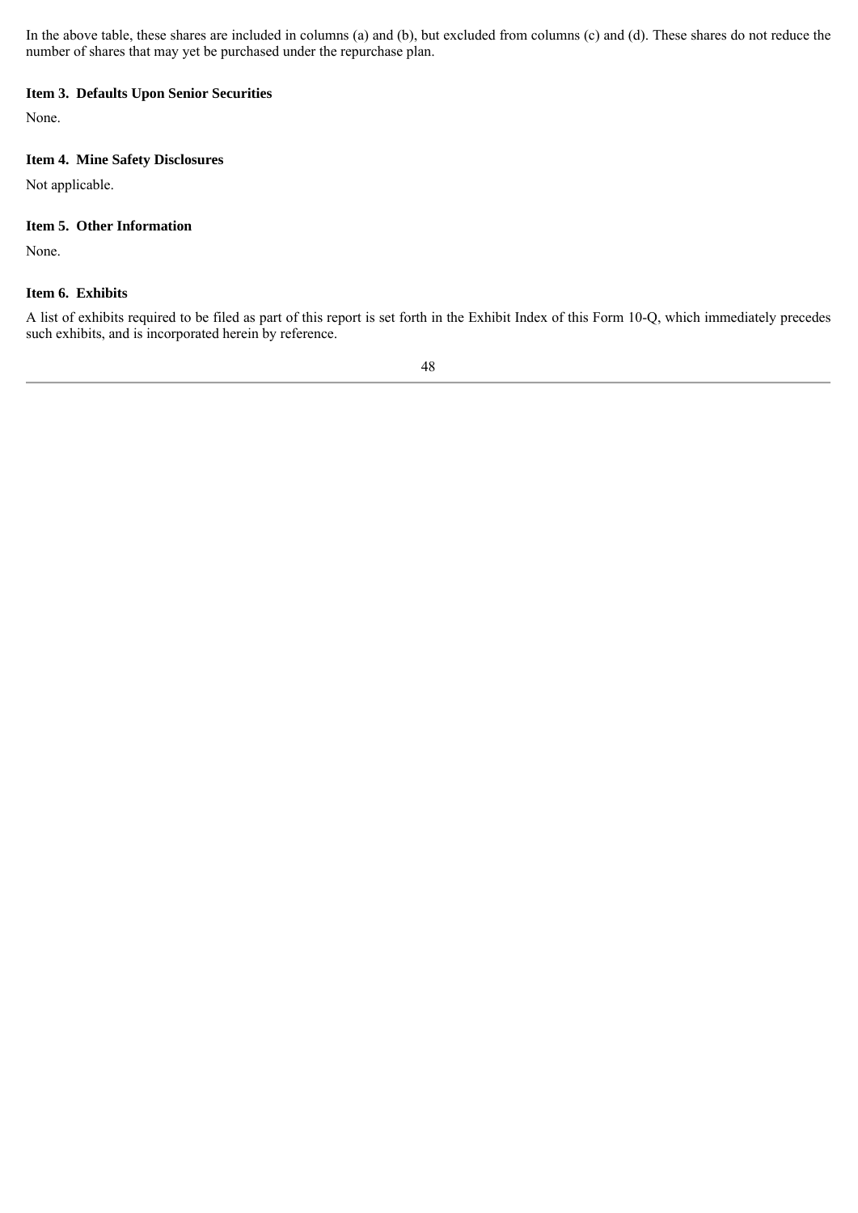In the above table, these shares are included in columns (a) and (b), but excluded from columns (c) and (d). These shares do not reduce the number of shares that may yet be purchased under the repurchase plan.

### Item 3. Defaults Upon Senior Securities

None.

### Item 4. Mine Safety Disclosures

Not applicable.

### Item 5. Other Information

None.

### Item 6. Exhibits

A list of exhibits required to be filed as part of this report is set forth in the Exhibit Index of this Form 10-Q, which immediately precedes such exhibits, and is incorporated herein by reference.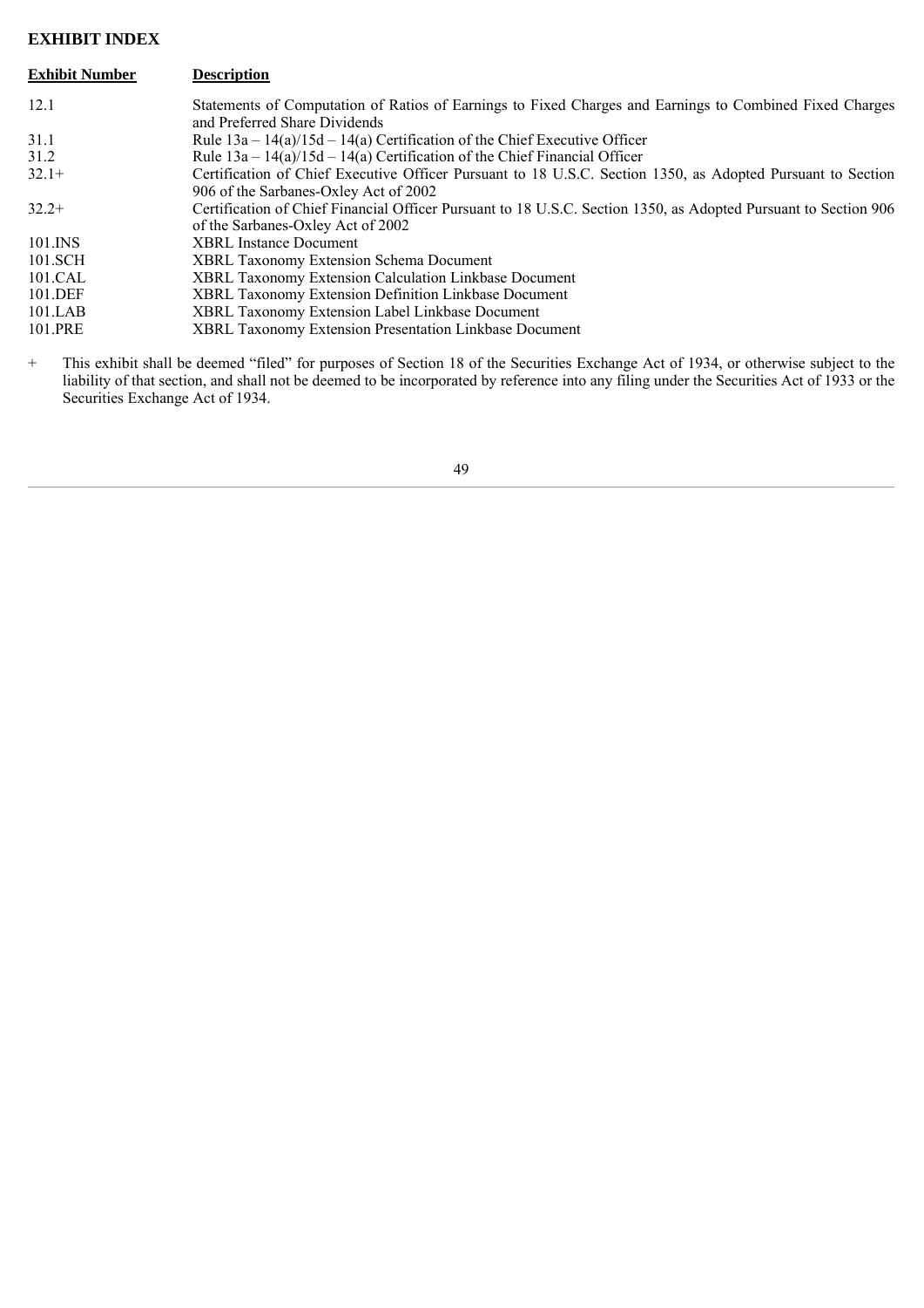## EXHIBIT INDEX

| Exhibit Number | Description |
|---|---|
| 12.1 | Statements of Computation of Ratios of Earnings to Fixed Charges and Earnings to Combined Fixed Charges and Preferred Share Dividends |
| 31.1 | Rule 13a – 14(a)/15d – 14(a) Certification of the Chief Executive Officer |
| 31.2 | Rule 13a – 14(a)/15d – 14(a) Certification of the Chief Financial Officer |
| 32.1+ | Certification of Chief Executive Officer Pursuant to 18 U.S.C. Section 1350, as Adopted Pursuant to Section 906 of the Sarbanes-Oxley Act of 2002 |
| 32.2+ | Certification of Chief Financial Officer Pursuant to 18 U.S.C. Section 1350, as Adopted Pursuant to Section 906 of the Sarbanes-Oxley Act of 2002 |
| 101.INS | XBRL Instance Document |
| 101.SCH | XBRL Taxonomy Extension Schema Document |
| 101.CAL | XBRL Taxonomy Extension Calculation Linkbase Document |
| 101.DEF | XBRL Taxonomy Extension Definition Linkbase Document |
| 101.LAB | XBRL Taxonomy Extension Label Linkbase Document |
| 101.PRE | XBRL Taxonomy Extension Presentation Linkbase Document |

\+ This exhibit shall be deemed "filed" for purposes of Section 18 of the Securities Exchange Act of 1934, or otherwise subject to the liability of that section, and shall not be deemed to be incorporated by reference into any filing under the Securities Act of 1933 or the Securities Exchange Act of 1934.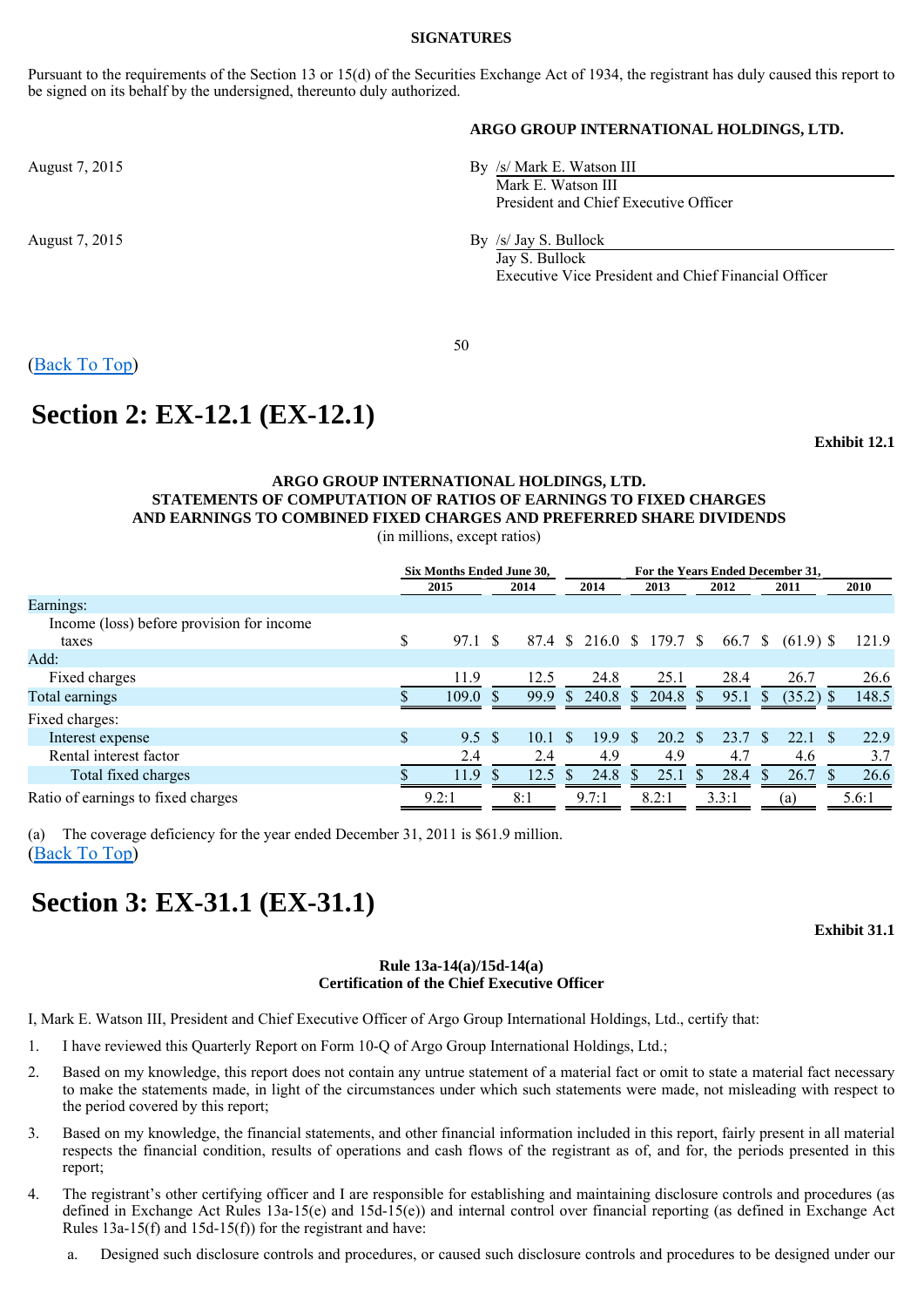## SIGNATURES

Pursuant to the requirements of the Section 13 or 15(d) of the Securities Exchange Act of 1934, the registrant has duly caused this report to be signed on its behalf by the undersigned, thereunto duly authorized.

**ARGO GROUP INTERNATIONAL HOLDINGS, LTD.**

August 7, 2015

By /s/ Mark E. Watson III
Mark E. Watson III
President and Chief Executive Officer

August 7, 2015

By /s/ Jay S. Bullock
Jay S. Bullock
Executive Vice President and Chief Financial Officer

(Back To Top)

# Section 2: EX-12.1 (EX-12.1)

**Exhibit 12.1**

**ARGO GROUP INTERNATIONAL HOLDINGS, LTD.**
**STATEMENTS OF COMPUTATION OF RATIOS OF EARNINGS TO FIXED CHARGES AND EARNINGS TO COMBINED FIXED CHARGES AND PREFERRED SHARE DIVIDENDS**
(in millions, except ratios)

| | Six Months Ended June 30, | | For the Years Ended December 31, | | | | |
|---|---|---|---|---|---|---|---|
| | 2015 | 2014 | 2014 | 2013 | 2012 | 2011 | 2010 |
| Earnings: | | | | | | | |
| Income (loss) before provision for income taxes | $ 97.1 | $ 87.4 | $ 216.0 | $ 179.7 | $ 66.7 | $ (61.9) | $ 121.9 |
| Add: | | | | | | | |
| Fixed charges | 11.9 | 12.5 | 24.8 | 25.1 | 28.4 | 26.7 | 26.6 |
| Total earnings | $ 109.0 | $ 99.9 | $ 240.8 | $ 204.8 | $ 95.1 | $ (35.2) | $ 148.5 |
| Fixed charges: | | | | | | | |
| Interest expense | $ 9.5 | $ 10.1 | $ 19.9 | $ 20.2 | $ 23.7 | $ 22.1 | $ 22.9 |
| Rental interest factor | 2.4 | 2.4 | 4.9 | 4.9 | 4.7 | 4.6 | 3.7 |
| Total fixed charges | $ 11.9 | $ 12.5 | $ 24.8 | $ 25.1 | $ 28.4 | $ 26.7 | $ 26.6 |
| Ratio of earnings to fixed charges | 9.2:1 | 8:1 | 9.7:1 | 8.2:1 | 3.3:1 | (a) | 5.6:1 |

(a) The coverage deficiency for the year ended December 31, 2011 is $61.9 million.

(Back To Top)

# Section 3: EX-31.1 (EX-31.1)

**Exhibit 31.1**

**Rule 13a-14(a)/15d-14(a)**
**Certification of the Chief Executive Officer**

I, Mark E. Watson III, President and Chief Executive Officer of Argo Group International Holdings, Ltd., certify that:

1. I have reviewed this Quarterly Report on Form 10-Q of Argo Group International Holdings, Ltd.;
2. Based on my knowledge, this report does not contain any untrue statement of a material fact or omit to state a material fact necessary to make the statements made, in light of the circumstances under which such statements were made, not misleading with respect to the period covered by this report;
3. Based on my knowledge, the financial statements, and other financial information included in this report, fairly present in all material respects the financial condition, results of operations and cash flows of the registrant as of, and for, the periods presented in this report;
4. The registrant's other certifying officer and I are responsible for establishing and maintaining disclosure controls and procedures (as defined in Exchange Act Rules 13a-15(e) and 15d-15(e)) and internal control over financial reporting (as defined in Exchange Act Rules 13a-15(f) and 15d-15(f)) for the registrant and have:
   a. Designed such disclosure controls and procedures, or caused such disclosure controls and procedures to be designed under our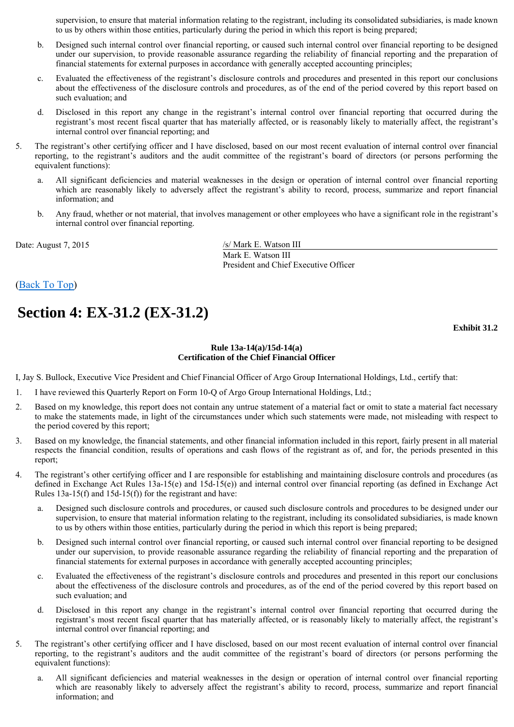supervision, to ensure that material information relating to the registrant, including its consolidated subsidiaries, is made known to us by others within those entities, particularly during the period in which this report is being prepared;

b. Designed such internal control over financial reporting, or caused such internal control over financial reporting to be designed under our supervision, to provide reasonable assurance regarding the reliability of financial reporting and the preparation of financial statements for external purposes in accordance with generally accepted accounting principles;

c. Evaluated the effectiveness of the registrant's disclosure controls and procedures and presented in this report our conclusions about the effectiveness of the disclosure controls and procedures, as of the end of the period covered by this report based on such evaluation; and

d. Disclosed in this report any change in the registrant's internal control over financial reporting that occurred during the registrant's most recent fiscal quarter that has materially affected, or is reasonably likely to materially affect, the registrant's internal control over financial reporting; and

5. The registrant's other certifying officer and I have disclosed, based on our most recent evaluation of internal control over financial reporting, to the registrant's auditors and the audit committee of the registrant's board of directors (or persons performing the equivalent functions):

   a. All significant deficiencies and material weaknesses in the design or operation of internal control over financial reporting which are reasonably likely to adversely affect the registrant's ability to record, process, summarize and report financial information; and

   b. Any fraud, whether or not material, that involves management or other employees who have a significant role in the registrant's internal control over financial reporting.

Date: August 7, 2015

/s/ Mark E. Watson III
Mark E. Watson III
President and Chief Executive Officer

(Back To Top)

# Section 4: EX-31.2 (EX-31.2)

**Exhibit 31.2**

**Rule 13a-14(a)/15d-14(a)**
**Certification of the Chief Financial Officer**

I, Jay S. Bullock, Executive Vice President and Chief Financial Officer of Argo Group International Holdings, Ltd., certify that:

1. I have reviewed this Quarterly Report on Form 10-Q of Argo Group International Holdings, Ltd.;

2. Based on my knowledge, this report does not contain any untrue statement of a material fact or omit to state a material fact necessary to make the statements made, in light of the circumstances under which such statements were made, not misleading with respect to the period covered by this report;

3. Based on my knowledge, the financial statements, and other financial information included in this report, fairly present in all material respects the financial condition, results of operations and cash flows of the registrant as of, and for, the periods presented in this report;

4. The registrant's other certifying officer and I are responsible for establishing and maintaining disclosure controls and procedures (as defined in Exchange Act Rules 13a-15(e) and 15d-15(e)) and internal control over financial reporting (as defined in Exchange Act Rules 13a-15(f) and 15d-15(f)) for the registrant and have:

   a. Designed such disclosure controls and procedures, or caused such disclosure controls and procedures to be designed under our supervision, to ensure that material information relating to the registrant, including its consolidated subsidiaries, is made known to us by others within those entities, particularly during the period in which this report is being prepared;

   b. Designed such internal control over financial reporting, or caused such internal control over financial reporting to be designed under our supervision, to provide reasonable assurance regarding the reliability of financial reporting and the preparation of financial statements for external purposes in accordance with generally accepted accounting principles;

   c. Evaluated the effectiveness of the registrant's disclosure controls and procedures and presented in this report our conclusions about the effectiveness of the disclosure controls and procedures, as of the end of the period covered by this report based on such evaluation; and

   d. Disclosed in this report any change in the registrant's internal control over financial reporting that occurred during the registrant's most recent fiscal quarter that has materially affected, or is reasonably likely to materially affect, the registrant's internal control over financial reporting; and

5. The registrant's other certifying officer and I have disclosed, based on our most recent evaluation of internal control over financial reporting, to the registrant's auditors and the audit committee of the registrant's board of directors (or persons performing the equivalent functions):

   a. All significant deficiencies and material weaknesses in the design or operation of internal control over financial reporting which are reasonably likely to adversely affect the registrant's ability to record, process, summarize and report financial information; and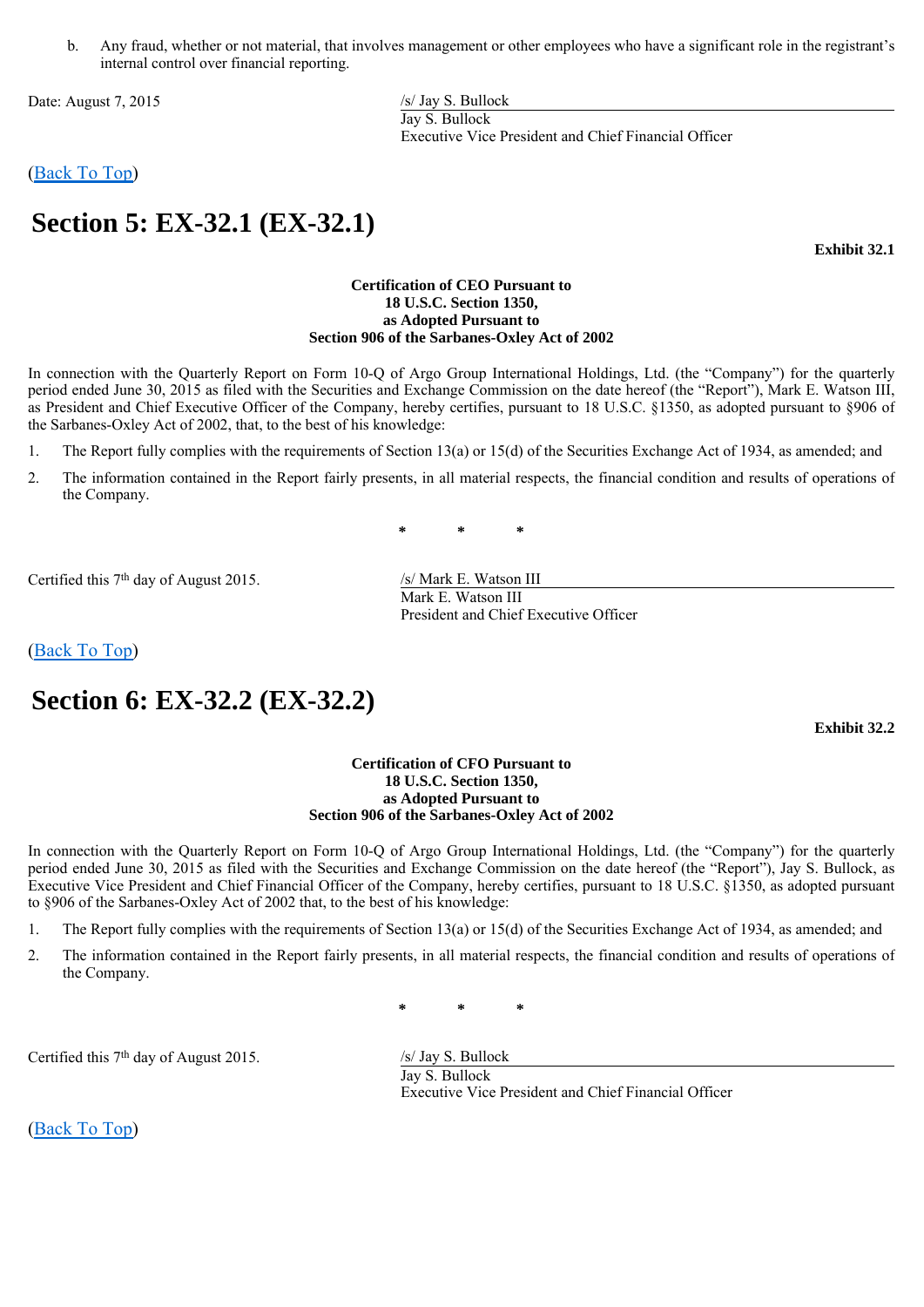b. Any fraud, whether or not material, that involves management or other employees who have a significant role in the registrant's internal control over financial reporting.

Date: August 7, 2015

/s/ Jay S. Bullock
Jay S. Bullock
Executive Vice President and Chief Financial Officer

(Back To Top)

# Section 5: EX-32.1 (EX-32.1)

**Exhibit 32.1**

**Certification of CEO Pursuant to**
**18 U.S.C. Section 1350,**
**as Adopted Pursuant to**
**Section 906 of the Sarbanes-Oxley Act of 2002**

In connection with the Quarterly Report on Form 10-Q of Argo Group International Holdings, Ltd. (the "Company") for the quarterly period ended June 30, 2015 as filed with the Securities and Exchange Commission on the date hereof (the "Report"), Mark E. Watson III, as President and Chief Executive Officer of the Company, hereby certifies, pursuant to 18 U.S.C. §1350, as adopted pursuant to §906 of the Sarbanes-Oxley Act of 2002, that, to the best of his knowledge:

1. The Report fully complies with the requirements of Section 13(a) or 15(d) of the Securities Exchange Act of 1934, as amended; and
2. The information contained in the Report fairly presents, in all material respects, the financial condition and results of operations of the Company.

\* \* \*

Certified this 7th day of August 2015.

/s/ Mark E. Watson III
Mark E. Watson III
President and Chief Executive Officer

(Back To Top)

# Section 6: EX-32.2 (EX-32.2)

**Exhibit 32.2**

**Certification of CFO Pursuant to**
**18 U.S.C. Section 1350,**
**as Adopted Pursuant to**
**Section 906 of the Sarbanes-Oxley Act of 2002**

In connection with the Quarterly Report on Form 10-Q of Argo Group International Holdings, Ltd. (the "Company") for the quarterly period ended June 30, 2015 as filed with the Securities and Exchange Commission on the date hereof (the "Report"), Jay S. Bullock, as Executive Vice President and Chief Financial Officer of the Company, hereby certifies, pursuant to 18 U.S.C. §1350, as adopted pursuant to §906 of the Sarbanes-Oxley Act of 2002 that, to the best of his knowledge:

1. The Report fully complies with the requirements of Section 13(a) or 15(d) of the Securities Exchange Act of 1934, as amended; and
2. The information contained in the Report fairly presents, in all material respects, the financial condition and results of operations of the Company.

\* \* \*

Certified this 7th day of August 2015.

/s/ Jay S. Bullock
Jay S. Bullock
Executive Vice President and Chief Financial Officer

(Back To Top)